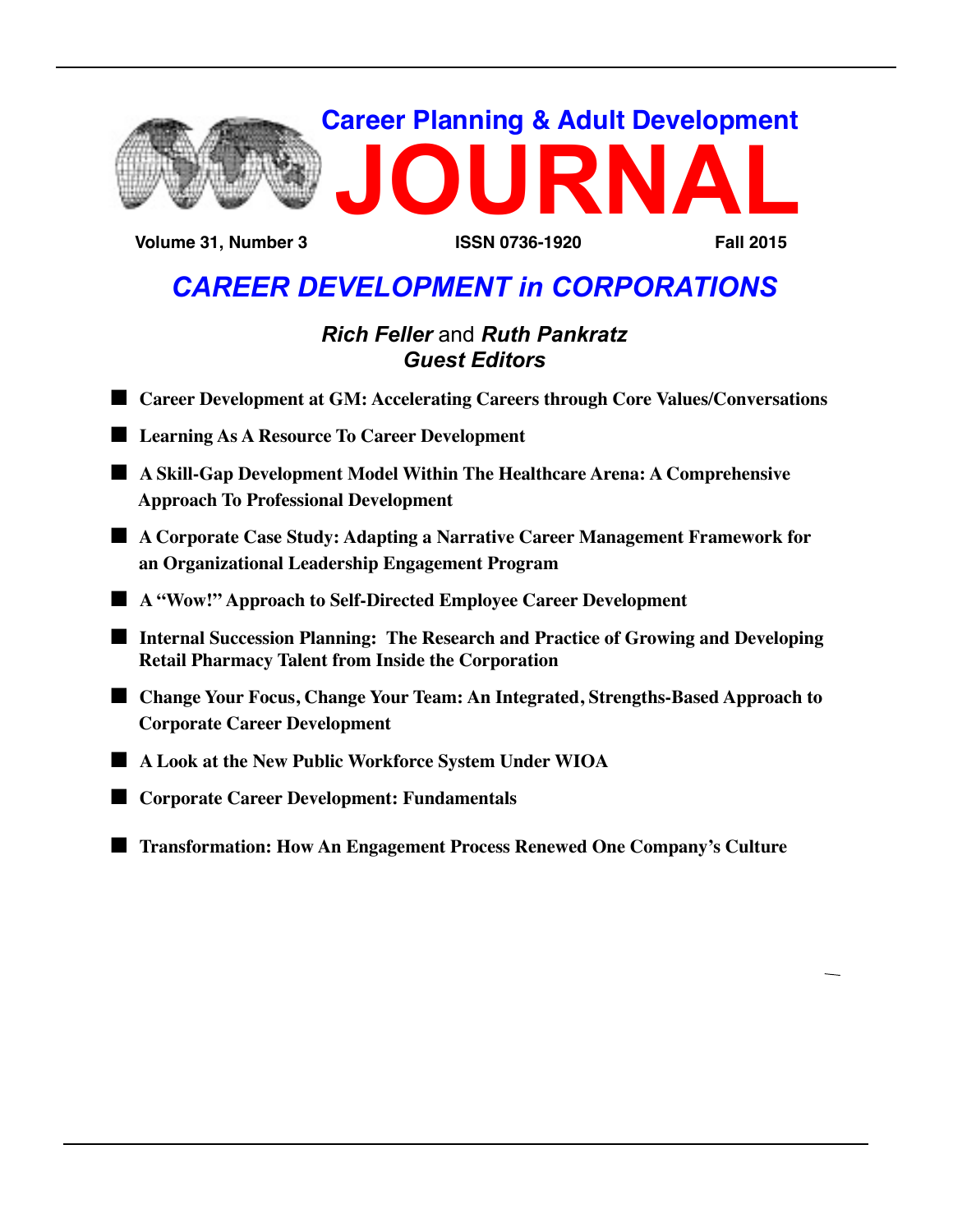# Career Planning & Adult Development JOURNAL

**Volume 31, Number 3** **ISSN 0736-1920** **Fall 2015**

## *CAREER DEVELOPMENT in CORPORATIONS*

***Rich Feller*** and ***Ruth Pankratz***
***Guest Editors***

- **Career Development at GM: Accelerating Careers through Core Values/Conversations**
- **Learning As A Resource To Career Development**
- **A Skill-Gap Development Model Within The Healthcare Arena: A Comprehensive Approach To Professional Development**
- **A Corporate Case Study: Adapting a Narrative Career Management Framework for an Organizational Leadership Engagement Program**
- **A "Wow!" Approach to Self-Directed Employee Career Development**
- **Internal Succession Planning: The Research and Practice of Growing and Developing Retail Pharmacy Talent from Inside the Corporation**
- **Change Your Focus, Change Your Team: An Integrated, Strengths-Based Approach to Corporate Career Development**
- **A Look at the New Public Workforce System Under WIOA**
- **Corporate Career Development: Fundamentals**
- **Transformation: How An Engagement Process Renewed One Company's Culture**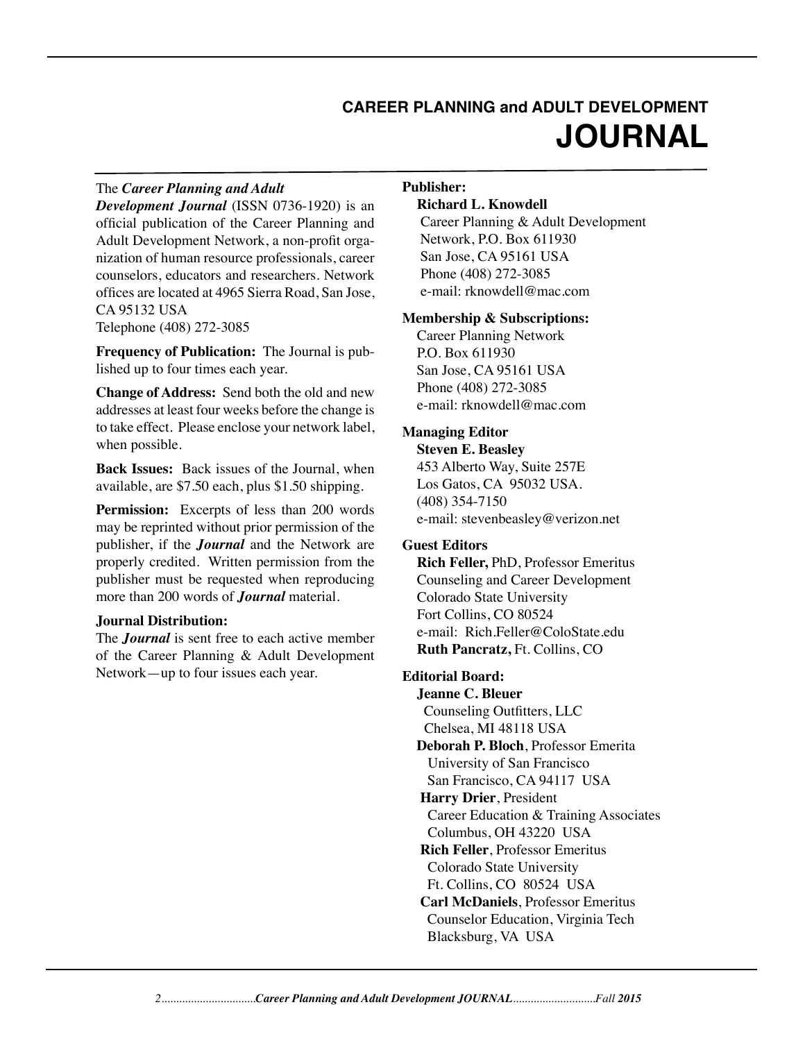## CAREER PLANNING and ADULT DEVELOPMENT
# JOURNAL

The ***Career Planning and Adult Development Journal*** (ISSN 0736-1920) is an official publication of the Career Planning and Adult Development Network, a non-profit organization of human resource professionals, career counselors, educators and researchers. Network offices are located at 4965 Sierra Road, San Jose, CA 95132 USA
Telephone (408) 272-3085

**Frequency of Publication:** The Journal is published up to four times each year.

**Change of Address:** Send both the old and new addresses at least four weeks before the change is to take effect. Please enclose your network label, when possible.

**Back Issues:** Back issues of the Journal, when available, are $7.50 each, plus $1.50 shipping.

**Permission:** Excerpts of less than 200 words may be reprinted without prior permission of the publisher, if the ***Journal*** and the Network are properly credited. Written permission from the publisher must be requested when reproducing more than 200 words of ***Journal*** material.

**Journal Distribution:**
The ***Journal*** is sent free to each active member of the Career Planning & Adult Development Network—up to four issues each year.

**Publisher:**
**Richard L. Knowdell**
Career Planning & Adult Development Network, P.O. Box 611930
San Jose, CA 95161 USA
Phone (408) 272-3085
e-mail: rknowdell@mac.com

**Membership & Subscriptions:**
Career Planning Network
P.O. Box 611930
San Jose, CA 95161 USA
Phone (408) 272-3085
e-mail: rknowdell@mac.com

**Managing Editor**
**Steven E. Beasley**
453 Alberto Way, Suite 257E
Los Gatos, CA 95032 USA.
(408) 354-7150
e-mail: stevenbeasley@verizon.net

**Guest Editors**
**Rich Feller,** PhD, Professor Emeritus
Counseling and Career Development
Colorado State University
Fort Collins, CO 80524
e-mail: Rich.Feller@ColoState.edu
**Ruth Pancratz,** Ft. Collins, CO

**Editorial Board:**
**Jeanne C. Bleuer**
Counseling Outfitters, LLC
Chelsea, MI 48118 USA
**Deborah P. Bloch**, Professor Emerita
University of San Francisco
San Francisco, CA 94117 USA
**Harry Drier**, President
Career Education & Training Associates
Columbus, OH 43220 USA
**Rich Feller**, Professor Emeritus
Colorado State University
Ft. Collins, CO 80524 USA
**Carl McDaniels**, Professor Emeritus
Counselor Education, Virginia Tech
Blacksburg, VA USA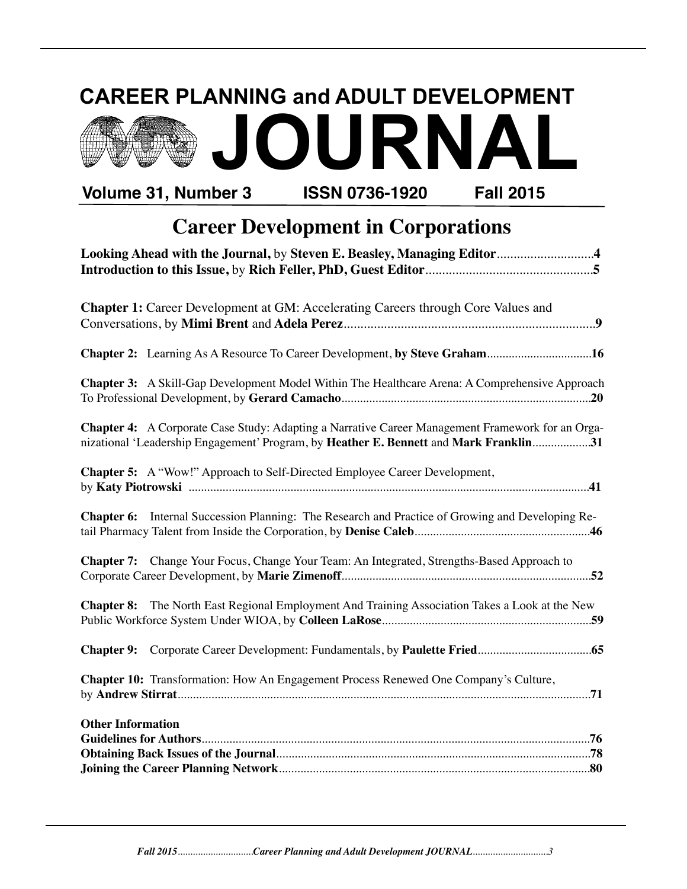# CAREER PLANNING and ADULT DEVELOPMENT JOURNAL

**Volume 31, Number 3 ISSN 0736-1920 Fall 2015**

## Career Development in Corporations

**Looking Ahead with the Journal,** by **Steven E. Beasley, Managing Editor**.............................**4**
**Introduction to this Issue,** by **Rich Feller, PhD, Guest Editor**..................................................**5**

**Chapter 1:** Career Development at GM: Accelerating Careers through Core Values and Conversations, by **Mimi Brent** and **Adela Perez**............................................................................**9**

**Chapter 2:** Learning As A Resource To Career Development, **by Steve Graham**..................................**16**

**Chapter 3:** A Skill-Gap Development Model Within The Healthcare Arena: A Comprehensive Approach To Professional Development, by **Gerard Camacho**................................................................................**20**

**Chapter 4:** A Corporate Case Study: Adapting a Narrative Career Management Framework for an Organizational 'Leadership Engagement' Program, by **Heather E. Bennett** and **Mark Franklin**..................**31**

**Chapter 5:** A "Wow!" Approach to Self-Directed Employee Career Development, by **Katy Piotrowski** .................................................................................................................................**41**

**Chapter 6:** Internal Succession Planning: The Research and Practice of Growing and Developing Retail Pharmacy Talent from Inside the Corporation, by **Denise Caleb**........................................................**46**

**Chapter 7:** Change Your Focus, Change Your Team: An Integrated, Strengths-Based Approach to Corporate Career Development, by **Marie Zimenoff**................................................................................**52**

**Chapter 8:** The North East Regional Employment And Training Association Takes a Look at the New Public Workforce System Under WIOA, by **Colleen LaRose**...................................................................**59**

**Chapter 9:** Corporate Career Development: Fundamentals, by **Paulette Fried**....................................**65**

**Chapter 10:** Transformation: How An Engagement Process Renewed One Company's Culture, by **Andrew Stirrat**.....................................................................................................................................**71**

**Other Information**
**Guidelines for Authors**............................................................................................................**76**
**Obtaining Back Issues of the Journal**....................................................................................**78**
**Joining the Career Planning Network**...................................................................................**80**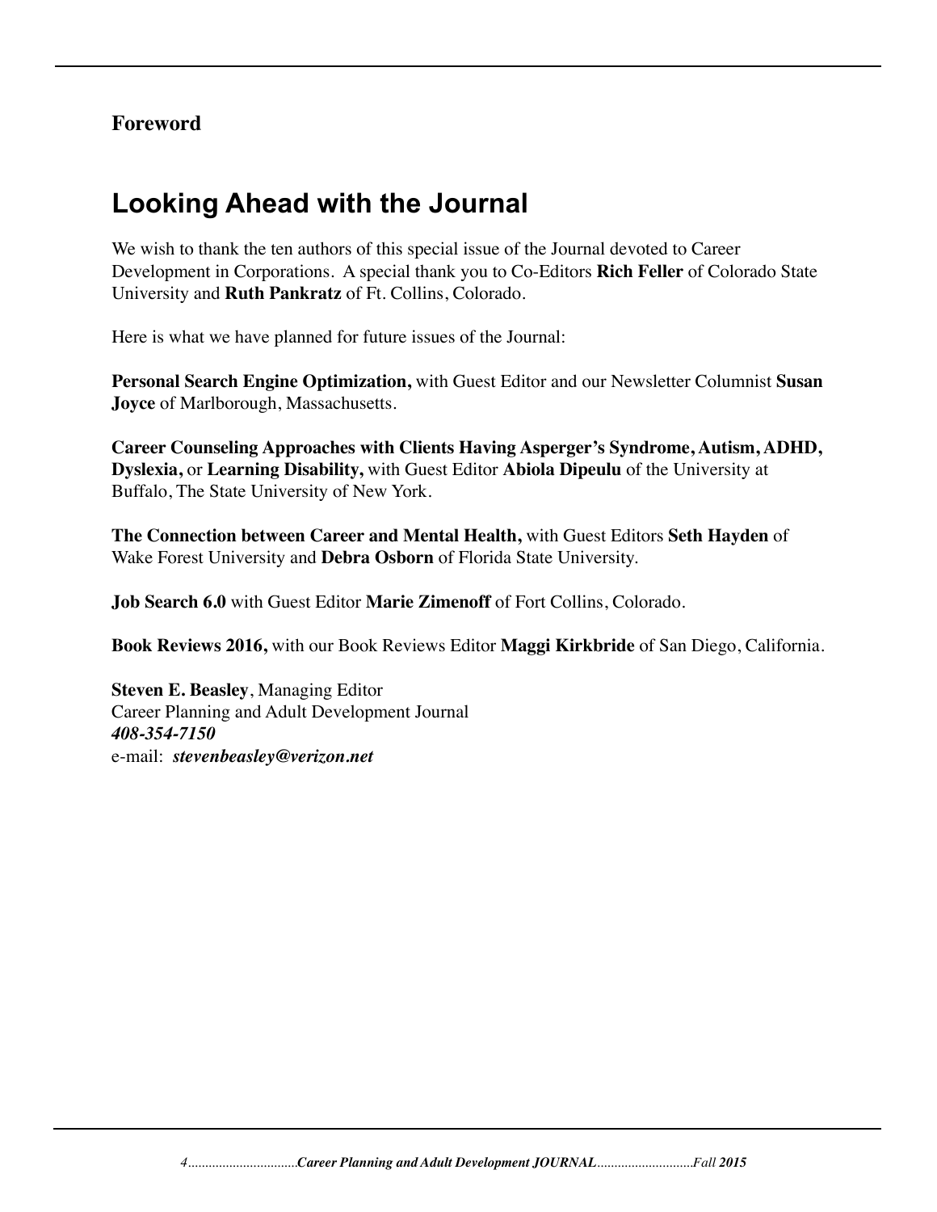**Foreword**

# Looking Ahead with the Journal

We wish to thank the ten authors of this special issue of the Journal devoted to Career Development in Corporations. A special thank you to Co-Editors **Rich Feller** of Colorado State University and **Ruth Pankratz** of Ft. Collins, Colorado.

Here is what we have planned for future issues of the Journal:

**Personal Search Engine Optimization,** with Guest Editor and our Newsletter Columnist **Susan Joyce** of Marlborough, Massachusetts.

**Career Counseling Approaches with Clients Having Asperger's Syndrome, Autism, ADHD, Dyslexia,** or **Learning Disability,** with Guest Editor **Abiola Dipeulu** of the University at Buffalo, The State University of New York.

**The Connection between Career and Mental Health,** with Guest Editors **Seth Hayden** of Wake Forest University and **Debra Osborn** of Florida State University.

**Job Search 6.0** with Guest Editor **Marie Zimenoff** of Fort Collins, Colorado.

**Book Reviews 2016,** with our Book Reviews Editor **Maggi Kirkbride** of San Diego, California.

**Steven E. Beasley**, Managing Editor
Career Planning and Adult Development Journal
***408-354-7150***
e-mail: ***stevenbeasley@verizon.net***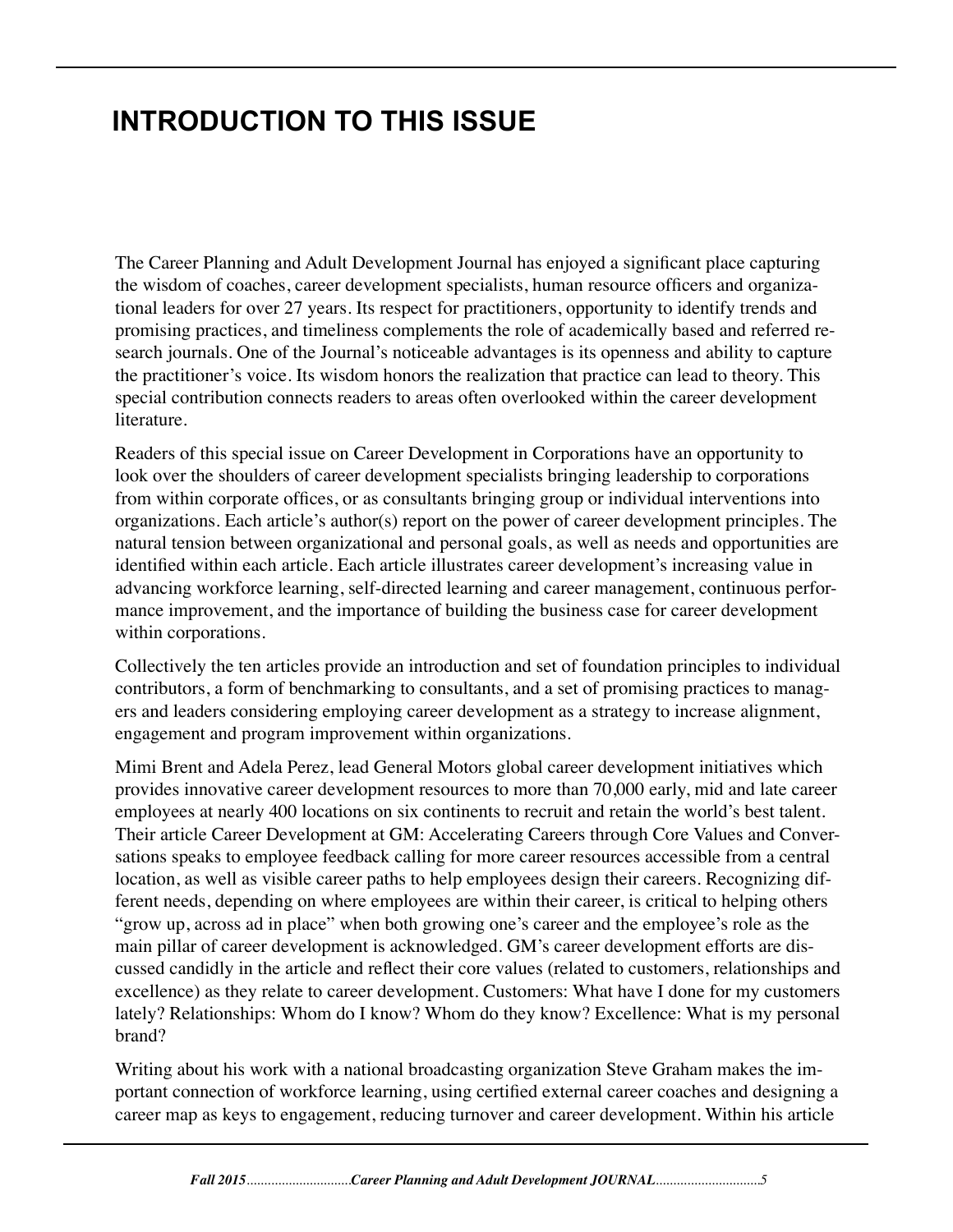# INTRODUCTION TO THIS ISSUE

The Career Planning and Adult Development Journal has enjoyed a significant place capturing the wisdom of coaches, career development specialists, human resource officers and organizational leaders for over 27 years. Its respect for practitioners, opportunity to identify trends and promising practices, and timeliness complements the role of academically based and referred research journals. One of the Journal's noticeable advantages is its openness and ability to capture the practitioner's voice. Its wisdom honors the realization that practice can lead to theory. This special contribution connects readers to areas often overlooked within the career development literature.

Readers of this special issue on Career Development in Corporations have an opportunity to look over the shoulders of career development specialists bringing leadership to corporations from within corporate offices, or as consultants bringing group or individual interventions into organizations. Each article's author(s) report on the power of career development principles. The natural tension between organizational and personal goals, as well as needs and opportunities are identified within each article. Each article illustrates career development's increasing value in advancing workforce learning, self-directed learning and career management, continuous performance improvement, and the importance of building the business case for career development within corporations.

Collectively the ten articles provide an introduction and set of foundation principles to individual contributors, a form of benchmarking to consultants, and a set of promising practices to managers and leaders considering employing career development as a strategy to increase alignment, engagement and program improvement within organizations.

Mimi Brent and Adela Perez, lead General Motors global career development initiatives which provides innovative career development resources to more than 70,000 early, mid and late career employees at nearly 400 locations on six continents to recruit and retain the world's best talent. Their article Career Development at GM: Accelerating Careers through Core Values and Conversations speaks to employee feedback calling for more career resources accessible from a central location, as well as visible career paths to help employees design their careers. Recognizing different needs, depending on where employees are within their career, is critical to helping others "grow up, across ad in place" when both growing one's career and the employee's role as the main pillar of career development is acknowledged. GM's career development efforts are discussed candidly in the article and reflect their core values (related to customers, relationships and excellence) as they relate to career development. Customers: What have I done for my customers lately? Relationships: Whom do I know? Whom do they know? Excellence: What is my personal brand?

Writing about his work with a national broadcasting organization Steve Graham makes the important connection of workforce learning, using certified external career coaches and designing a career map as keys to engagement, reducing turnover and career development. Within his article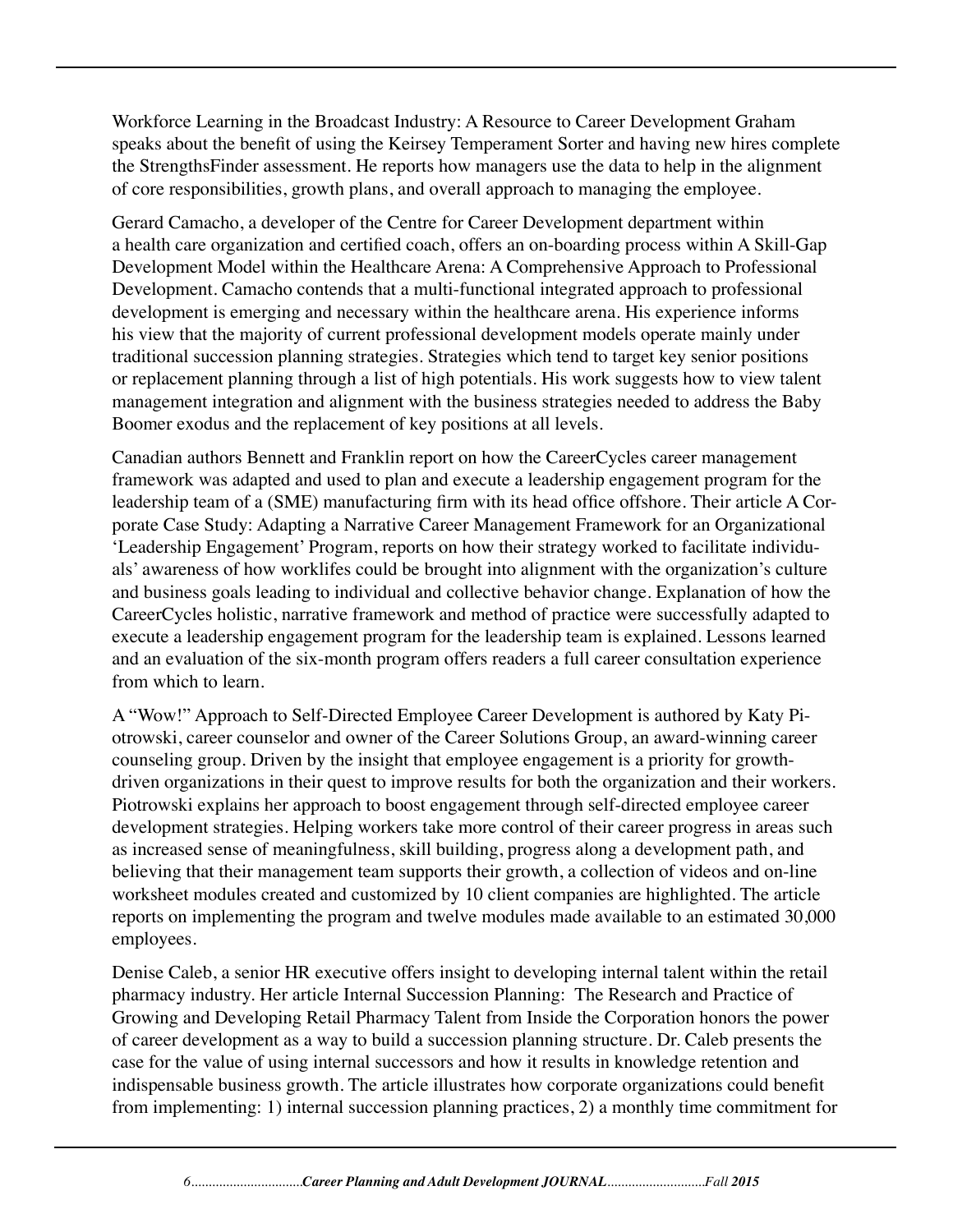Workforce Learning in the Broadcast Industry: A Resource to Career Development Graham speaks about the benefit of using the Keirsey Temperament Sorter and having new hires complete the StrengthsFinder assessment. He reports how managers use the data to help in the alignment of core responsibilities, growth plans, and overall approach to managing the employee.

Gerard Camacho, a developer of the Centre for Career Development department within a health care organization and certified coach, offers an on-boarding process within A Skill-Gap Development Model within the Healthcare Arena: A Comprehensive Approach to Professional Development. Camacho contends that a multi-functional integrated approach to professional development is emerging and necessary within the healthcare arena. His experience informs his view that the majority of current professional development models operate mainly under traditional succession planning strategies. Strategies which tend to target key senior positions or replacement planning through a list of high potentials. His work suggests how to view talent management integration and alignment with the business strategies needed to address the Baby Boomer exodus and the replacement of key positions at all levels.

Canadian authors Bennett and Franklin report on how the CareerCycles career management framework was adapted and used to plan and execute a leadership engagement program for the leadership team of a (SME) manufacturing firm with its head office offshore. Their article A Corporate Case Study: Adapting a Narrative Career Management Framework for an Organizational 'Leadership Engagement' Program, reports on how their strategy worked to facilitate individuals' awareness of how worklifes could be brought into alignment with the organization's culture and business goals leading to individual and collective behavior change. Explanation of how the CareerCycles holistic, narrative framework and method of practice were successfully adapted to execute a leadership engagement program for the leadership team is explained. Lessons learned and an evaluation of the six-month program offers readers a full career consultation experience from which to learn.

A "Wow!" Approach to Self-Directed Employee Career Development is authored by Katy Piotrowski, career counselor and owner of the Career Solutions Group, an award-winning career counseling group. Driven by the insight that employee engagement is a priority for growth-driven organizations in their quest to improve results for both the organization and their workers. Piotrowski explains her approach to boost engagement through self-directed employee career development strategies. Helping workers take more control of their career progress in areas such as increased sense of meaningfulness, skill building, progress along a development path, and believing that their management team supports their growth, a collection of videos and on-line worksheet modules created and customized by 10 client companies are highlighted. The article reports on implementing the program and twelve modules made available to an estimated 30,000 employees.

Denise Caleb, a senior HR executive offers insight to developing internal talent within the retail pharmacy industry. Her article Internal Succession Planning: The Research and Practice of Growing and Developing Retail Pharmacy Talent from Inside the Corporation honors the power of career development as a way to build a succession planning structure. Dr. Caleb presents the case for the value of using internal successors and how it results in knowledge retention and indispensable business growth. The article illustrates how corporate organizations could benefit from implementing: 1) internal succession planning practices, 2) a monthly time commitment for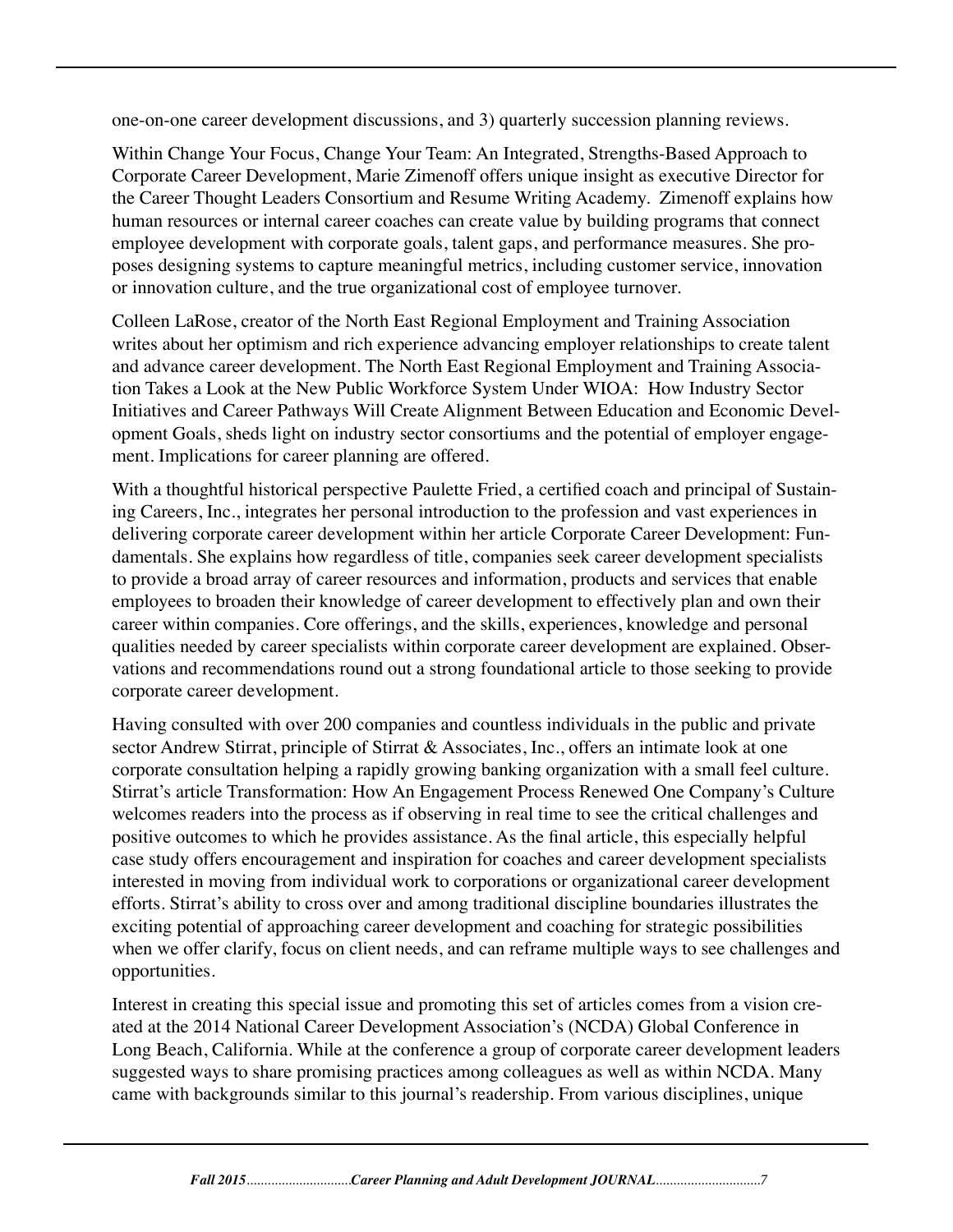one-on-one career development discussions, and 3) quarterly succession planning reviews.

Within Change Your Focus, Change Your Team: An Integrated, Strengths-Based Approach to Corporate Career Development, Marie Zimenoff offers unique insight as executive Director for the Career Thought Leaders Consortium and Resume Writing Academy. Zimenoff explains how human resources or internal career coaches can create value by building programs that connect employee development with corporate goals, talent gaps, and performance measures. She proposes designing systems to capture meaningful metrics, including customer service, innovation or innovation culture, and the true organizational cost of employee turnover.

Colleen LaRose, creator of the North East Regional Employment and Training Association writes about her optimism and rich experience advancing employer relationships to create talent and advance career development. The North East Regional Employment and Training Association Takes a Look at the New Public Workforce System Under WIOA: How Industry Sector Initiatives and Career Pathways Will Create Alignment Between Education and Economic Development Goals, sheds light on industry sector consortiums and the potential of employer engagement. Implications for career planning are offered.

With a thoughtful historical perspective Paulette Fried, a certified coach and principal of Sustaining Careers, Inc., integrates her personal introduction to the profession and vast experiences in delivering corporate career development within her article Corporate Career Development: Fundamentals. She explains how regardless of title, companies seek career development specialists to provide a broad array of career resources and information, products and services that enable employees to broaden their knowledge of career development to effectively plan and own their career within companies. Core offerings, and the skills, experiences, knowledge and personal qualities needed by career specialists within corporate career development are explained. Observations and recommendations round out a strong foundational article to those seeking to provide corporate career development.

Having consulted with over 200 companies and countless individuals in the public and private sector Andrew Stirrat, principle of Stirrat & Associates, Inc., offers an intimate look at one corporate consultation helping a rapidly growing banking organization with a small feel culture. Stirrat's article Transformation: How An Engagement Process Renewed One Company's Culture welcomes readers into the process as if observing in real time to see the critical challenges and positive outcomes to which he provides assistance. As the final article, this especially helpful case study offers encouragement and inspiration for coaches and career development specialists interested in moving from individual work to corporations or organizational career development efforts. Stirrat's ability to cross over and among traditional discipline boundaries illustrates the exciting potential of approaching career development and coaching for strategic possibilities when we offer clarify, focus on client needs, and can reframe multiple ways to see challenges and opportunities.

Interest in creating this special issue and promoting this set of articles comes from a vision created at the 2014 National Career Development Association's (NCDA) Global Conference in Long Beach, California. While at the conference a group of corporate career development leaders suggested ways to share promising practices among colleagues as well as within NCDA. Many came with backgrounds similar to this journal's readership. From various disciplines, unique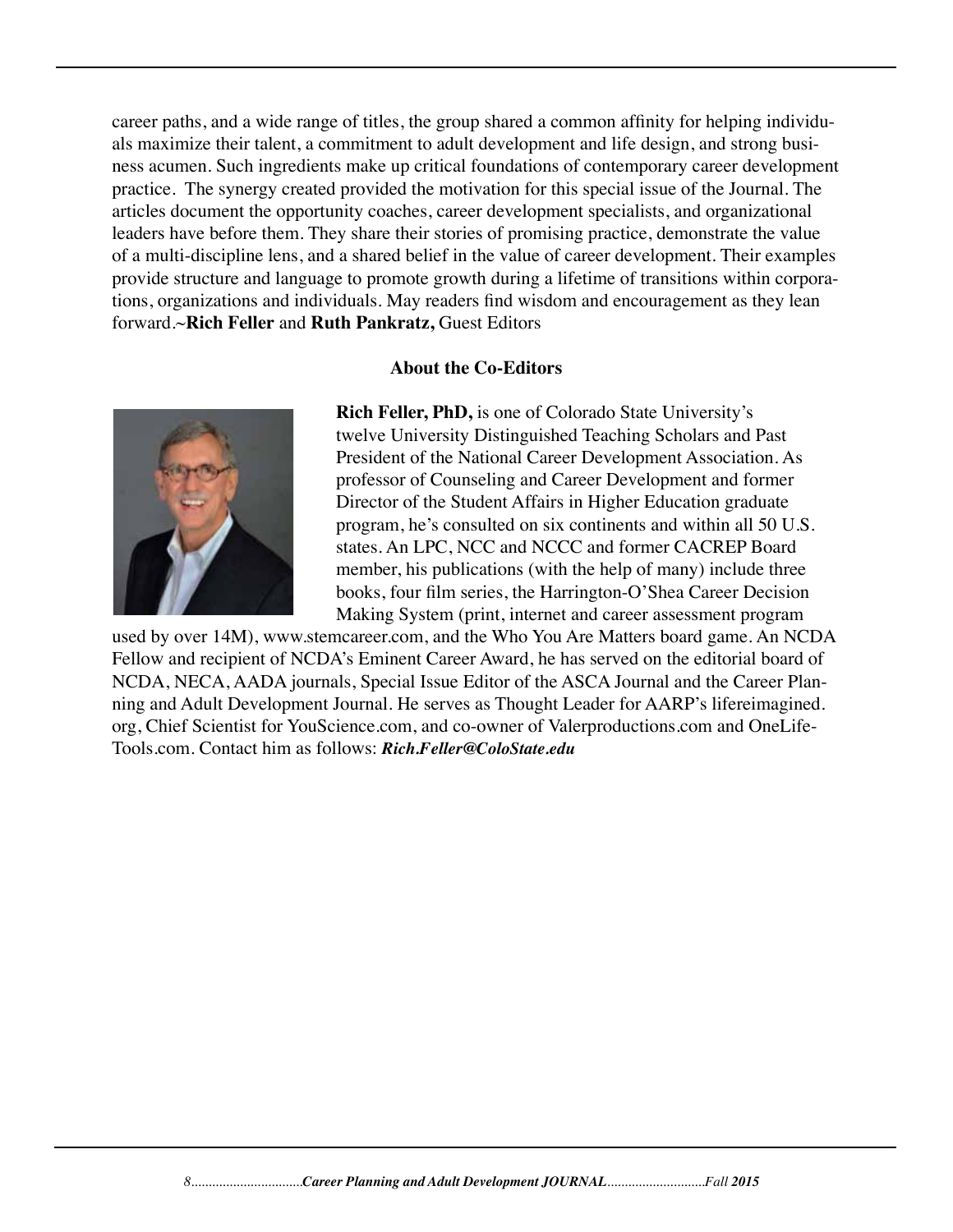career paths, and a wide range of titles, the group shared a common affinity for helping individuals maximize their talent, a commitment to adult development and life design, and strong business acumen. Such ingredients make up critical foundations of contemporary career development practice. The synergy created provided the motivation for this special issue of the Journal. The articles document the opportunity coaches, career development specialists, and organizational leaders have before them. They share their stories of promising practice, demonstrate the value of a multi-discipline lens, and a shared belief in the value of career development. Their examples provide structure and language to promote growth during a lifetime of transitions within corporations, organizations and individuals. May readers find wisdom and encouragement as they lean forward.~**Rich Feller** and **Ruth Pankratz,** Guest Editors

### About the Co-Editors

**Rich Feller, PhD,** is one of Colorado State University's twelve University Distinguished Teaching Scholars and Past President of the National Career Development Association. As professor of Counseling and Career Development and former Director of the Student Affairs in Higher Education graduate program, he's consulted on six continents and within all 50 U.S. states. An LPC, NCC and NCCC and former CACREP Board member, his publications (with the help of many) include three books, four film series, the Harrington-O'Shea Career Decision Making System (print, internet and career assessment program used by over 14M), www.stemcareer.com, and the Who You Are Matters board game. An NCDA Fellow and recipient of NCDA's Eminent Career Award, he has served on the editorial board of NCDA, NECA, AADA journals, Special Issue Editor of the ASCA Journal and the Career Planning and Adult Development Journal. He serves as Thought Leader for AARP's lifereimagined.org, Chief Scientist for YouScience.com, and co-owner of Valerproductions.com and OneLifeTools.com. Contact him as follows: ***Rich.Feller@ColoState.edu***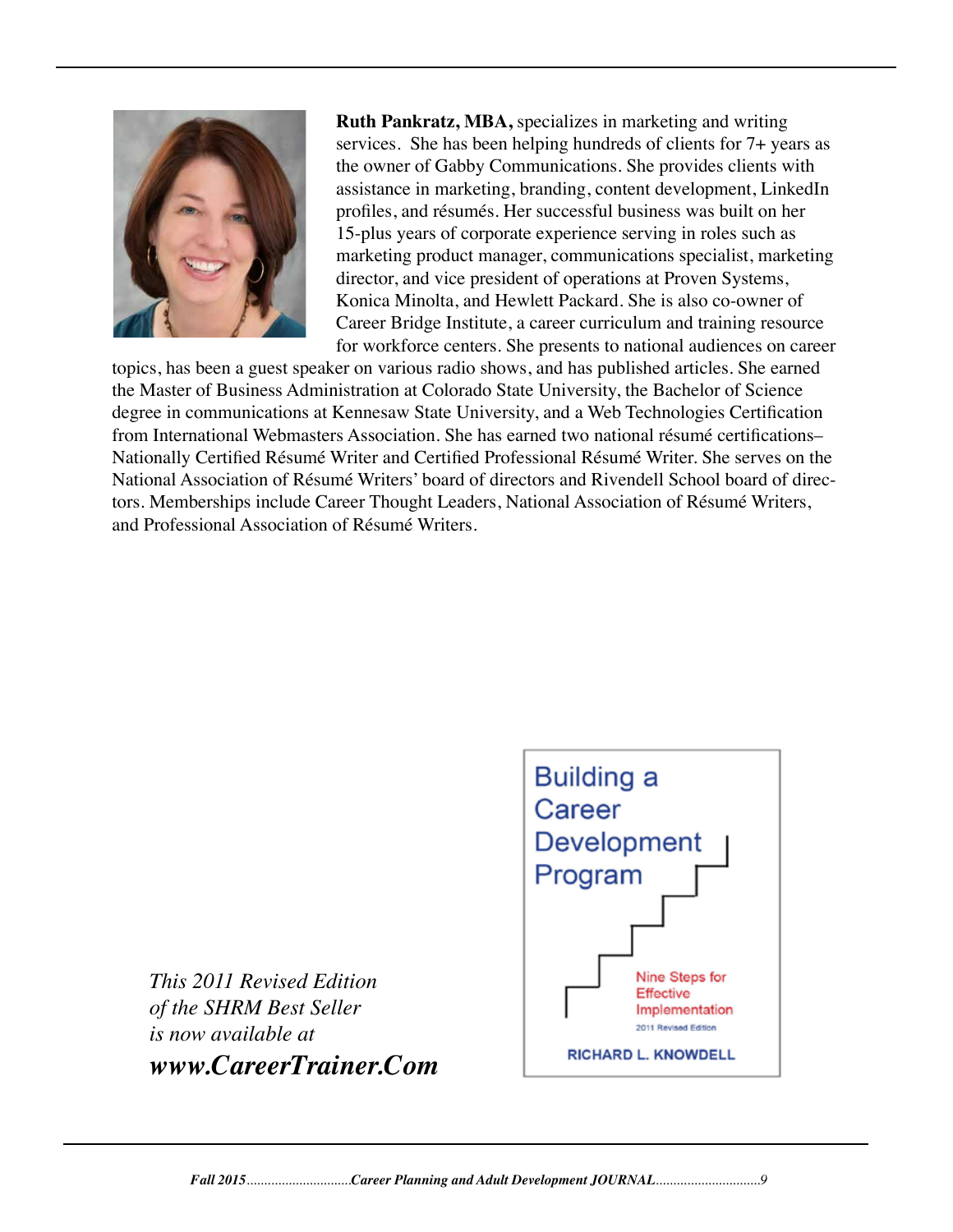**Ruth Pankratz, MBA,** specializes in marketing and writing services. She has been helping hundreds of clients for 7+ years as the owner of Gabby Communications. She provides clients with assistance in marketing, branding, content development, LinkedIn profiles, and résumés. Her successful business was built on her 15-plus years of corporate experience serving in roles such as marketing product manager, communications specialist, marketing director, and vice president of operations at Proven Systems, Konica Minolta, and Hewlett Packard. She is also co-owner of Career Bridge Institute, a career curriculum and training resource for workforce centers. She presents to national audiences on career topics, has been a guest speaker on various radio shows, and has published articles. She earned the Master of Business Administration at Colorado State University, the Bachelor of Science degree in communications at Kennesaw State University, and a Web Technologies Certification from International Webmasters Association. She has earned two national résumé certifications– Nationally Certified Résumé Writer and Certified Professional Résumé Writer. She serves on the National Association of Résumé Writers' board of directors and Rivendell School board of directors. Memberships include Career Thought Leaders, National Association of Résumé Writers, and Professional Association of Résumé Writers.

*This 2011 Revised Edition*
*of the SHRM Best Seller*
*is now available at*
***www.CareerTrainer.Com***

Building a Career Development Program

Nine Steps for Effective Implementation

2011 Revised Edition

RICHARD L. KNOWDELL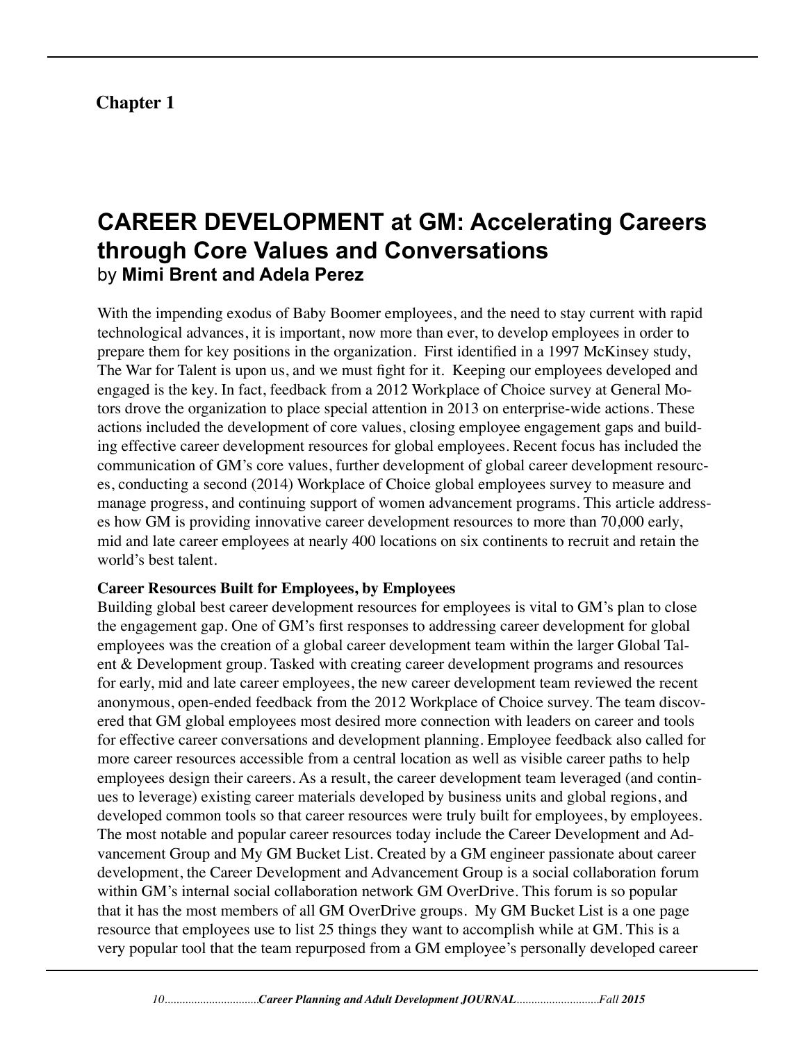## Chapter 1

# CAREER DEVELOPMENT at GM: Accelerating Careers through Core Values and Conversations

by **Mimi Brent and Adela Perez**

With the impending exodus of Baby Boomer employees, and the need to stay current with rapid technological advances, it is important, now more than ever, to develop employees in order to prepare them for key positions in the organization. First identified in a 1997 McKinsey study, The War for Talent is upon us, and we must fight for it. Keeping our employees developed and engaged is the key. In fact, feedback from a 2012 Workplace of Choice survey at General Motors drove the organization to place special attention in 2013 on enterprise-wide actions. These actions included the development of core values, closing employee engagement gaps and building effective career development resources for global employees. Recent focus has included the communication of GM's core values, further development of global career development resources, conducting a second (2014) Workplace of Choice global employees survey to measure and manage progress, and continuing support of women advancement programs. This article addresses how GM is providing innovative career development resources to more than 70,000 early, mid and late career employees at nearly 400 locations on six continents to recruit and retain the world's best talent.

**Career Resources Built for Employees, by Employees**

Building global best career development resources for employees is vital to GM's plan to close the engagement gap. One of GM's first responses to addressing career development for global employees was the creation of a global career development team within the larger Global Talent & Development group. Tasked with creating career development programs and resources for early, mid and late career employees, the new career development team reviewed the recent anonymous, open-ended feedback from the 2012 Workplace of Choice survey. The team discovered that GM global employees most desired more connection with leaders on career and tools for effective career conversations and development planning. Employee feedback also called for more career resources accessible from a central location as well as visible career paths to help employees design their careers. As a result, the career development team leveraged (and continues to leverage) existing career materials developed by business units and global regions, and developed common tools so that career resources were truly built for employees, by employees. The most notable and popular career resources today include the Career Development and Advancement Group and My GM Bucket List. Created by a GM engineer passionate about career development, the Career Development and Advancement Group is a social collaboration forum within GM's internal social collaboration network GM OverDrive. This forum is so popular that it has the most members of all GM OverDrive groups. My GM Bucket List is a one page resource that employees use to list 25 things they want to accomplish while at GM. This is a very popular tool that the team repurposed from a GM employee's personally developed career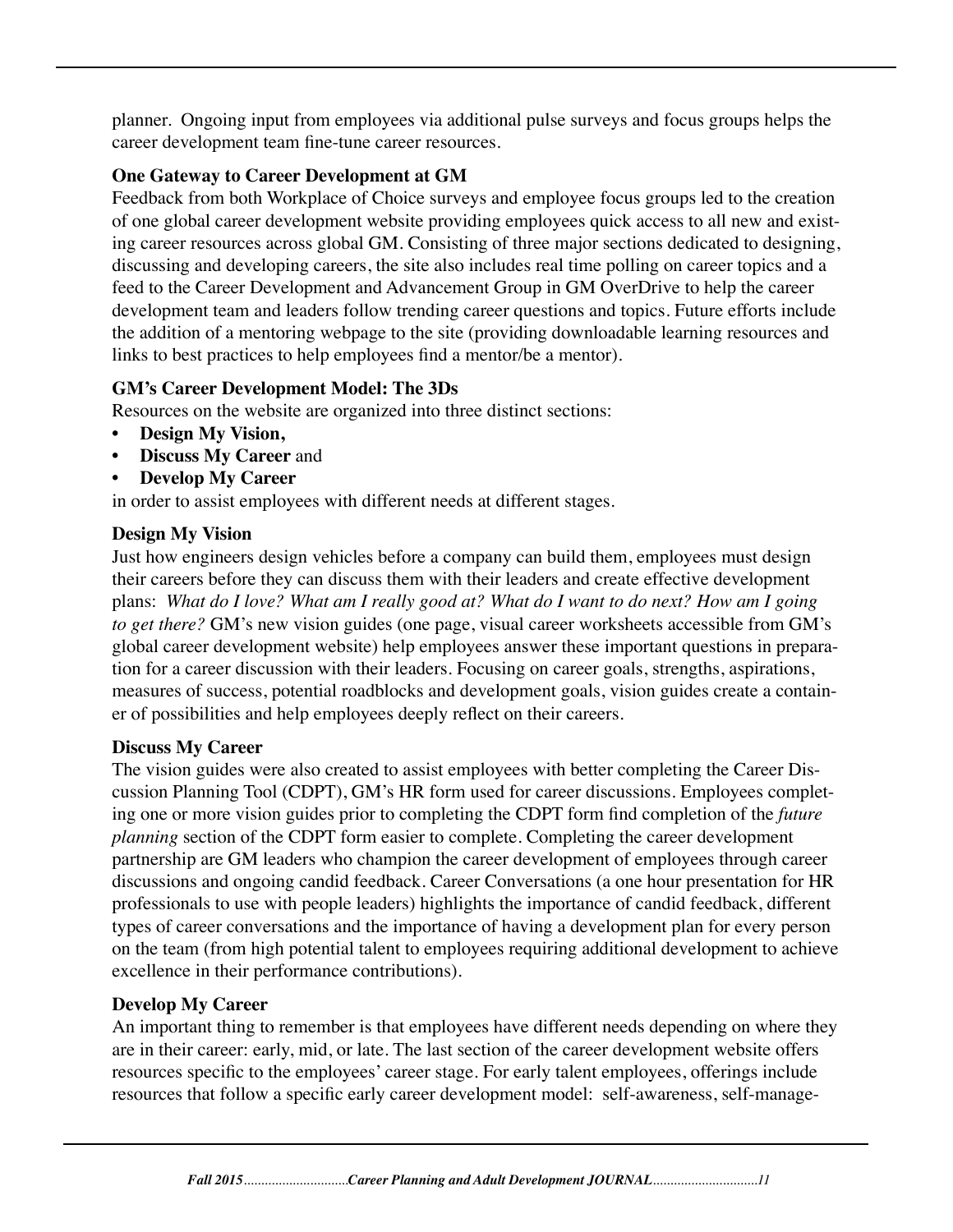planner. Ongoing input from employees via additional pulse surveys and focus groups helps the career development team fine-tune career resources.

**One Gateway to Career Development at GM**

Feedback from both Workplace of Choice surveys and employee focus groups led to the creation of one global career development website providing employees quick access to all new and existing career resources across global GM. Consisting of three major sections dedicated to designing, discussing and developing careers, the site also includes real time polling on career topics and a feed to the Career Development and Advancement Group in GM OverDrive to help the career development team and leaders follow trending career questions and topics. Future efforts include the addition of a mentoring webpage to the site (providing downloadable learning resources and links to best practices to help employees find a mentor/be a mentor).

**GM's Career Development Model: The 3Ds**

Resources on the website are organized into three distinct sections:

- **Design My Vision,**
- **Discuss My Career** and
- **Develop My Career**

in order to assist employees with different needs at different stages.

**Design My Vision**

Just how engineers design vehicles before a company can build them, employees must design their careers before they can discuss them with their leaders and create effective development plans: *What do I love? What am I really good at? What do I want to do next? How am I going to get there?* GM's new vision guides (one page, visual career worksheets accessible from GM's global career development website) help employees answer these important questions in preparation for a career discussion with their leaders. Focusing on career goals, strengths, aspirations, measures of success, potential roadblocks and development goals, vision guides create a container of possibilities and help employees deeply reflect on their careers.

**Discuss My Career**

The vision guides were also created to assist employees with better completing the Career Discussion Planning Tool (CDPT), GM's HR form used for career discussions. Employees completing one or more vision guides prior to completing the CDPT form find completion of the *future planning* section of the CDPT form easier to complete. Completing the career development partnership are GM leaders who champion the career development of employees through career discussions and ongoing candid feedback. Career Conversations (a one hour presentation for HR professionals to use with people leaders) highlights the importance of candid feedback, different types of career conversations and the importance of having a development plan for every person on the team (from high potential talent to employees requiring additional development to achieve excellence in their performance contributions).

**Develop My Career**

An important thing to remember is that employees have different needs depending on where they are in their career: early, mid, or late. The last section of the career development website offers resources specific to the employees' career stage. For early talent employees, offerings include resources that follow a specific early career development model: self-awareness, self-manage-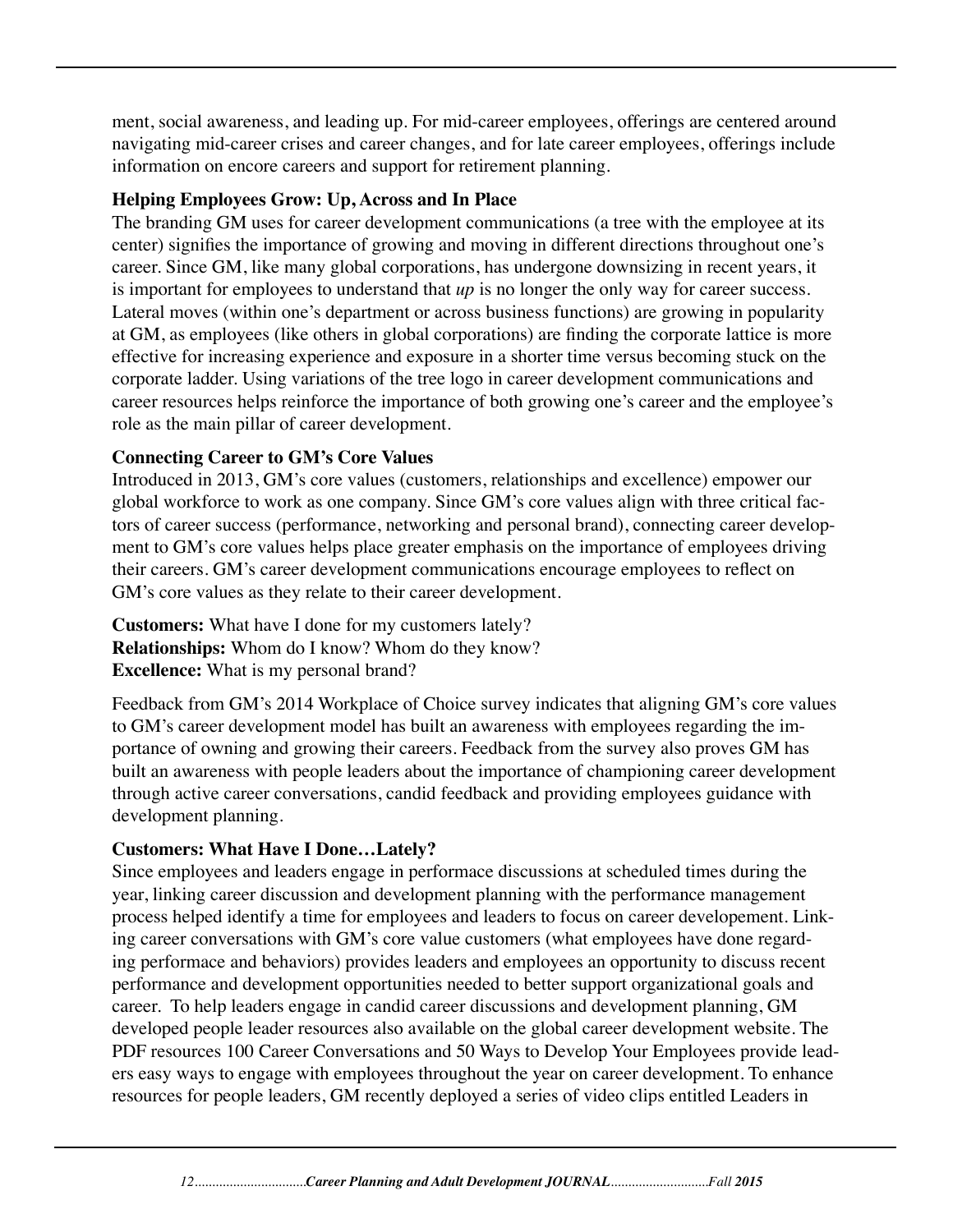ment, social awareness, and leading up. For mid-career employees, offerings are centered around navigating mid-career crises and career changes, and for late career employees, offerings include information on encore careers and support for retirement planning.

### Helping Employees Grow: Up, Across and In Place

The branding GM uses for career development communications (a tree with the employee at its center) signifies the importance of growing and moving in different directions throughout one's career. Since GM, like many global corporations, has undergone downsizing in recent years, it is important for employees to understand that *up* is no longer the only way for career success. Lateral moves (within one's department or across business functions) are growing in popularity at GM, as employees (like others in global corporations) are finding the corporate lattice is more effective for increasing experience and exposure in a shorter time versus becoming stuck on the corporate ladder. Using variations of the tree logo in career development communications and career resources helps reinforce the importance of both growing one's career and the employee's role as the main pillar of career development.

### Connecting Career to GM's Core Values

Introduced in 2013, GM's core values (customers, relationships and excellence) empower our global workforce to work as one company. Since GM's core values align with three critical factors of career success (performance, networking and personal brand), connecting career development to GM's core values helps place greater emphasis on the importance of employees driving their careers. GM's career development communications encourage employees to reflect on GM's core values as they relate to their career development.

**Customers:** What have I done for my customers lately?
**Relationships:** Whom do I know? Whom do they know?
**Excellence:** What is my personal brand?

Feedback from GM's 2014 Workplace of Choice survey indicates that aligning GM's core values to GM's career development model has built an awareness with employees regarding the importance of owning and growing their careers. Feedback from the survey also proves GM has built an awareness with people leaders about the importance of championing career development through active career conversations, candid feedback and providing employees guidance with development planning.

### Customers: What Have I Done…Lately?

Since employees and leaders engage in performace discussions at scheduled times during the year, linking career discussion and development planning with the performance management process helped identify a time for employees and leaders to focus on career developement. Linking career conversations with GM's core value customers (what employees have done regarding performace and behaviors) provides leaders and employees an opportunity to discuss recent performance and development opportunities needed to better support organizational goals and career. To help leaders engage in candid career discussions and development planning, GM developed people leader resources also available on the global career development website. The PDF resources 100 Career Conversations and 50 Ways to Develop Your Employees provide leaders easy ways to engage with employees throughout the year on career development. To enhance resources for people leaders, GM recently deployed a series of video clips entitled Leaders in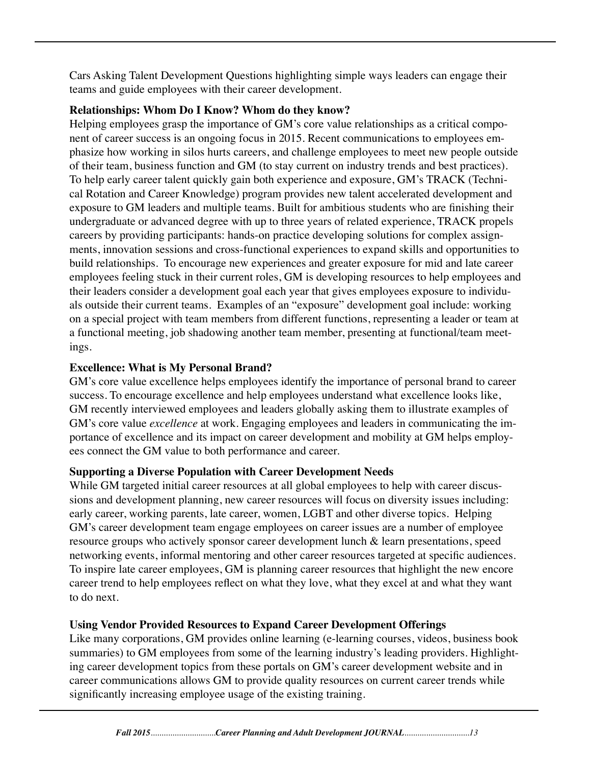Cars Asking Talent Development Questions highlighting simple ways leaders can engage their teams and guide employees with their career development.

**Relationships: Whom Do I Know? Whom do they know?**

Helping employees grasp the importance of GM's core value relationships as a critical component of career success is an ongoing focus in 2015. Recent communications to employees emphasize how working in silos hurts careers, and challenge employees to meet new people outside of their team, business function and GM (to stay current on industry trends and best practices). To help early career talent quickly gain both experience and exposure, GM's TRACK (Technical Rotation and Career Knowledge) program provides new talent accelerated development and exposure to GM leaders and multiple teams. Built for ambitious students who are finishing their undergraduate or advanced degree with up to three years of related experience, TRACK propels careers by providing participants: hands-on practice developing solutions for complex assignments, innovation sessions and cross-functional experiences to expand skills and opportunities to build relationships. To encourage new experiences and greater exposure for mid and late career employees feeling stuck in their current roles, GM is developing resources to help employees and their leaders consider a development goal each year that gives employees exposure to individuals outside their current teams. Examples of an "exposure" development goal include: working on a special project with team members from different functions, representing a leader or team at a functional meeting, job shadowing another team member, presenting at functional/team meetings.

**Excellence: What is My Personal Brand?**

GM's core value excellence helps employees identify the importance of personal brand to career success. To encourage excellence and help employees understand what excellence looks like, GM recently interviewed employees and leaders globally asking them to illustrate examples of GM's core value *excellence* at work. Engaging employees and leaders in communicating the importance of excellence and its impact on career development and mobility at GM helps employees connect the GM value to both performance and career.

**Supporting a Diverse Population with Career Development Needs**

While GM targeted initial career resources at all global employees to help with career discussions and development planning, new career resources will focus on diversity issues including: early career, working parents, late career, women, LGBT and other diverse topics. Helping GM's career development team engage employees on career issues are a number of employee resource groups who actively sponsor career development lunch & learn presentations, speed networking events, informal mentoring and other career resources targeted at specific audiences. To inspire late career employees, GM is planning career resources that highlight the new encore career trend to help employees reflect on what they love, what they excel at and what they want to do next.

**Using Vendor Provided Resources to Expand Career Development Offerings**

Like many corporations, GM provides online learning (e-learning courses, videos, business book summaries) to GM employees from some of the learning industry's leading providers. Highlighting career development topics from these portals on GM's career development website and in career communications allows GM to provide quality resources on current career trends while significantly increasing employee usage of the existing training.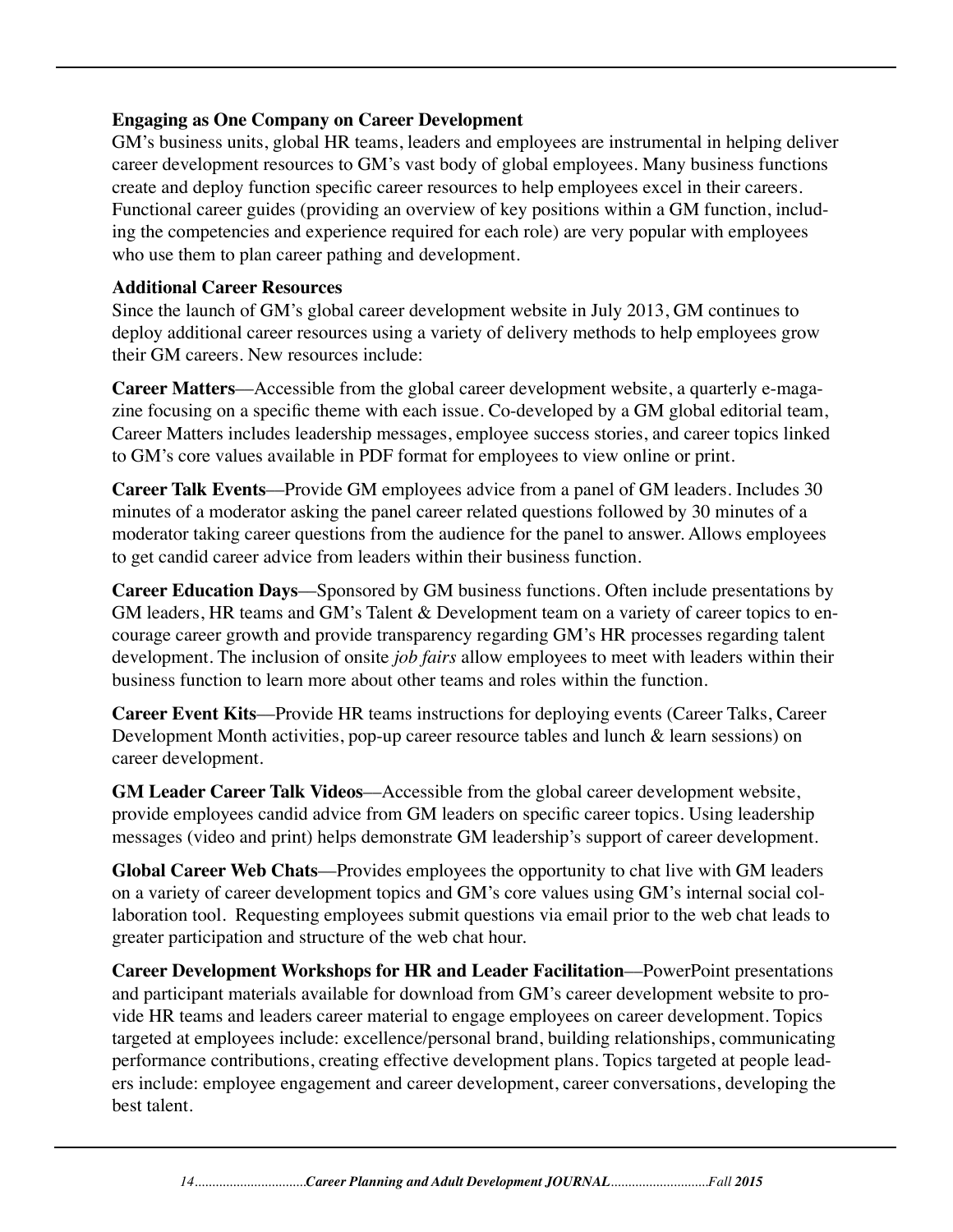### Engaging as One Company on Career Development

GM's business units, global HR teams, leaders and employees are instrumental in helping deliver career development resources to GM's vast body of global employees. Many business functions create and deploy function specific career resources to help employees excel in their careers. Functional career guides (providing an overview of key positions within a GM function, including the competencies and experience required for each role) are very popular with employees who use them to plan career pathing and development.

### Additional Career Resources

Since the launch of GM's global career development website in July 2013, GM continues to deploy additional career resources using a variety of delivery methods to help employees grow their GM careers. New resources include:

**Career Matters**—Accessible from the global career development website, a quarterly e-magazine focusing on a specific theme with each issue. Co-developed by a GM global editorial team, Career Matters includes leadership messages, employee success stories, and career topics linked to GM's core values available in PDF format for employees to view online or print.

**Career Talk Events**—Provide GM employees advice from a panel of GM leaders. Includes 30 minutes of a moderator asking the panel career related questions followed by 30 minutes of a moderator taking career questions from the audience for the panel to answer. Allows employees to get candid career advice from leaders within their business function.

**Career Education Days**—Sponsored by GM business functions. Often include presentations by GM leaders, HR teams and GM's Talent & Development team on a variety of career topics to encourage career growth and provide transparency regarding GM's HR processes regarding talent development. The inclusion of onsite *job fairs* allow employees to meet with leaders within their business function to learn more about other teams and roles within the function.

**Career Event Kits**—Provide HR teams instructions for deploying events (Career Talks, Career Development Month activities, pop-up career resource tables and lunch & learn sessions) on career development.

**GM Leader Career Talk Videos**—Accessible from the global career development website, provide employees candid advice from GM leaders on specific career topics. Using leadership messages (video and print) helps demonstrate GM leadership's support of career development.

**Global Career Web Chats**—Provides employees the opportunity to chat live with GM leaders on a variety of career development topics and GM's core values using GM's internal social collaboration tool. Requesting employees submit questions via email prior to the web chat leads to greater participation and structure of the web chat hour.

**Career Development Workshops for HR and Leader Facilitation**—PowerPoint presentations and participant materials available for download from GM's career development website to provide HR teams and leaders career material to engage employees on career development. Topics targeted at employees include: excellence/personal brand, building relationships, communicating performance contributions, creating effective development plans. Topics targeted at people leaders include: employee engagement and career development, career conversations, developing the best talent.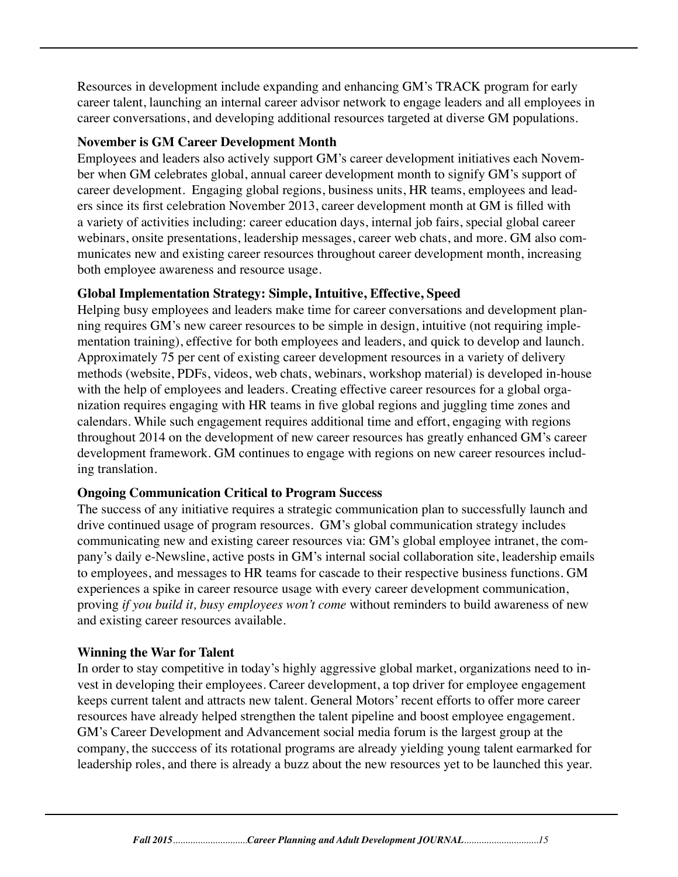Resources in development include expanding and enhancing GM's TRACK program for early career talent, launching an internal career advisor network to engage leaders and all employees in career conversations, and developing additional resources targeted at diverse GM populations.

**November is GM Career Development Month**

Employees and leaders also actively support GM's career development initiatives each November when GM celebrates global, annual career development month to signify GM's support of career development. Engaging global regions, business units, HR teams, employees and leaders since its first celebration November 2013, career development month at GM is filled with a variety of activities including: career education days, internal job fairs, special global career webinars, onsite presentations, leadership messages, career web chats, and more. GM also communicates new and existing career resources throughout career development month, increasing both employee awareness and resource usage.

**Global Implementation Strategy: Simple, Intuitive, Effective, Speed**

Helping busy employees and leaders make time for career conversations and development planning requires GM's new career resources to be simple in design, intuitive (not requiring implementation training), effective for both employees and leaders, and quick to develop and launch. Approximately 75 per cent of existing career development resources in a variety of delivery methods (website, PDFs, videos, web chats, webinars, workshop material) is developed in-house with the help of employees and leaders. Creating effective career resources for a global organization requires engaging with HR teams in five global regions and juggling time zones and calendars. While such engagement requires additional time and effort, engaging with regions throughout 2014 on the development of new career resources has greatly enhanced GM's career development framework. GM continues to engage with regions on new career resources including translation.

**Ongoing Communication Critical to Program Success**

The success of any initiative requires a strategic communication plan to successfully launch and drive continued usage of program resources. GM's global communication strategy includes communicating new and existing career resources via: GM's global employee intranet, the company's daily e-Newsline, active posts in GM's internal social collaboration site, leadership emails to employees, and messages to HR teams for cascade to their respective business functions. GM experiences a spike in career resource usage with every career development communication, proving *if you build it, busy employees won't come* without reminders to build awareness of new and existing career resources available.

**Winning the War for Talent**

In order to stay competitive in today's highly aggressive global market, organizations need to invest in developing their employees. Career development, a top driver for employee engagement keeps current talent and attracts new talent. General Motors' recent efforts to offer more career resources have already helped strengthen the talent pipeline and boost employee engagement. GM's Career Development and Advancement social media forum is the largest group at the company, the succcess of its rotational programs are already yielding young talent earmarked for leadership roles, and there is already a buzz about the new resources yet to be launched this year.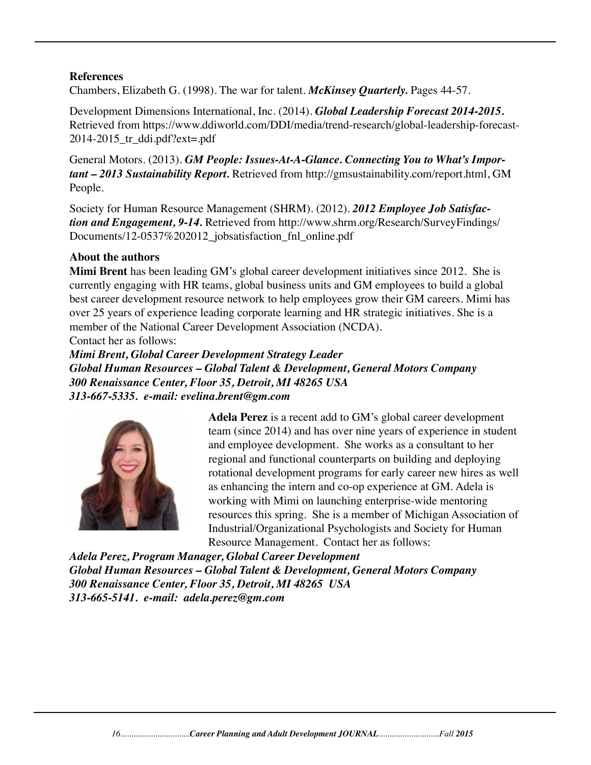**References**

Chambers, Elizabeth G. (1998). The war for talent. ***McKinsey Quarterly.*** Pages 44-57.

Development Dimensions International, Inc. (2014). ***Global Leadership Forecast 2014-2015.*** Retrieved from https://www.ddiworld.com/DDI/media/trend-research/global-leadership-forecast-2014-2015_tr_ddi.pdf?ext=.pdf

General Motors. (2013). ***GM People: Issues-At-A-Glance. Connecting You to What's Important – 2013 Sustainability Report.*** Retrieved from http://gmsustainability.com/report.html, GM People.

Society for Human Resource Management (SHRM). (2012). ***2012 Employee Job Satisfaction and Engagement, 9-14.*** Retrieved from http://www.shrm.org/Research/SurveyFindings/Documents/12-0537%202012_jobsatisfaction_fnl_online.pdf

**About the authors**

**Mimi Brent** has been leading GM's global career development initiatives since 2012. She is currently engaging with HR teams, global business units and GM employees to build a global best career development resource network to help employees grow their GM careers. Mimi has over 25 years of experience leading corporate learning and HR strategic initiatives. She is a member of the National Career Development Association (NCDA).

Contact her as follows:

***Mimi Brent, Global Career Development Strategy Leader***
***Global Human Resources – Global Talent & Development, General Motors Company***
***300 Renaissance Center, Floor 35, Detroit, MI 48265 USA***
***313-667-5335. e-mail: evelina.brent@gm.com***

**Adela Perez** is a recent add to GM's global career development team (since 2014) and has over nine years of experience in student and employee development. She works as a consultant to her regional and functional counterparts on building and deploying rotational development programs for early career new hires as well as enhancing the intern and co-op experience at GM. Adela is working with Mimi on launching enterprise-wide mentoring resources this spring. She is a member of Michigan Association of Industrial/Organizational Psychologists and Society for Human Resource Management. Contact her as follows:

***Adela Perez, Program Manager, Global Career Development***
***Global Human Resources – Global Talent & Development, General Motors Company***
***300 Renaissance Center, Floor 35, Detroit, MI 48265 USA***
***313-665-5141. e-mail: adela.perez@gm.com***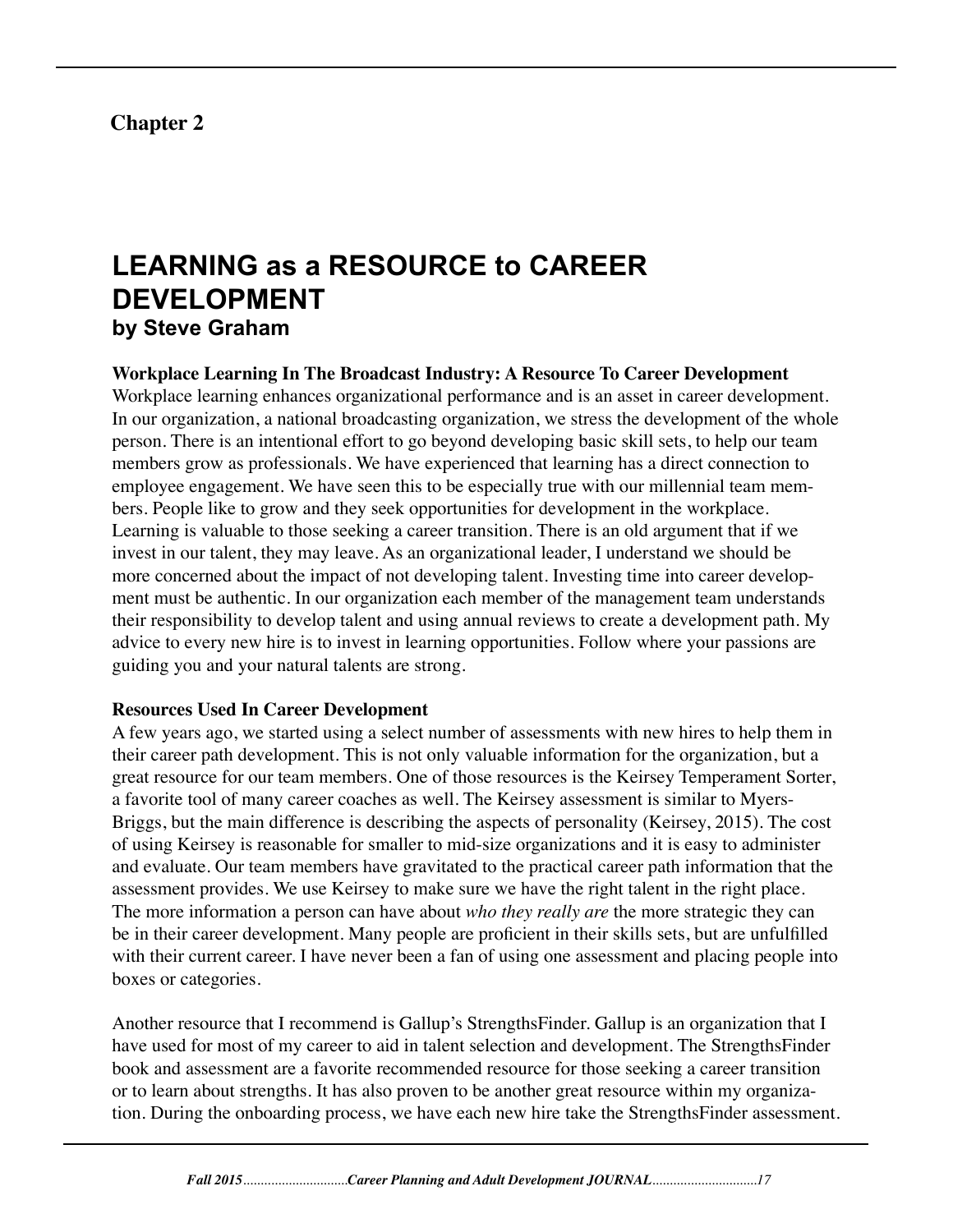**Chapter 2**

# LEARNING as a RESOURCE to CAREER DEVELOPMENT

### by Steve Graham

**Workplace Learning In The Broadcast Industry: A Resource To Career Development**

Workplace learning enhances organizational performance and is an asset in career development. In our organization, a national broadcasting organization, we stress the development of the whole person. There is an intentional effort to go beyond developing basic skill sets, to help our team members grow as professionals. We have experienced that learning has a direct connection to employee engagement. We have seen this to be especially true with our millennial team members. People like to grow and they seek opportunities for development in the workplace. Learning is valuable to those seeking a career transition. There is an old argument that if we invest in our talent, they may leave. As an organizational leader, I understand we should be more concerned about the impact of not developing talent. Investing time into career development must be authentic. In our organization each member of the management team understands their responsibility to develop talent and using annual reviews to create a development path. My advice to every new hire is to invest in learning opportunities. Follow where your passions are guiding you and your natural talents are strong.

**Resources Used In Career Development**

A few years ago, we started using a select number of assessments with new hires to help them in their career path development. This is not only valuable information for the organization, but a great resource for our team members. One of those resources is the Keirsey Temperament Sorter, a favorite tool of many career coaches as well. The Keirsey assessment is similar to Myers-Briggs, but the main difference is describing the aspects of personality (Keirsey, 2015). The cost of using Keirsey is reasonable for smaller to mid-size organizations and it is easy to administer and evaluate. Our team members have gravitated to the practical career path information that the assessment provides. We use Keirsey to make sure we have the right talent in the right place. The more information a person can have about *who they really are* the more strategic they can be in their career development. Many people are proficient in their skills sets, but are unfulfilled with their current career. I have never been a fan of using one assessment and placing people into boxes or categories.

Another resource that I recommend is Gallup's StrengthsFinder. Gallup is an organization that I have used for most of my career to aid in talent selection and development. The StrengthsFinder book and assessment are a favorite recommended resource for those seeking a career transition or to learn about strengths. It has also proven to be another great resource within my organization. During the onboarding process, we have each new hire take the StrengthsFinder assessment.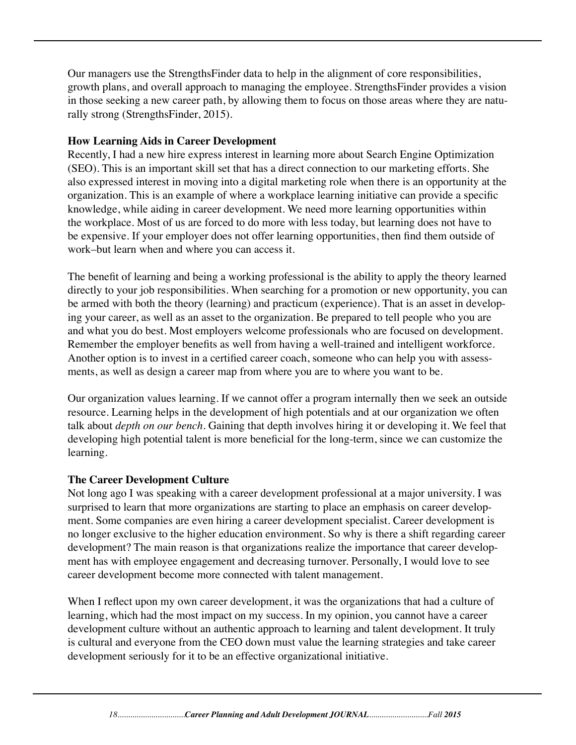Our managers use the StrengthsFinder data to help in the alignment of core responsibilities, growth plans, and overall approach to managing the employee. StrengthsFinder provides a vision in those seeking a new career path, by allowing them to focus on those areas where they are naturally strong (StrengthsFinder, 2015).

**How Learning Aids in Career Development**

Recently, I had a new hire express interest in learning more about Search Engine Optimization (SEO). This is an important skill set that has a direct connection to our marketing efforts. She also expressed interest in moving into a digital marketing role when there is an opportunity at the organization. This is an example of where a workplace learning initiative can provide a specific knowledge, while aiding in career development. We need more learning opportunities within the workplace. Most of us are forced to do more with less today, but learning does not have to be expensive. If your employer does not offer learning opportunities, then find them outside of work–but learn when and where you can access it.

The benefit of learning and being a working professional is the ability to apply the theory learned directly to your job responsibilities. When searching for a promotion or new opportunity, you can be armed with both the theory (learning) and practicum (experience). That is an asset in developing your career, as well as an asset to the organization. Be prepared to tell people who you are and what you do best. Most employers welcome professionals who are focused on development. Remember the employer benefits as well from having a well-trained and intelligent workforce. Another option is to invest in a certified career coach, someone who can help you with assessments, as well as design a career map from where you are to where you want to be.

Our organization values learning. If we cannot offer a program internally then we seek an outside resource. Learning helps in the development of high potentials and at our organization we often talk about *depth on our bench*. Gaining that depth involves hiring it or developing it. We feel that developing high potential talent is more beneficial for the long-term, since we can customize the learning.

**The Career Development Culture**

Not long ago I was speaking with a career development professional at a major university. I was surprised to learn that more organizations are starting to place an emphasis on career development. Some companies are even hiring a career development specialist. Career development is no longer exclusive to the higher education environment. So why is there a shift regarding career development? The main reason is that organizations realize the importance that career development has with employee engagement and decreasing turnover. Personally, I would love to see career development become more connected with talent management.

When I reflect upon my own career development, it was the organizations that had a culture of learning, which had the most impact on my success. In my opinion, you cannot have a career development culture without an authentic approach to learning and talent development. It truly is cultural and everyone from the CEO down must value the learning strategies and take career development seriously for it to be an effective organizational initiative.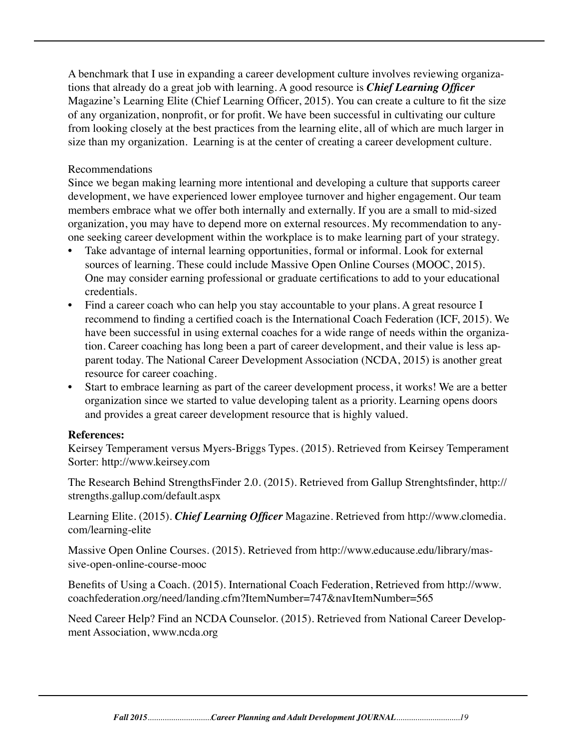A benchmark that I use in expanding a career development culture involves reviewing organizations that already do a great job with learning. A good resource is ***Chief Learning Officer*** Magazine's Learning Elite (Chief Learning Officer, 2015). You can create a culture to fit the size of any organization, nonprofit, or for profit. We have been successful in cultivating our culture from looking closely at the best practices from the learning elite, all of which are much larger in size than my organization. Learning is at the center of creating a career development culture.

Recommendations

Since we began making learning more intentional and developing a culture that supports career development, we have experienced lower employee turnover and higher engagement. Our team members embrace what we offer both internally and externally. If you are a small to mid-sized organization, you may have to depend more on external resources. My recommendation to anyone seeking career development within the workplace is to make learning part of your strategy.

- Take advantage of internal learning opportunities, formal or informal. Look for external sources of learning. These could include Massive Open Online Courses (MOOC, 2015). One may consider earning professional or graduate certifications to add to your educational credentials.
- Find a career coach who can help you stay accountable to your plans. A great resource I recommend to finding a certified coach is the International Coach Federation (ICF, 2015). We have been successful in using external coaches for a wide range of needs within the organization. Career coaching has long been a part of career development, and their value is less apparent today. The National Career Development Association (NCDA, 2015) is another great resource for career coaching.
- Start to embrace learning as part of the career development process, it works! We are a better organization since we started to value developing talent as a priority. Learning opens doors and provides a great career development resource that is highly valued.

**References:**

Keirsey Temperament versus Myers-Briggs Types. (2015). Retrieved from Keirsey Temperament Sorter: http://www.keirsey.com

The Research Behind StrengthsFinder 2.0. (2015). Retrieved from Gallup Strenghtsfinder, http://strengths.gallup.com/default.aspx

Learning Elite. (2015). ***Chief Learning Officer*** Magazine. Retrieved from http://www.clomedia.com/learning-elite

Massive Open Online Courses. (2015). Retrieved from http://www.educause.edu/library/massive-open-online-course-mooc

Benefits of Using a Coach. (2015). International Coach Federation, Retrieved from http://www.coachfederation.org/need/landing.cfm?ItemNumber=747&navItemNumber=565

Need Career Help? Find an NCDA Counselor. (2015). Retrieved from National Career Development Association, www.ncda.org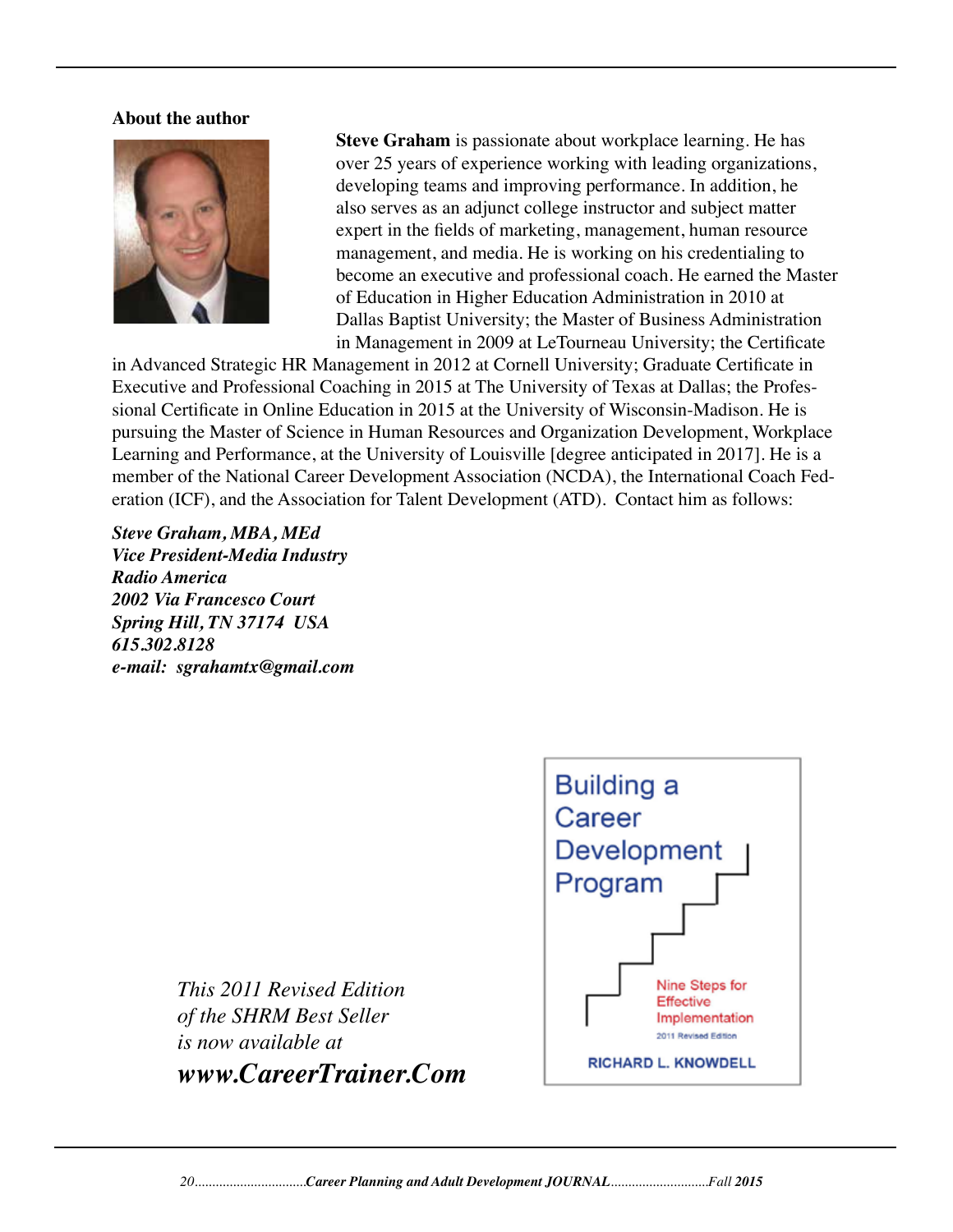**About the author**

**Steve Graham** is passionate about workplace learning. He has over 25 years of experience working with leading organizations, developing teams and improving performance. In addition, he also serves as an adjunct college instructor and subject matter expert in the fields of marketing, management, human resource management, and media. He is working on his credentialing to become an executive and professional coach. He earned the Master of Education in Higher Education Administration in 2010 at Dallas Baptist University; the Master of Business Administration in Management in 2009 at LeTourneau University; the Certificate in Advanced Strategic HR Management in 2012 at Cornell University; Graduate Certificate in Executive and Professional Coaching in 2015 at The University of Texas at Dallas; the Professional Certificate in Online Education in 2015 at the University of Wisconsin-Madison. He is pursuing the Master of Science in Human Resources and Organization Development, Workplace Learning and Performance, at the University of Louisville [degree anticipated in 2017]. He is a member of the National Career Development Association (NCDA), the International Coach Federation (ICF), and the Association for Talent Development (ATD). Contact him as follows:

***Steve Graham, MBA, MEd***
***Vice President-Media Industry***
***Radio America***
***2002 Via Francesco Court***
***Spring Hill, TN 37174 USA***
***615.302.8128***
***e-mail: sgrahamtx@gmail.com***

*This 2011 Revised Edition of the SHRM Best Seller is now available at*
***www.CareerTrainer.Com***

Building a Career Development Program

Nine Steps for Effective Implementation

2011 Revised Edition

RICHARD L. KNOWDELL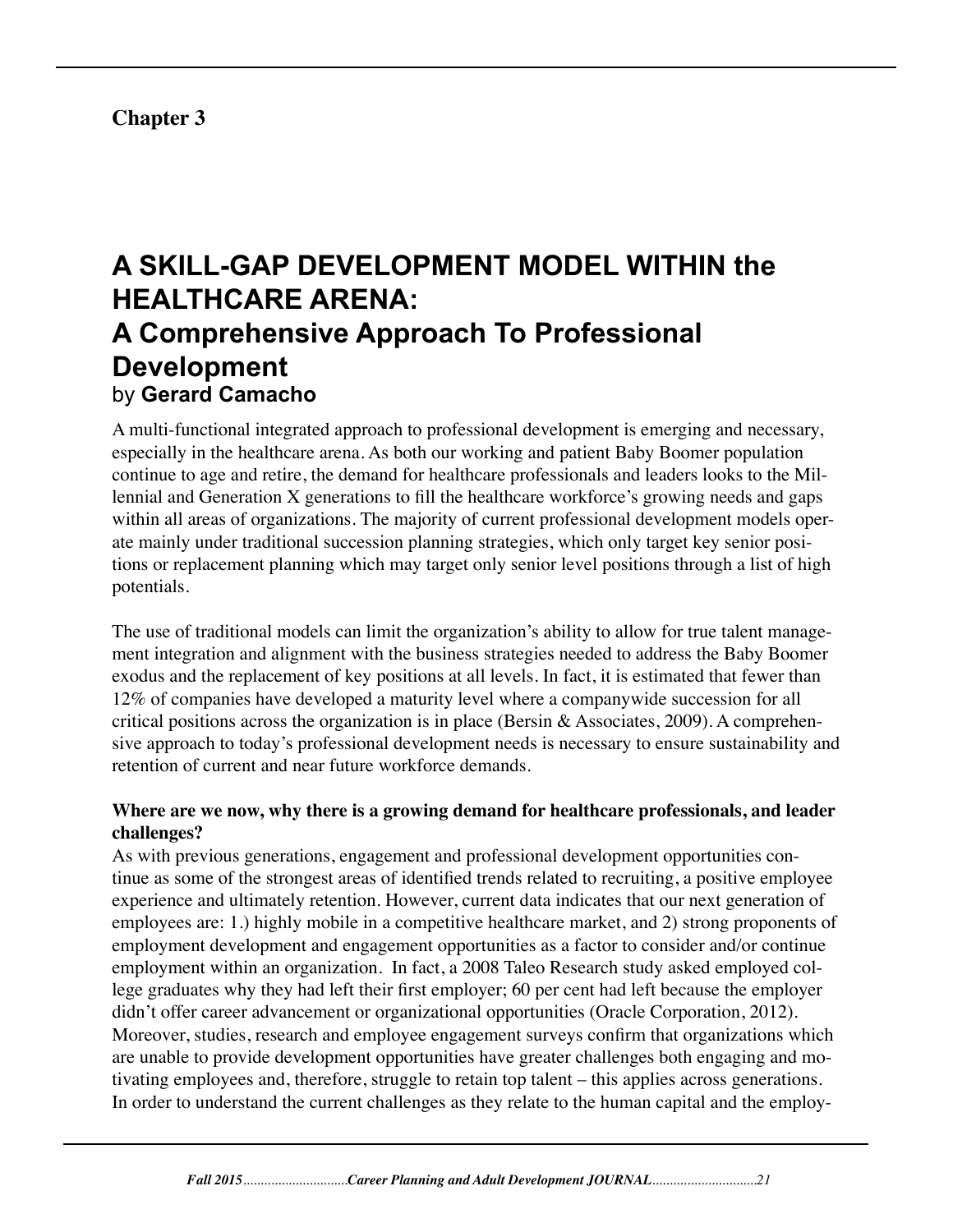**Chapter 3**

# A SKILL-GAP DEVELOPMENT MODEL WITHIN the HEALTHCARE ARENA: A Comprehensive Approach To Professional Development

by **Gerard Camacho**

A multi-functional integrated approach to professional development is emerging and necessary, especially in the healthcare arena. As both our working and patient Baby Boomer population continue to age and retire, the demand for healthcare professionals and leaders looks to the Millennial and Generation X generations to fill the healthcare workforce's growing needs and gaps within all areas of organizations. The majority of current professional development models operate mainly under traditional succession planning strategies, which only target key senior positions or replacement planning which may target only senior level positions through a list of high potentials.

The use of traditional models can limit the organization's ability to allow for true talent management integration and alignment with the business strategies needed to address the Baby Boomer exodus and the replacement of key positions at all levels. In fact, it is estimated that fewer than 12% of companies have developed a maturity level where a companywide succession for all critical positions across the organization is in place (Bersin & Associates, 2009). A comprehensive approach to today's professional development needs is necessary to ensure sustainability and retention of current and near future workforce demands.

**Where are we now, why there is a growing demand for healthcare professionals, and leader challenges?**

As with previous generations, engagement and professional development opportunities continue as some of the strongest areas of identified trends related to recruiting, a positive employee experience and ultimately retention. However, current data indicates that our next generation of employees are: 1.) highly mobile in a competitive healthcare market, and 2) strong proponents of employment development and engagement opportunities as a factor to consider and/or continue employment within an organization. In fact, a 2008 Taleo Research study asked employed college graduates why they had left their first employer; 60 per cent had left because the employer didn't offer career advancement or organizational opportunities (Oracle Corporation, 2012). Moreover, studies, research and employee engagement surveys confirm that organizations which are unable to provide development opportunities have greater challenges both engaging and motivating employees and, therefore, struggle to retain top talent – this applies across generations. In order to understand the current challenges as they relate to the human capital and the employ-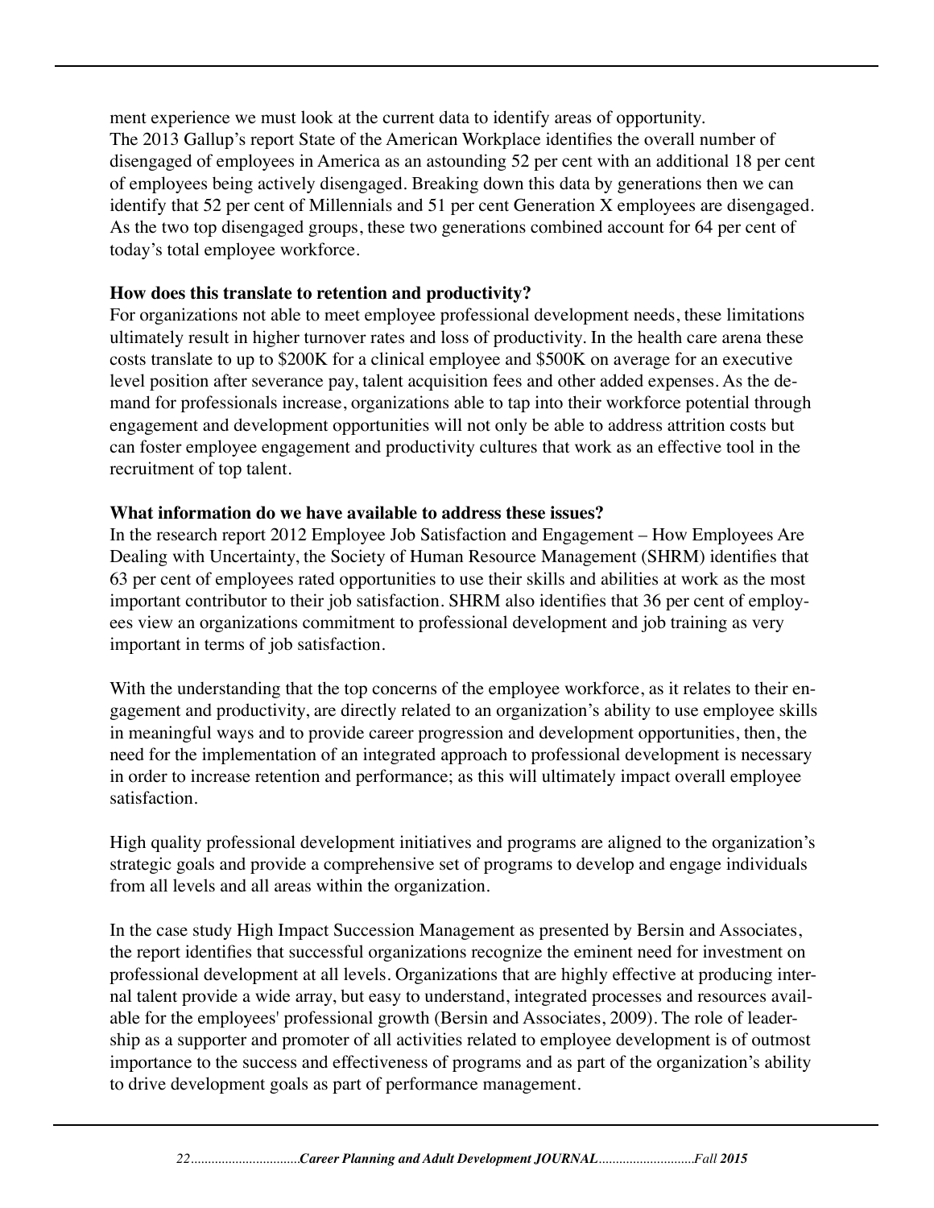ment experience we must look at the current data to identify areas of opportunity.
The 2013 Gallup's report State of the American Workplace identifies the overall number of disengaged of employees in America as an astounding 52 per cent with an additional 18 per cent of employees being actively disengaged. Breaking down this data by generations then we can identify that 52 per cent of Millennials and 51 per cent Generation X employees are disengaged. As the two top disengaged groups, these two generations combined account for 64 per cent of today's total employee workforce.

**How does this translate to retention and productivity?**
For organizations not able to meet employee professional development needs, these limitations ultimately result in higher turnover rates and loss of productivity. In the health care arena these costs translate to up to $200K for a clinical employee and $500K on average for an executive level position after severance pay, talent acquisition fees and other added expenses. As the demand for professionals increase, organizations able to tap into their workforce potential through engagement and development opportunities will not only be able to address attrition costs but can foster employee engagement and productivity cultures that work as an effective tool in the recruitment of top talent.

**What information do we have available to address these issues?**
In the research report 2012 Employee Job Satisfaction and Engagement – How Employees Are Dealing with Uncertainty, the Society of Human Resource Management (SHRM) identifies that 63 per cent of employees rated opportunities to use their skills and abilities at work as the most important contributor to their job satisfaction. SHRM also identifies that 36 per cent of employees view an organizations commitment to professional development and job training as very important in terms of job satisfaction.

With the understanding that the top concerns of the employee workforce, as it relates to their engagement and productivity, are directly related to an organization's ability to use employee skills in meaningful ways and to provide career progression and development opportunities, then, the need for the implementation of an integrated approach to professional development is necessary in order to increase retention and performance; as this will ultimately impact overall employee satisfaction.

High quality professional development initiatives and programs are aligned to the organization's strategic goals and provide a comprehensive set of programs to develop and engage individuals from all levels and all areas within the organization.

In the case study High Impact Succession Management as presented by Bersin and Associates, the report identifies that successful organizations recognize the eminent need for investment on professional development at all levels. Organizations that are highly effective at producing internal talent provide a wide array, but easy to understand, integrated processes and resources available for the employees' professional growth (Bersin and Associates, 2009). The role of leadership as a supporter and promoter of all activities related to employee development is of outmost importance to the success and effectiveness of programs and as part of the organization's ability to drive development goals as part of performance management.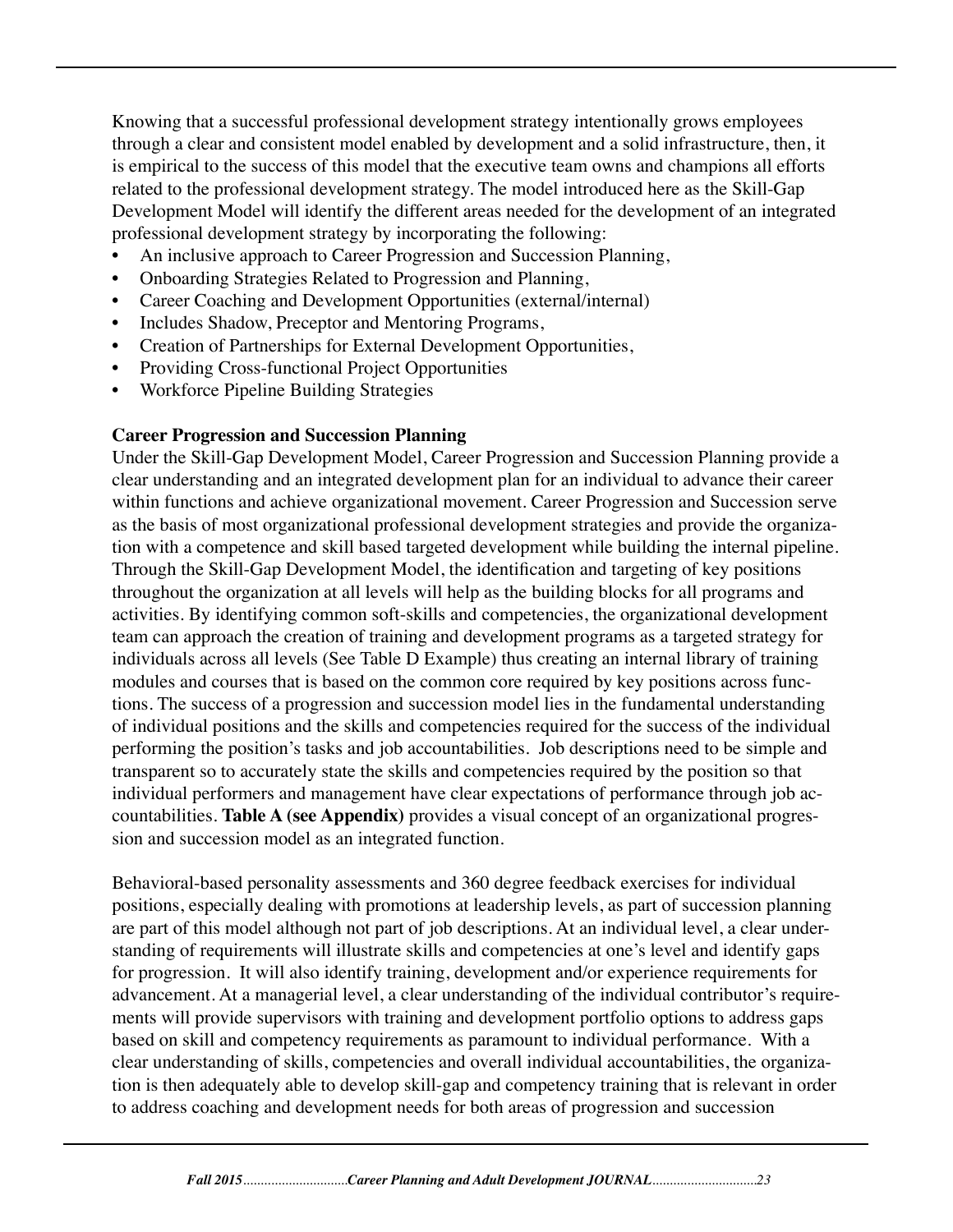Knowing that a successful professional development strategy intentionally grows employees through a clear and consistent model enabled by development and a solid infrastructure, then, it is empirical to the success of this model that the executive team owns and champions all efforts related to the professional development strategy. The model introduced here as the Skill-Gap Development Model will identify the different areas needed for the development of an integrated professional development strategy by incorporating the following:

- An inclusive approach to Career Progression and Succession Planning,
- Onboarding Strategies Related to Progression and Planning,
- Career Coaching and Development Opportunities (external/internal)
- Includes Shadow, Preceptor and Mentoring Programs,
- Creation of Partnerships for External Development Opportunities,
- Providing Cross-functional Project Opportunities
- Workforce Pipeline Building Strategies

**Career Progression and Succession Planning**

Under the Skill-Gap Development Model, Career Progression and Succession Planning provide a clear understanding and an integrated development plan for an individual to advance their career within functions and achieve organizational movement. Career Progression and Succession serve as the basis of most organizational professional development strategies and provide the organization with a competence and skill based targeted development while building the internal pipeline. Through the Skill-Gap Development Model, the identification and targeting of key positions throughout the organization at all levels will help as the building blocks for all programs and activities. By identifying common soft-skills and competencies, the organizational development team can approach the creation of training and development programs as a targeted strategy for individuals across all levels (See Table D Example) thus creating an internal library of training modules and courses that is based on the common core required by key positions across functions. The success of a progression and succession model lies in the fundamental understanding of individual positions and the skills and competencies required for the success of the individual performing the position's tasks and job accountabilities. Job descriptions need to be simple and transparent so to accurately state the skills and competencies required by the position so that individual performers and management have clear expectations of performance through job accountabilities. **Table A (see Appendix)** provides a visual concept of an organizational progression and succession model as an integrated function.

Behavioral-based personality assessments and 360 degree feedback exercises for individual positions, especially dealing with promotions at leadership levels, as part of succession planning are part of this model although not part of job descriptions. At an individual level, a clear understanding of requirements will illustrate skills and competencies at one's level and identify gaps for progression. It will also identify training, development and/or experience requirements for advancement. At a managerial level, a clear understanding of the individual contributor's requirements will provide supervisors with training and development portfolio options to address gaps based on skill and competency requirements as paramount to individual performance. With a clear understanding of skills, competencies and overall individual accountabilities, the organization is then adequately able to develop skill-gap and competency training that is relevant in order to address coaching and development needs for both areas of progression and succession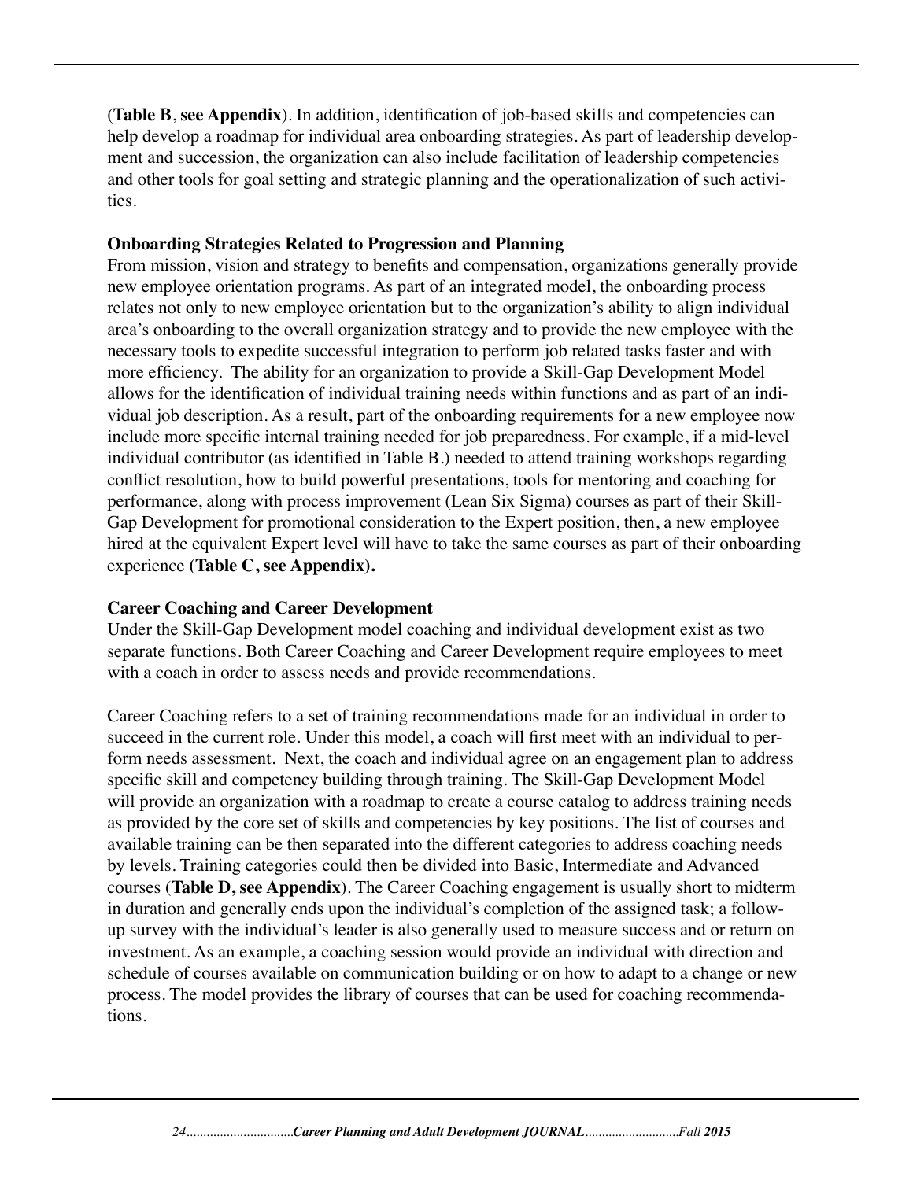(**Table B**, **see Appendix**). In addition, identification of job-based skills and competencies can help develop a roadmap for individual area onboarding strategies. As part of leadership development and succession, the organization can also include facilitation of leadership competencies and other tools for goal setting and strategic planning and the operationalization of such activities.

**Onboarding Strategies Related to Progression and Planning**

From mission, vision and strategy to benefits and compensation, organizations generally provide new employee orientation programs. As part of an integrated model, the onboarding process relates not only to new employee orientation but to the organization's ability to align individual area's onboarding to the overall organization strategy and to provide the new employee with the necessary tools to expedite successful integration to perform job related tasks faster and with more efficiency. The ability for an organization to provide a Skill-Gap Development Model allows for the identification of individual training needs within functions and as part of an individual job description. As a result, part of the onboarding requirements for a new employee now include more specific internal training needed for job preparedness. For example, if a mid-level individual contributor (as identified in Table B.) needed to attend training workshops regarding conflict resolution, how to build powerful presentations, tools for mentoring and coaching for performance, along with process improvement (Lean Six Sigma) courses as part of their Skill-Gap Development for promotional consideration to the Expert position, then, a new employee hired at the equivalent Expert level will have to take the same courses as part of their onboarding experience **(Table C, see Appendix).**

**Career Coaching and Career Development**

Under the Skill-Gap Development model coaching and individual development exist as two separate functions. Both Career Coaching and Career Development require employees to meet with a coach in order to assess needs and provide recommendations.

Career Coaching refers to a set of training recommendations made for an individual in order to succeed in the current role. Under this model, a coach will first meet with an individual to perform needs assessment. Next, the coach and individual agree on an engagement plan to address specific skill and competency building through training. The Skill-Gap Development Model will provide an organization with a roadmap to create a course catalog to address training needs as provided by the core set of skills and competencies by key positions. The list of courses and available training can be then separated into the different categories to address coaching needs by levels. Training categories could then be divided into Basic, Intermediate and Advanced courses (**Table D, see Appendix**). The Career Coaching engagement is usually short to midterm in duration and generally ends upon the individual's completion of the assigned task; a follow-up survey with the individual's leader is also generally used to measure success and or return on investment. As an example, a coaching session would provide an individual with direction and schedule of courses available on communication building or on how to adapt to a change or new process. The model provides the library of courses that can be used for coaching recommendations.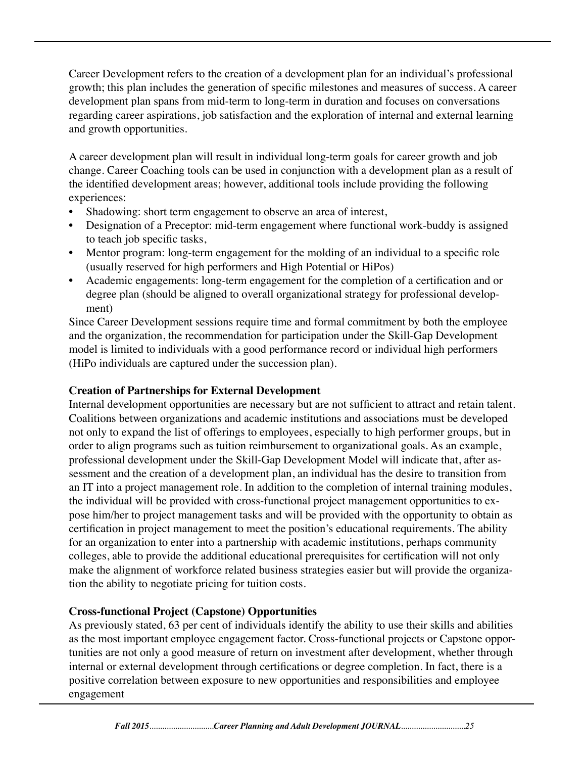Career Development refers to the creation of a development plan for an individual's professional growth; this plan includes the generation of specific milestones and measures of success. A career development plan spans from mid-term to long-term in duration and focuses on conversations regarding career aspirations, job satisfaction and the exploration of internal and external learning and growth opportunities.

A career development plan will result in individual long-term goals for career growth and job change. Career Coaching tools can be used in conjunction with a development plan as a result of the identified development areas; however, additional tools include providing the following experiences:

- Shadowing: short term engagement to observe an area of interest,
- Designation of a Preceptor: mid-term engagement where functional work-buddy is assigned to teach job specific tasks,
- Mentor program: long-term engagement for the molding of an individual to a specific role (usually reserved for high performers and High Potential or HiPos)
- Academic engagements: long-term engagement for the completion of a certification and or degree plan (should be aligned to overall organizational strategy for professional development)

Since Career Development sessions require time and formal commitment by both the employee and the organization, the recommendation for participation under the Skill-Gap Development model is limited to individuals with a good performance record or individual high performers (HiPo individuals are captured under the succession plan).

**Creation of Partnerships for External Development**

Internal development opportunities are necessary but are not sufficient to attract and retain talent. Coalitions between organizations and academic institutions and associations must be developed not only to expand the list of offerings to employees, especially to high performer groups, but in order to align programs such as tuition reimbursement to organizational goals. As an example, professional development under the Skill-Gap Development Model will indicate that, after assessment and the creation of a development plan, an individual has the desire to transition from an IT into a project management role. In addition to the completion of internal training modules, the individual will be provided with cross-functional project management opportunities to expose him/her to project management tasks and will be provided with the opportunity to obtain as certification in project management to meet the position's educational requirements. The ability for an organization to enter into a partnership with academic institutions, perhaps community colleges, able to provide the additional educational prerequisites for certification will not only make the alignment of workforce related business strategies easier but will provide the organization the ability to negotiate pricing for tuition costs.

**Cross-functional Project (Capstone) Opportunities**

As previously stated, 63 per cent of individuals identify the ability to use their skills and abilities as the most important employee engagement factor. Cross-functional projects or Capstone opportunities are not only a good measure of return on investment after development, whether through internal or external development through certifications or degree completion. In fact, there is a positive correlation between exposure to new opportunities and responsibilities and employee engagement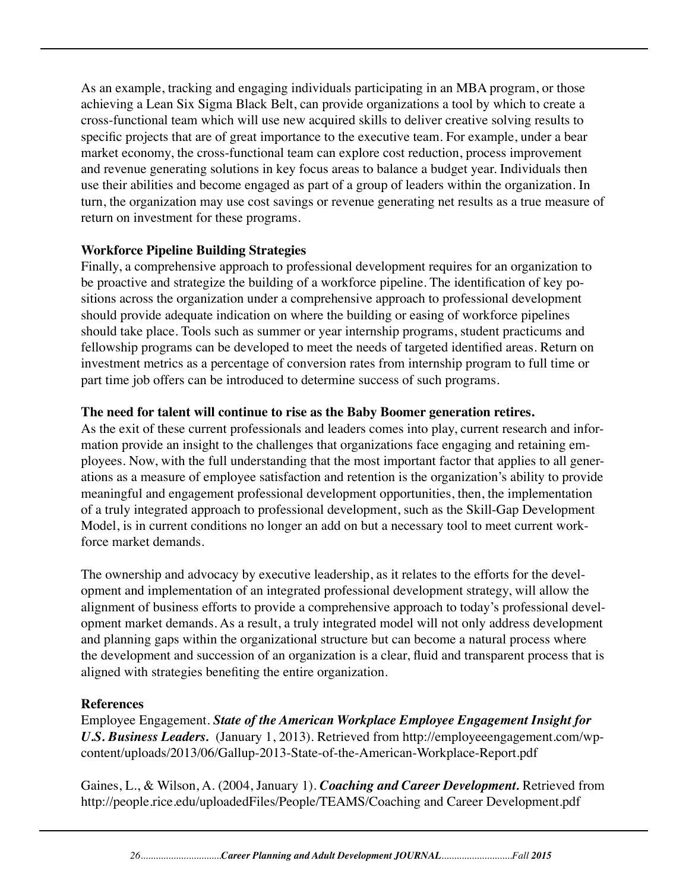As an example, tracking and engaging individuals participating in an MBA program, or those achieving a Lean Six Sigma Black Belt, can provide organizations a tool by which to create a cross-functional team which will use new acquired skills to deliver creative solving results to specific projects that are of great importance to the executive team. For example, under a bear market economy, the cross-functional team can explore cost reduction, process improvement and revenue generating solutions in key focus areas to balance a budget year. Individuals then use their abilities and become engaged as part of a group of leaders within the organization. In turn, the organization may use cost savings or revenue generating net results as a true measure of return on investment for these programs.

**Workforce Pipeline Building Strategies**

Finally, a comprehensive approach to professional development requires for an organization to be proactive and strategize the building of a workforce pipeline. The identification of key positions across the organization under a comprehensive approach to professional development should provide adequate indication on where the building or easing of workforce pipelines should take place. Tools such as summer or year internship programs, student practicums and fellowship programs can be developed to meet the needs of targeted identified areas. Return on investment metrics as a percentage of conversion rates from internship program to full time or part time job offers can be introduced to determine success of such programs.

**The need for talent will continue to rise as the Baby Boomer generation retires.**

As the exit of these current professionals and leaders comes into play, current research and information provide an insight to the challenges that organizations face engaging and retaining employees. Now, with the full understanding that the most important factor that applies to all generations as a measure of employee satisfaction and retention is the organization's ability to provide meaningful and engagement professional development opportunities, then, the implementation of a truly integrated approach to professional development, such as the Skill-Gap Development Model, is in current conditions no longer an add on but a necessary tool to meet current workforce market demands.

The ownership and advocacy by executive leadership, as it relates to the efforts for the development and implementation of an integrated professional development strategy, will allow the alignment of business efforts to provide a comprehensive approach to today's professional development market demands. As a result, a truly integrated model will not only address development and planning gaps within the organizational structure but can become a natural process where the development and succession of an organization is a clear, fluid and transparent process that is aligned with strategies benefiting the entire organization.

**References**

Employee Engagement. ***State of the American Workplace Employee Engagement Insight for U.S. Business Leaders.*** (January 1, 2013). Retrieved from http://employeeengagement.com/wp-content/uploads/2013/06/Gallup-2013-State-of-the-American-Workplace-Report.pdf

Gaines, L., & Wilson, A. (2004, January 1). ***Coaching and Career Development.*** Retrieved from http://people.rice.edu/uploadedFiles/People/TEAMS/Coaching and Career Development.pdf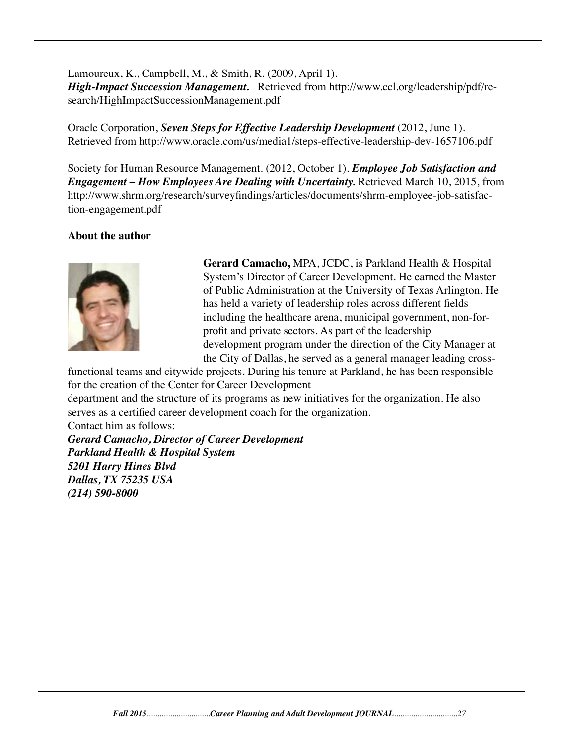Lamoureux, K., Campbell, M., & Smith, R. (2009, April 1). ***High-Impact Succession Management.*** Retrieved from http://www.ccl.org/leadership/pdf/research/HighImpactSuccessionManagement.pdf

Oracle Corporation, ***Seven Steps for Effective Leadership Development*** (2012, June 1). Retrieved from http://www.oracle.com/us/media1/steps-effective-leadership-dev-1657106.pdf

Society for Human Resource Management. (2012, October 1). ***Employee Job Satisfaction and Engagement – How Employees Are Dealing with Uncertainty.*** Retrieved March 10, 2015, from http://www.shrm.org/research/surveyfindings/articles/documents/shrm-employee-job-satisfaction-engagement.pdf

**About the author**

**Gerard Camacho,** MPA, JCDC, is Parkland Health & Hospital System's Director of Career Development. He earned the Master of Public Administration at the University of Texas Arlington. He has held a variety of leadership roles across different fields including the healthcare arena, municipal government, non-for-profit and private sectors. As part of the leadership development program under the direction of the City Manager at the City of Dallas, he served as a general manager leading cross-functional teams and citywide projects. During his tenure at Parkland, he has been responsible for the creation of the Center for Career Development department and the structure of its programs as new initiatives for the organization. He also serves as a certified career development coach for the organization.

Contact him as follows:

***Gerard Camacho, Director of Career Development***
***Parkland Health & Hospital System***
***5201 Harry Hines Blvd***
***Dallas, TX 75235 USA***
***(214) 590-8000***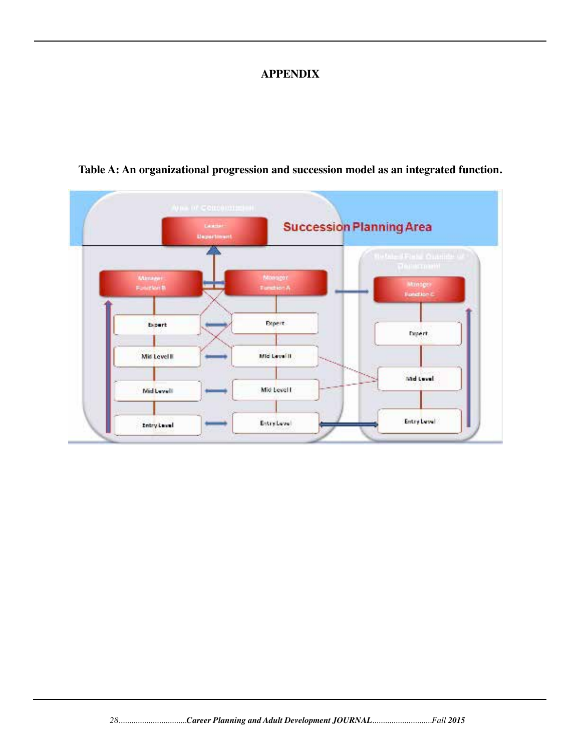**APPENDIX**

**Table A: An organizational progression and succession model as an integrated function.**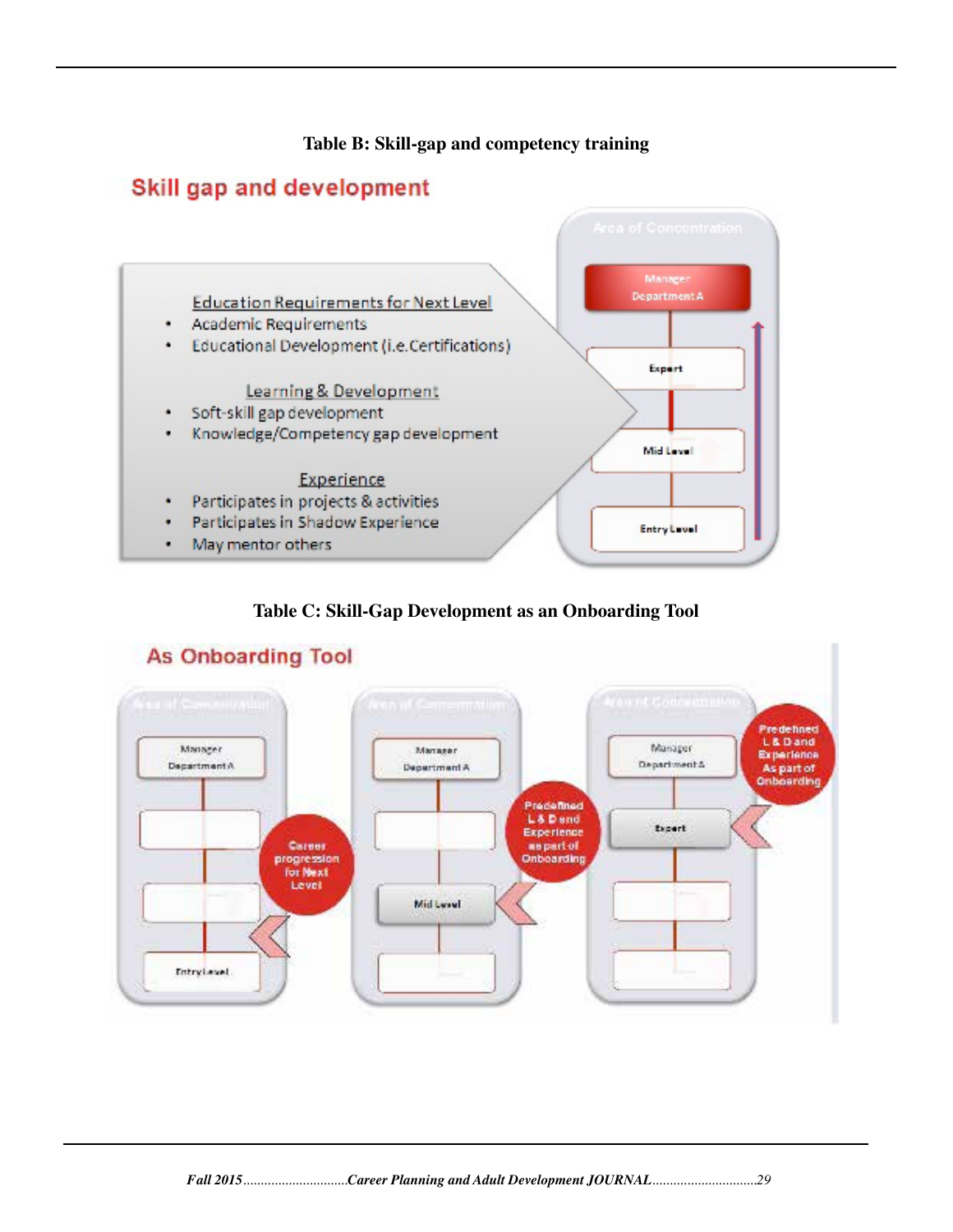**Table B: Skill-gap and competency training**

## Skill gap and development

Education Requirements for Next Level

- Academic Requirements
- Educational Development (i.e.Certifications)

Learning & Development

- Soft-skill gap development
- Knowledge/Competency gap development

Experience

- Participates in projects & activities
- Participates in Shadow Experience
- May mentor others

Area of Concentration

- Manager Department A
- Expert
- Mid Level
- Entry Level

**Table C: Skill-Gap Development as an Onboarding Tool**

## As Onboarding Tool

Area of Concentration

- Manager Department A
- Entry Level

Career progression for Next Level

Area of Concentration

- Manager Department A
- Mid Level

Predefined L & D and Experience as part of Onboarding

Area of Concentration

- Manager Department A
- Expert

Predefined L & D and Experience As part of Onboarding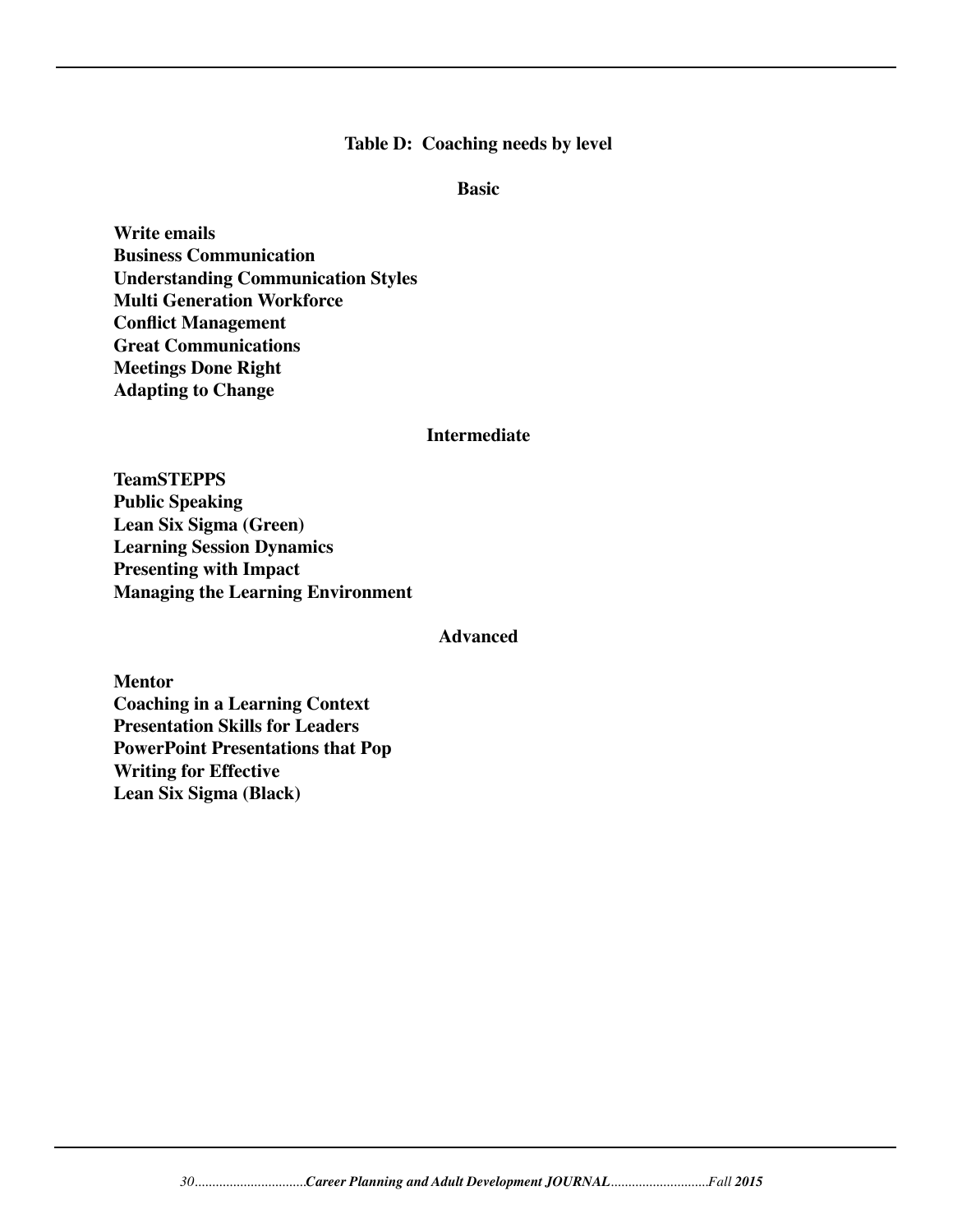**Table D: Coaching needs by level**

**Basic**

**Write emails**
**Business Communication**
**Understanding Communication Styles**
**Multi Generation Workforce**
**Conflict Management**
**Great Communications**
**Meetings Done Right**
**Adapting to Change**

**Intermediate**

**TeamSTEPPS**
**Public Speaking**
**Lean Six Sigma (Green)**
**Learning Session Dynamics**
**Presenting with Impact**
**Managing the Learning Environment**

**Advanced**

**Mentor**
**Coaching in a Learning Context**
**Presentation Skills for Leaders**
**PowerPoint Presentations that Pop**
**Writing for Effective**
**Lean Six Sigma (Black)**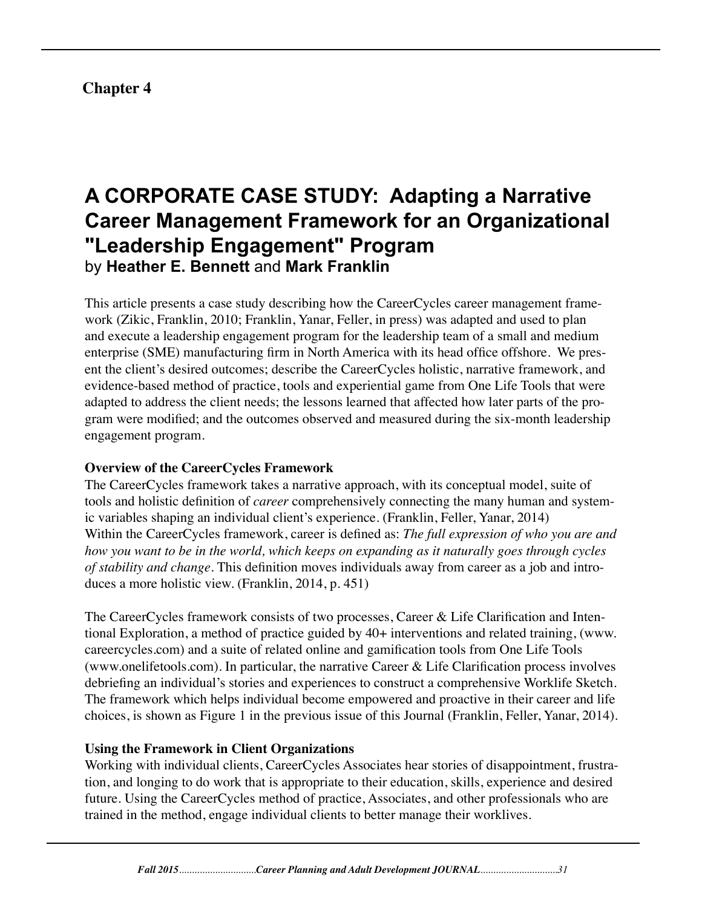**Chapter 4**

# A CORPORATE CASE STUDY: Adapting a Narrative Career Management Framework for an Organizational "Leadership Engagement" Program

by **Heather E. Bennett** and **Mark Franklin**

This article presents a case study describing how the CareerCycles career management framework (Zikic, Franklin, 2010; Franklin, Yanar, Feller, in press) was adapted and used to plan and execute a leadership engagement program for the leadership team of a small and medium enterprise (SME) manufacturing firm in North America with its head office offshore. We present the client's desired outcomes; describe the CareerCycles holistic, narrative framework, and evidence-based method of practice, tools and experiential game from One Life Tools that were adapted to address the client needs; the lessons learned that affected how later parts of the program were modified; and the outcomes observed and measured during the six-month leadership engagement program.

**Overview of the CareerCycles Framework**

The CareerCycles framework takes a narrative approach, with its conceptual model, suite of tools and holistic definition of *career* comprehensively connecting the many human and systemic variables shaping an individual client's experience. (Franklin, Feller, Yanar, 2014) Within the CareerCycles framework, career is defined as: *The full expression of who you are and how you want to be in the world, which keeps on expanding as it naturally goes through cycles of stability and change*. This definition moves individuals away from career as a job and introduces a more holistic view. (Franklin, 2014, p. 451)

The CareerCycles framework consists of two processes, Career & Life Clarification and Intentional Exploration, a method of practice guided by 40+ interventions and related training, (www.careercycles.com) and a suite of related online and gamification tools from One Life Tools (www.onelifetools.com). In particular, the narrative Career & Life Clarification process involves debriefing an individual's stories and experiences to construct a comprehensive Worklife Sketch. The framework which helps individual become empowered and proactive in their career and life choices, is shown as Figure 1 in the previous issue of this Journal (Franklin, Feller, Yanar, 2014).

**Using the Framework in Client Organizations**

Working with individual clients, CareerCycles Associates hear stories of disappointment, frustration, and longing to do work that is appropriate to their education, skills, experience and desired future. Using the CareerCycles method of practice, Associates, and other professionals who are trained in the method, engage individual clients to better manage their worklives.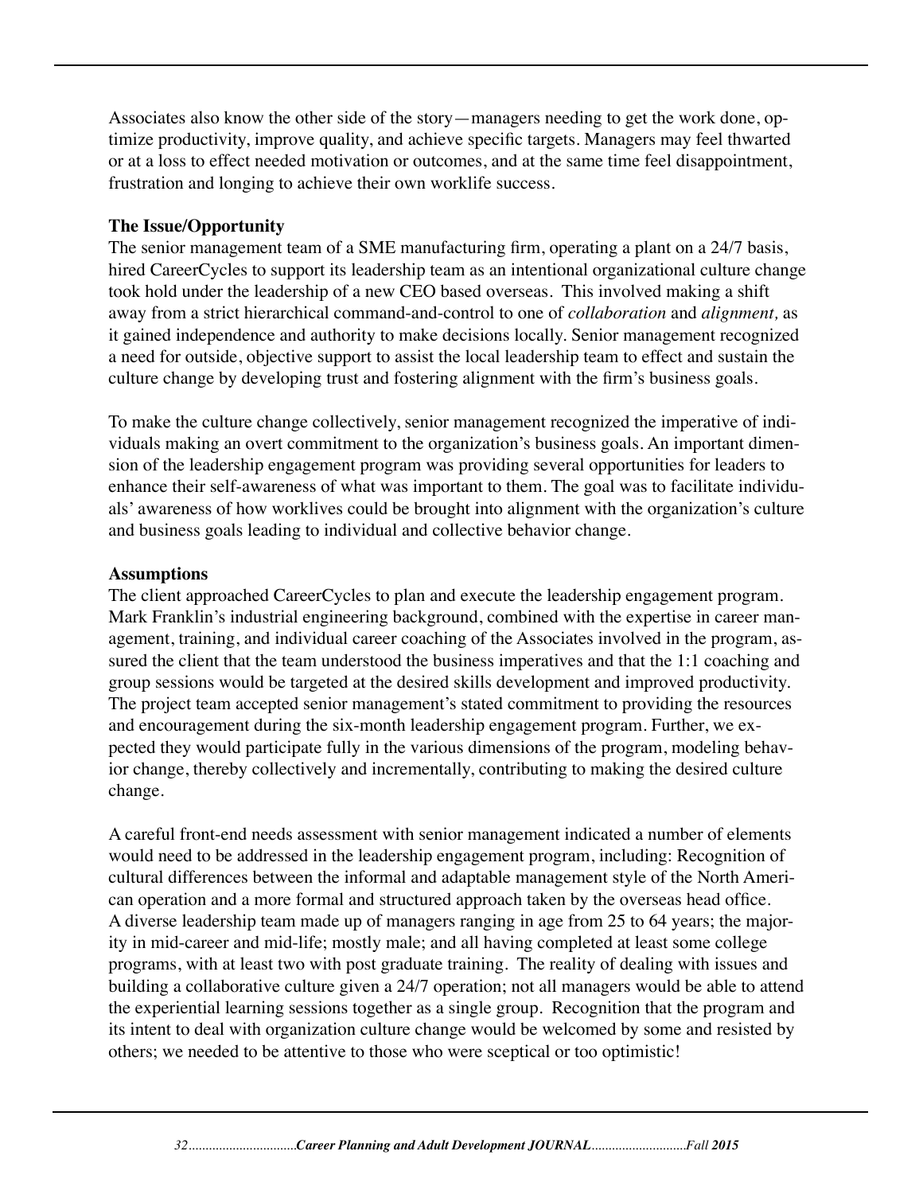Associates also know the other side of the story—managers needing to get the work done, optimize productivity, improve quality, and achieve specific targets. Managers may feel thwarted or at a loss to effect needed motivation or outcomes, and at the same time feel disappointment, frustration and longing to achieve their own worklife success.

**The Issue/Opportunity**

The senior management team of a SME manufacturing firm, operating a plant on a 24/7 basis, hired CareerCycles to support its leadership team as an intentional organizational culture change took hold under the leadership of a new CEO based overseas. This involved making a shift away from a strict hierarchical command-and-control to one of *collaboration* and *alignment,* as it gained independence and authority to make decisions locally. Senior management recognized a need for outside, objective support to assist the local leadership team to effect and sustain the culture change by developing trust and fostering alignment with the firm's business goals.

To make the culture change collectively, senior management recognized the imperative of individuals making an overt commitment to the organization's business goals. An important dimension of the leadership engagement program was providing several opportunities for leaders to enhance their self-awareness of what was important to them. The goal was to facilitate individuals' awareness of how worklives could be brought into alignment with the organization's culture and business goals leading to individual and collective behavior change.

**Assumptions**

The client approached CareerCycles to plan and execute the leadership engagement program. Mark Franklin's industrial engineering background, combined with the expertise in career management, training, and individual career coaching of the Associates involved in the program, assured the client that the team understood the business imperatives and that the 1:1 coaching and group sessions would be targeted at the desired skills development and improved productivity. The project team accepted senior management's stated commitment to providing the resources and encouragement during the six-month leadership engagement program. Further, we expected they would participate fully in the various dimensions of the program, modeling behavior change, thereby collectively and incrementally, contributing to making the desired culture change.

A careful front-end needs assessment with senior management indicated a number of elements would need to be addressed in the leadership engagement program, including: Recognition of cultural differences between the informal and adaptable management style of the North American operation and a more formal and structured approach taken by the overseas head office. A diverse leadership team made up of managers ranging in age from 25 to 64 years; the majority in mid-career and mid-life; mostly male; and all having completed at least some college programs, with at least two with post graduate training. The reality of dealing with issues and building a collaborative culture given a 24/7 operation; not all managers would be able to attend the experiential learning sessions together as a single group. Recognition that the program and its intent to deal with organization culture change would be welcomed by some and resisted by others; we needed to be attentive to those who were sceptical or too optimistic!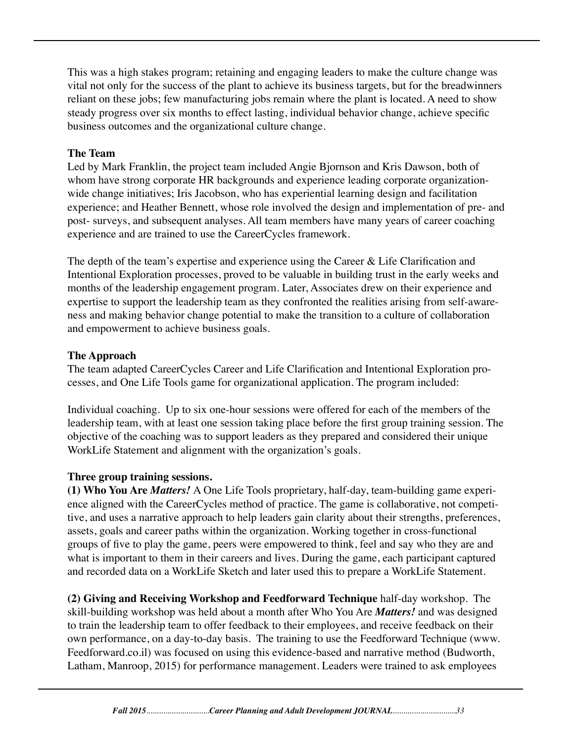This was a high stakes program; retaining and engaging leaders to make the culture change was vital not only for the success of the plant to achieve its business targets, but for the breadwinners reliant on these jobs; few manufacturing jobs remain where the plant is located. A need to show steady progress over six months to effect lasting, individual behavior change, achieve specific business outcomes and the organizational culture change.

**The Team**

Led by Mark Franklin, the project team included Angie Bjornson and Kris Dawson, both of whom have strong corporate HR backgrounds and experience leading corporate organization-wide change initiatives; Iris Jacobson, who has experiential learning design and facilitation experience; and Heather Bennett, whose role involved the design and implementation of pre- and post- surveys, and subsequent analyses. All team members have many years of career coaching experience and are trained to use the CareerCycles framework.

The depth of the team's expertise and experience using the Career & Life Clarification and Intentional Exploration processes, proved to be valuable in building trust in the early weeks and months of the leadership engagement program. Later, Associates drew on their experience and expertise to support the leadership team as they confronted the realities arising from self-awareness and making behavior change potential to make the transition to a culture of collaboration and empowerment to achieve business goals.

**The Approach**

The team adapted CareerCycles Career and Life Clarification and Intentional Exploration processes, and One Life Tools game for organizational application. The program included:

Individual coaching. Up to six one-hour sessions were offered for each of the members of the leadership team, with at least one session taking place before the first group training session. The objective of the coaching was to support leaders as they prepared and considered their unique WorkLife Statement and alignment with the organization's goals.

**Three group training sessions.**

**(1) Who You Are *Matters!*** A One Life Tools proprietary, half-day, team-building game experience aligned with the CareerCycles method of practice. The game is collaborative, not competitive, and uses a narrative approach to help leaders gain clarity about their strengths, preferences, assets, goals and career paths within the organization. Working together in cross-functional groups of five to play the game, peers were empowered to think, feel and say who they are and what is important to them in their careers and lives. During the game, each participant captured and recorded data on a WorkLife Sketch and later used this to prepare a WorkLife Statement.

**(2) Giving and Receiving Workshop and Feedforward Technique** half-day workshop. The skill-building workshop was held about a month after Who You Are ***Matters!*** and was designed to train the leadership team to offer feedback to their employees, and receive feedback on their own performance, on a day-to-day basis. The training to use the Feedforward Technique (www.Feedforward.co.il) was focused on using this evidence-based and narrative method (Budworth, Latham, Manroop, 2015) for performance management. Leaders were trained to ask employees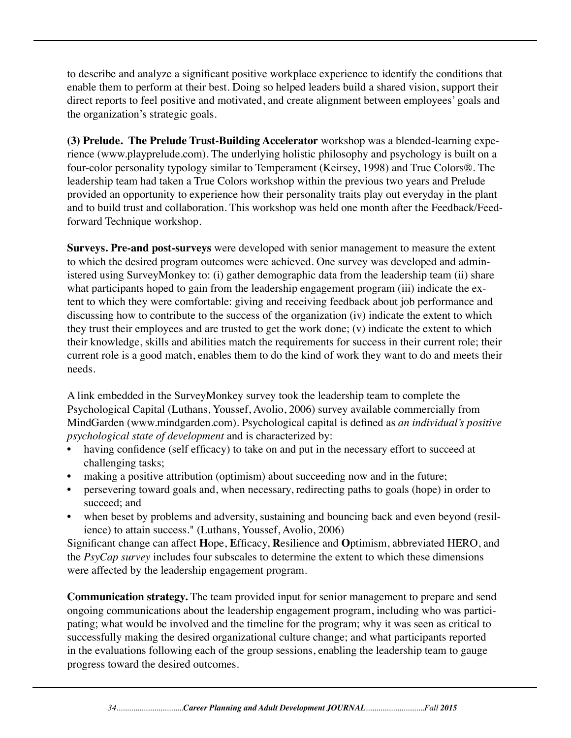to describe and analyze a significant positive workplace experience to identify the conditions that enable them to perform at their best. Doing so helped leaders build a shared vision, support their direct reports to feel positive and motivated, and create alignment between employees' goals and the organization's strategic goals.

**(3) Prelude. The Prelude Trust-Building Accelerator** workshop was a blended-learning experience (www.playprelude.com). The underlying holistic philosophy and psychology is built on a four-color personality typology similar to Temperament (Keirsey, 1998) and True Colors®. The leadership team had taken a True Colors workshop within the previous two years and Prelude provided an opportunity to experience how their personality traits play out everyday in the plant and to build trust and collaboration. This workshop was held one month after the Feedback/Feedforward Technique workshop.

**Surveys. Pre-and post-surveys** were developed with senior management to measure the extent to which the desired program outcomes were achieved. One survey was developed and administered using SurveyMonkey to: (i) gather demographic data from the leadership team (ii) share what participants hoped to gain from the leadership engagement program (iii) indicate the extent to which they were comfortable: giving and receiving feedback about job performance and discussing how to contribute to the success of the organization (iv) indicate the extent to which they trust their employees and are trusted to get the work done; (v) indicate the extent to which their knowledge, skills and abilities match the requirements for success in their current role; their current role is a good match, enables them to do the kind of work they want to do and meets their needs.

A link embedded in the SurveyMonkey survey took the leadership team to complete the Psychological Capital (Luthans, Youssef, Avolio, 2006) survey available commercially from MindGarden (www.mindgarden.com). Psychological capital is defined as *an individual's positive psychological state of development* and is characterized by:

- having confidence (self efficacy) to take on and put in the necessary effort to succeed at challenging tasks;
- making a positive attribution (optimism) about succeeding now and in the future;
- persevering toward goals and, when necessary, redirecting paths to goals (hope) in order to succeed; and
- when beset by problems and adversity, sustaining and bouncing back and even beyond (resilience) to attain success." (Luthans, Youssef, Avolio, 2006)

Significant change can affect **H**ope, **E**fficacy, **R**esilience and **O**ptimism, abbreviated HERO, and the *PsyCap survey* includes four subscales to determine the extent to which these dimensions were affected by the leadership engagement program.

**Communication strategy.** The team provided input for senior management to prepare and send ongoing communications about the leadership engagement program, including who was participating; what would be involved and the timeline for the program; why it was seen as critical to successfully making the desired organizational culture change; and what participants reported in the evaluations following each of the group sessions, enabling the leadership team to gauge progress toward the desired outcomes.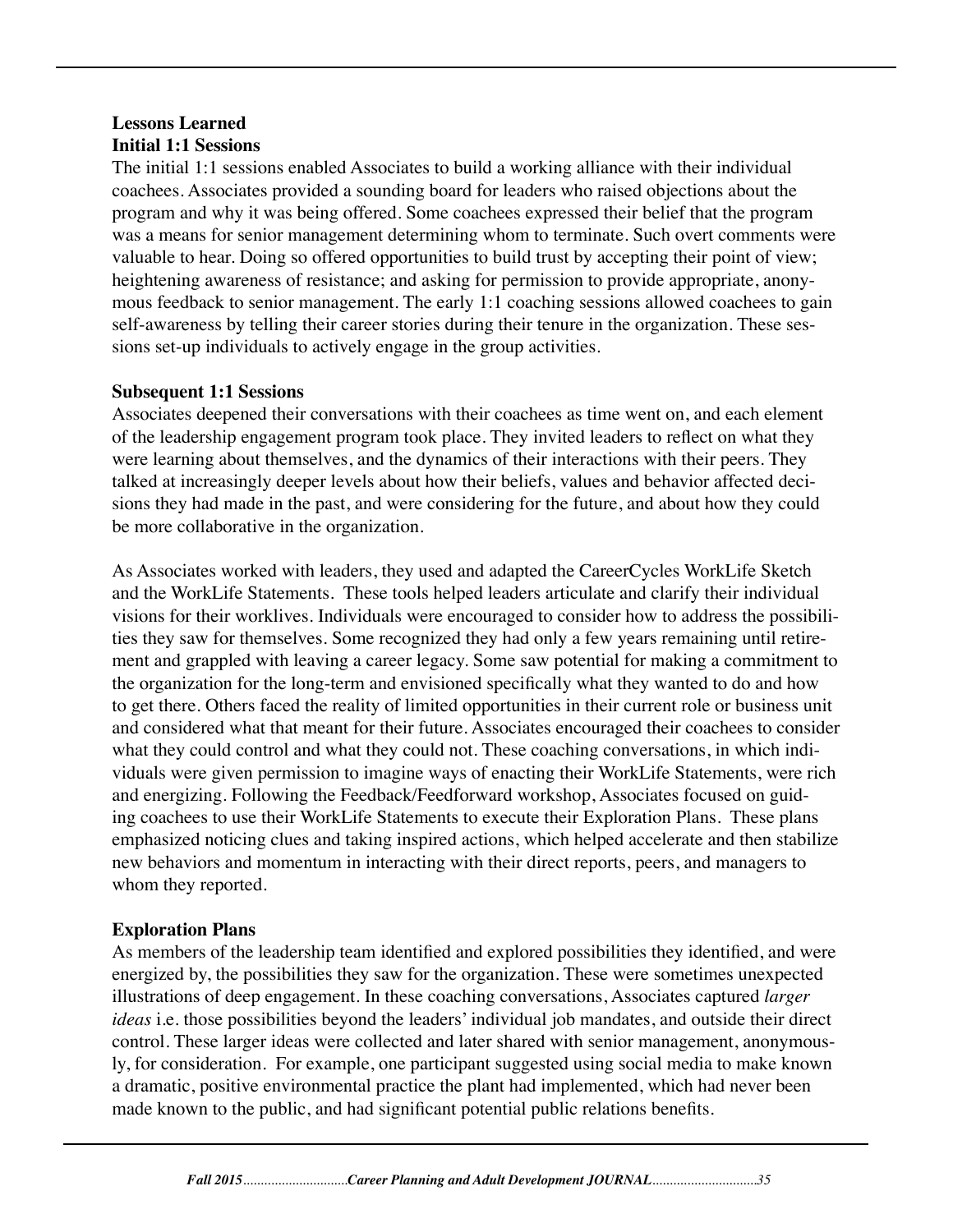**Lessons Learned**

**Initial 1:1 Sessions**

The initial 1:1 sessions enabled Associates to build a working alliance with their individual coachees. Associates provided a sounding board for leaders who raised objections about the program and why it was being offered. Some coachees expressed their belief that the program was a means for senior management determining whom to terminate. Such overt comments were valuable to hear. Doing so offered opportunities to build trust by accepting their point of view; heightening awareness of resistance; and asking for permission to provide appropriate, anonymous feedback to senior management. The early 1:1 coaching sessions allowed coachees to gain self-awareness by telling their career stories during their tenure in the organization. These sessions set-up individuals to actively engage in the group activities.

**Subsequent 1:1 Sessions**

Associates deepened their conversations with their coachees as time went on, and each element of the leadership engagement program took place. They invited leaders to reflect on what they were learning about themselves, and the dynamics of their interactions with their peers. They talked at increasingly deeper levels about how their beliefs, values and behavior affected decisions they had made in the past, and were considering for the future, and about how they could be more collaborative in the organization.

As Associates worked with leaders, they used and adapted the CareerCycles WorkLife Sketch and the WorkLife Statements. These tools helped leaders articulate and clarify their individual visions for their worklives. Individuals were encouraged to consider how to address the possibilities they saw for themselves. Some recognized they had only a few years remaining until retirement and grappled with leaving a career legacy. Some saw potential for making a commitment to the organization for the long-term and envisioned specifically what they wanted to do and how to get there. Others faced the reality of limited opportunities in their current role or business unit and considered what that meant for their future. Associates encouraged their coachees to consider what they could control and what they could not. These coaching conversations, in which individuals were given permission to imagine ways of enacting their WorkLife Statements, were rich and energizing. Following the Feedback/Feedforward workshop, Associates focused on guiding coachees to use their WorkLife Statements to execute their Exploration Plans. These plans emphasized noticing clues and taking inspired actions, which helped accelerate and then stabilize new behaviors and momentum in interacting with their direct reports, peers, and managers to whom they reported.

**Exploration Plans**

As members of the leadership team identified and explored possibilities they identified, and were energized by, the possibilities they saw for the organization. These were sometimes unexpected illustrations of deep engagement. In these coaching conversations, Associates captured *larger ideas* i.e. those possibilities beyond the leaders' individual job mandates, and outside their direct control. These larger ideas were collected and later shared with senior management, anonymously, for consideration. For example, one participant suggested using social media to make known a dramatic, positive environmental practice the plant had implemented, which had never been made known to the public, and had significant potential public relations benefits.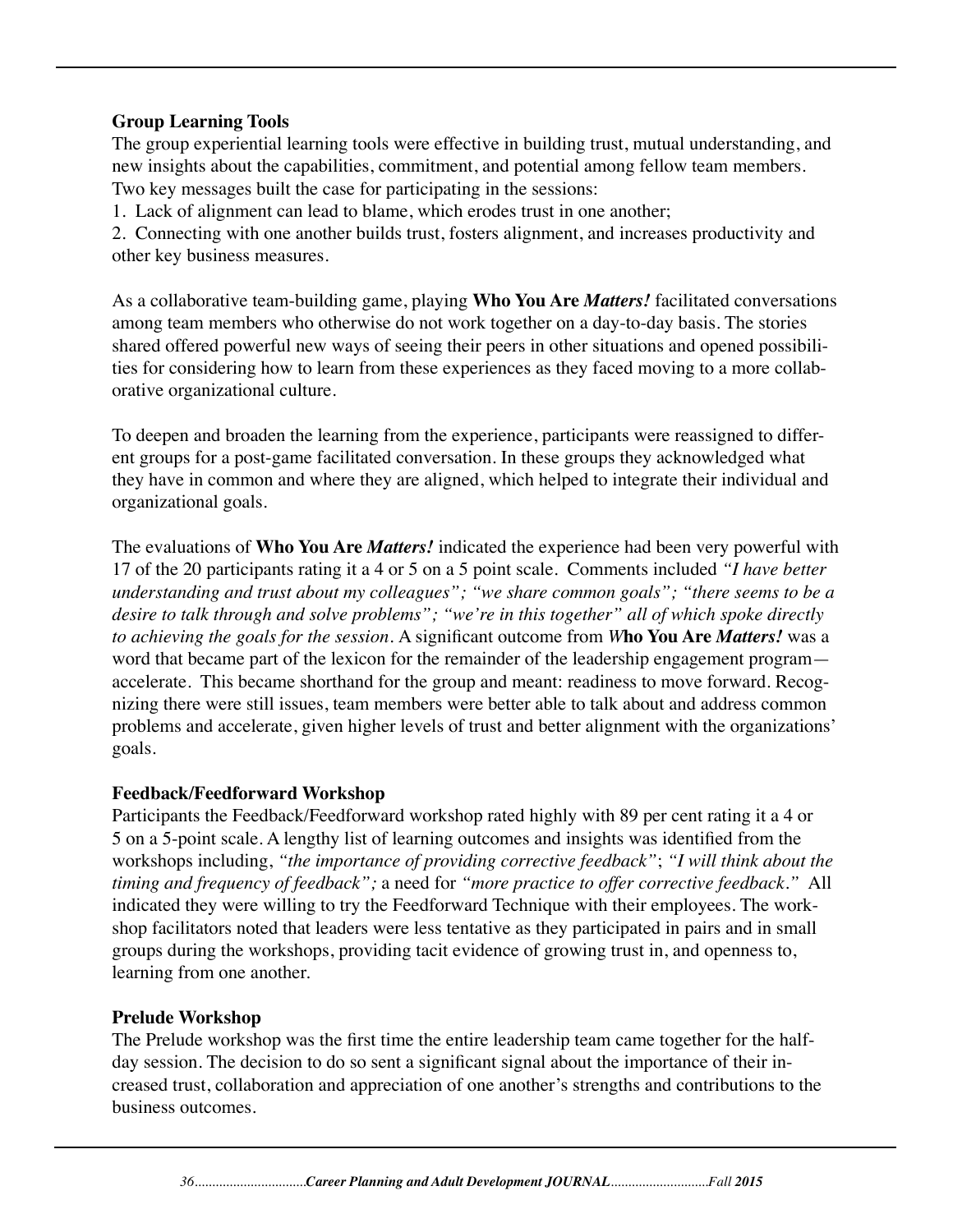### Group Learning Tools

The group experiential learning tools were effective in building trust, mutual understanding, and new insights about the capabilities, commitment, and potential among fellow team members. Two key messages built the case for participating in the sessions:

1. Lack of alignment can lead to blame, which erodes trust in one another;
2. Connecting with one another builds trust, fosters alignment, and increases productivity and other key business measures.

As a collaborative team-building game, playing **Who You Are *Matters!*** facilitated conversations among team members who otherwise do not work together on a day-to-day basis. The stories shared offered powerful new ways of seeing their peers in other situations and opened possibilities for considering how to learn from these experiences as they faced moving to a more collaborative organizational culture.

To deepen and broaden the learning from the experience, participants were reassigned to different groups for a post-game facilitated conversation. In these groups they acknowledged what they have in common and where they are aligned, which helped to integrate their individual and organizational goals.

The evaluations of **Who You Are *Matters!*** indicated the experience had been very powerful with 17 of the 20 participants rating it a 4 or 5 on a 5 point scale. Comments included *"I have better understanding and trust about my colleagues"; "we share common goals"; "there seems to be a desire to talk through and solve problems"; "we're in this together" all of which spoke directly to achieving the goals for the session*. A significant outcome from ***W*ho You Are *Matters!*** was a word that became part of the lexicon for the remainder of the leadership engagement program—accelerate. This became shorthand for the group and meant: readiness to move forward. Recognizing there were still issues, team members were better able to talk about and address common problems and accelerate, given higher levels of trust and better alignment with the organizations' goals.

### Feedback/Feedforward Workshop

Participants the Feedback/Feedforward workshop rated highly with 89 per cent rating it a 4 or 5 on a 5-point scale. A lengthy list of learning outcomes and insights was identified from the workshops including, *"the importance of providing corrective feedback"*; *"I will think about the timing and frequency of feedback";* a need for *"more practice to offer corrective feedback."* All indicated they were willing to try the Feedforward Technique with their employees. The workshop facilitators noted that leaders were less tentative as they participated in pairs and in small groups during the workshops, providing tacit evidence of growing trust in, and openness to, learning from one another.

### Prelude Workshop

The Prelude workshop was the first time the entire leadership team came together for the half-day session. The decision to do so sent a significant signal about the importance of their increased trust, collaboration and appreciation of one another's strengths and contributions to the business outcomes.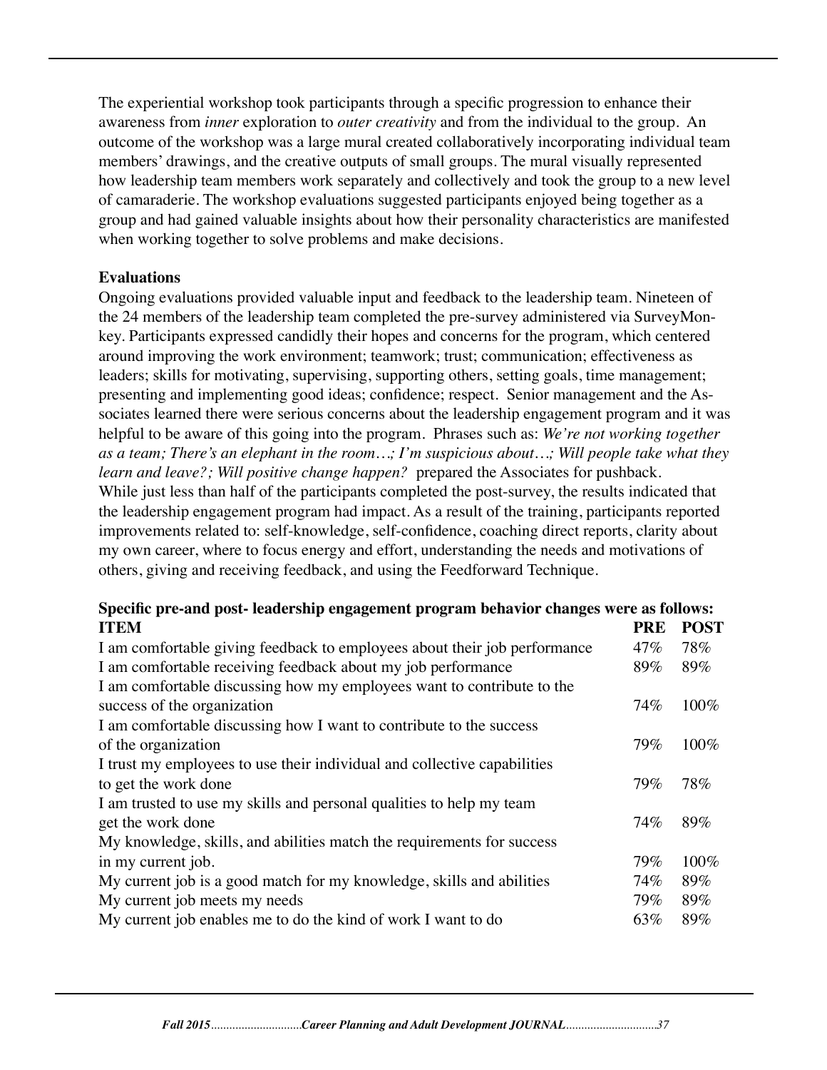The experiential workshop took participants through a specific progression to enhance their awareness from *inner* exploration to *outer creativity* and from the individual to the group. An outcome of the workshop was a large mural created collaboratively incorporating individual team members' drawings, and the creative outputs of small groups. The mural visually represented how leadership team members work separately and collectively and took the group to a new level of camaraderie. The workshop evaluations suggested participants enjoyed being together as a group and had gained valuable insights about how their personality characteristics are manifested when working together to solve problems and make decisions.

**Evaluations**

Ongoing evaluations provided valuable input and feedback to the leadership team. Nineteen of the 24 members of the leadership team completed the pre-survey administered via SurveyMonkey. Participants expressed candidly their hopes and concerns for the program, which centered around improving the work environment; teamwork; trust; communication; effectiveness as leaders; skills for motivating, supervising, supporting others, setting goals, time management; presenting and implementing good ideas; confidence; respect. Senior management and the Associates learned there were serious concerns about the leadership engagement program and it was helpful to be aware of this going into the program. Phrases such as: *We're not working together as a team; There's an elephant in the room…; I'm suspicious about…; Will people take what they learn and leave?; Will positive change happen?* prepared the Associates for pushback.

While just less than half of the participants completed the post-survey, the results indicated that the leadership engagement program had impact. As a result of the training, participants reported improvements related to: self-knowledge, self-confidence, coaching direct reports, clarity about my own career, where to focus energy and effort, understanding the needs and motivations of others, giving and receiving feedback, and using the Feedforward Technique.

**Specific pre-and post- leadership engagement program behavior changes were as follows:**

| ITEM | PRE | POST |
|---|---|---|
| I am comfortable giving feedback to employees about their job performance | 47% | 78% |
| I am comfortable receiving feedback about my job performance | 89% | 89% |
| I am comfortable discussing how my employees want to contribute to the success of the organization | 74% | 100% |
| I am comfortable discussing how I want to contribute to the success of the organization | 79% | 100% |
| I trust my employees to use their individual and collective capabilities to get the work done | 79% | 78% |
| I am trusted to use my skills and personal qualities to help my team get the work done | 74% | 89% |
| My knowledge, skills, and abilities match the requirements for success in my current job. | 79% | 100% |
| My current job is a good match for my knowledge, skills and abilities | 74% | 89% |
| My current job meets my needs | 79% | 89% |
| My current job enables me to do the kind of work I want to do | 63% | 89% |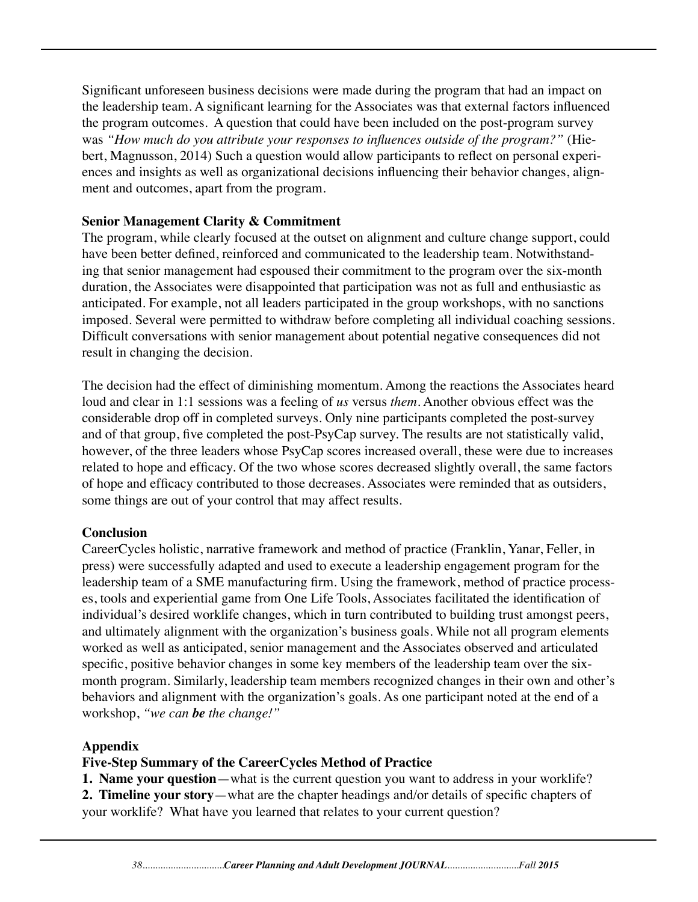Significant unforeseen business decisions were made during the program that had an impact on the leadership team. A significant learning for the Associates was that external factors influenced the program outcomes. A question that could have been included on the post-program survey was *"How much do you attribute your responses to influences outside of the program?"* (Hiebert, Magnusson, 2014) Such a question would allow participants to reflect on personal experiences and insights as well as organizational decisions influencing their behavior changes, alignment and outcomes, apart from the program.

**Senior Management Clarity & Commitment**

The program, while clearly focused at the outset on alignment and culture change support, could have been better defined, reinforced and communicated to the leadership team. Notwithstanding that senior management had espoused their commitment to the program over the six-month duration, the Associates were disappointed that participation was not as full and enthusiastic as anticipated. For example, not all leaders participated in the group workshops, with no sanctions imposed. Several were permitted to withdraw before completing all individual coaching sessions. Difficult conversations with senior management about potential negative consequences did not result in changing the decision.

The decision had the effect of diminishing momentum. Among the reactions the Associates heard loud and clear in 1:1 sessions was a feeling of *us* versus *them*. Another obvious effect was the considerable drop off in completed surveys. Only nine participants completed the post-survey and of that group, five completed the post-PsyCap survey. The results are not statistically valid, however, of the three leaders whose PsyCap scores increased overall, these were due to increases related to hope and efficacy. Of the two whose scores decreased slightly overall, the same factors of hope and efficacy contributed to those decreases. Associates were reminded that as outsiders, some things are out of your control that may affect results.

**Conclusion**

CareerCycles holistic, narrative framework and method of practice (Franklin, Yanar, Feller, in press) were successfully adapted and used to execute a leadership engagement program for the leadership team of a SME manufacturing firm. Using the framework, method of practice processes, tools and experiential game from One Life Tools, Associates facilitated the identification of individual's desired worklife changes, which in turn contributed to building trust amongst peers, and ultimately alignment with the organization's business goals. While not all program elements worked as well as anticipated, senior management and the Associates observed and articulated specific, positive behavior changes in some key members of the leadership team over the six-month program. Similarly, leadership team members recognized changes in their own and other's behaviors and alignment with the organization's goals. As one participant noted at the end of a workshop, *"we can **be** the change!"*

**Appendix**

**Five-Step Summary of the CareerCycles Method of Practice**

1. **Name your question**—what is the current question you want to address in your worklife?
2. **Timeline your story**—what are the chapter headings and/or details of specific chapters of your worklife? What have you learned that relates to your current question?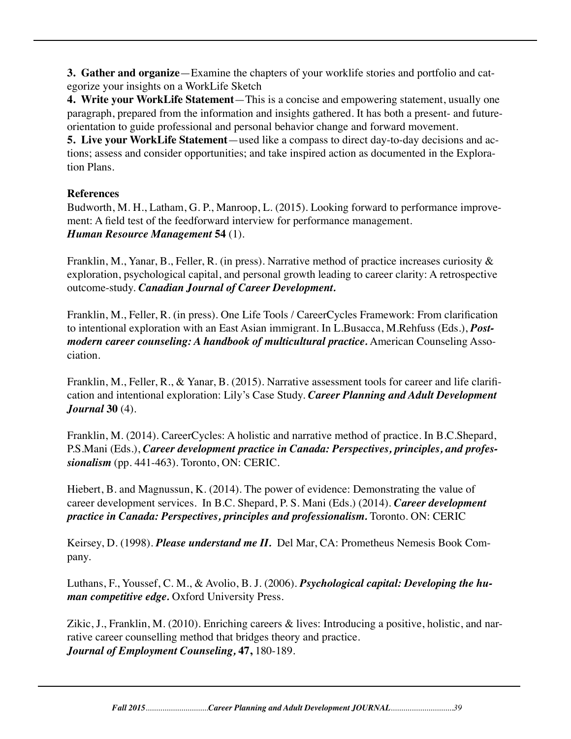**3. Gather and organize**—Examine the chapters of your worklife stories and portfolio and categorize your insights on a WorkLife Sketch

**4. Write your WorkLife Statement**—This is a concise and empowering statement, usually one paragraph, prepared from the information and insights gathered. It has both a present- and future-orientation to guide professional and personal behavior change and forward movement.

**5. Live your WorkLife Statement**—used like a compass to direct day-to-day decisions and actions; assess and consider opportunities; and take inspired action as documented in the Exploration Plans.

**References**

Budworth, M. H., Latham, G. P., Manroop, L. (2015). Looking forward to performance improvement: A field test of the feedforward interview for performance management. ***Human Resource Management* 54** (1).

Franklin, M., Yanar, B., Feller, R. (in press). Narrative method of practice increases curiosity & exploration, psychological capital, and personal growth leading to career clarity: A retrospective outcome-study. ***Canadian Journal of Career Development.***

Franklin, M., Feller, R. (in press). One Life Tools / CareerCycles Framework: From clarification to intentional exploration with an East Asian immigrant. In L.Busacca, M.Rehfuss (Eds.), ***Postmodern career counseling: A handbook of multicultural practice.*** American Counseling Association.

Franklin, M., Feller, R., & Yanar, B. (2015). Narrative assessment tools for career and life clarification and intentional exploration: Lily's Case Study. ***Career Planning and Adult Development Journal* 30** (4).

Franklin, M. (2014). CareerCycles: A holistic and narrative method of practice. In B.C.Shepard, P.S.Mani (Eds.), ***Career development practice in Canada: Perspectives, principles, and professionalism*** (pp. 441-463). Toronto, ON: CERIC.

Hiebert, B. and Magnussun, K. (2014). The power of evidence: Demonstrating the value of career development services. In B.C. Shepard, P. S. Mani (Eds.) (2014). ***Career development practice in Canada: Perspectives, principles and professionalism.*** Toronto. ON: CERIC

Keirsey, D. (1998). ***Please understand me II.*** Del Mar, CA: Prometheus Nemesis Book Company.

Luthans, F., Youssef, C. M., & Avolio, B. J. (2006). ***Psychological capital: Developing the human competitive edge.*** Oxford University Press.

Zikic, J., Franklin, M. (2010). Enriching careers & lives: Introducing a positive, holistic, and narrative career counselling method that bridges theory and practice. ***Journal of Employment Counseling,* 47,** 180-189.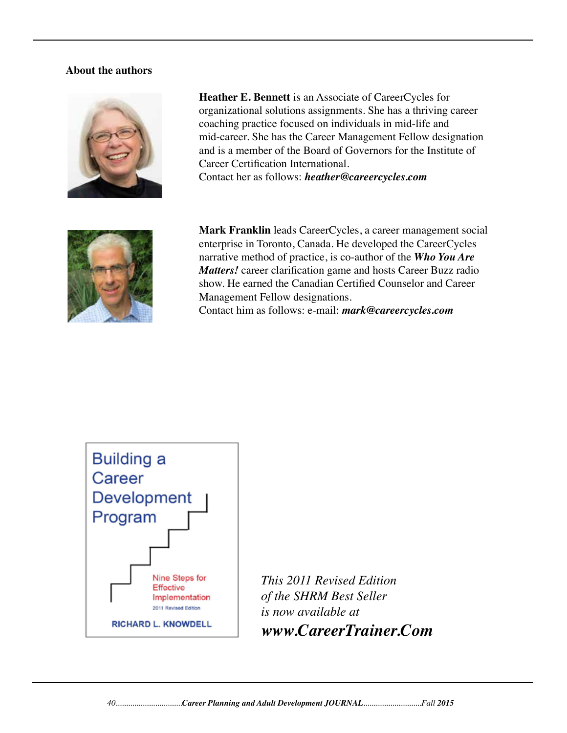**About the authors**

**Heather E. Bennett** is an Associate of CareerCycles for organizational solutions assignments. She has a thriving career coaching practice focused on individuals in mid-life and mid-career. She has the Career Management Fellow designation and is a member of the Board of Governors for the Institute of Career Certification International.
Contact her as follows: ***heather@careercycles.com***

**Mark Franklin** leads CareerCycles, a career management social enterprise in Toronto, Canada. He developed the CareerCycles narrative method of practice, is co-author of the ***Who You Are Matters!*** career clarification game and hosts Career Buzz radio show. He earned the Canadian Certified Counselor and Career Management Fellow designations.
Contact him as follows: e-mail: ***mark@careercycles.com***

Building a Career Development Program

Nine Steps for Effective Implementation

2011 Revised Edition

RICHARD L. KNOWDELL

*This 2011 Revised Edition of the SHRM Best Seller is now available at*

***www.CareerTrainer.Com***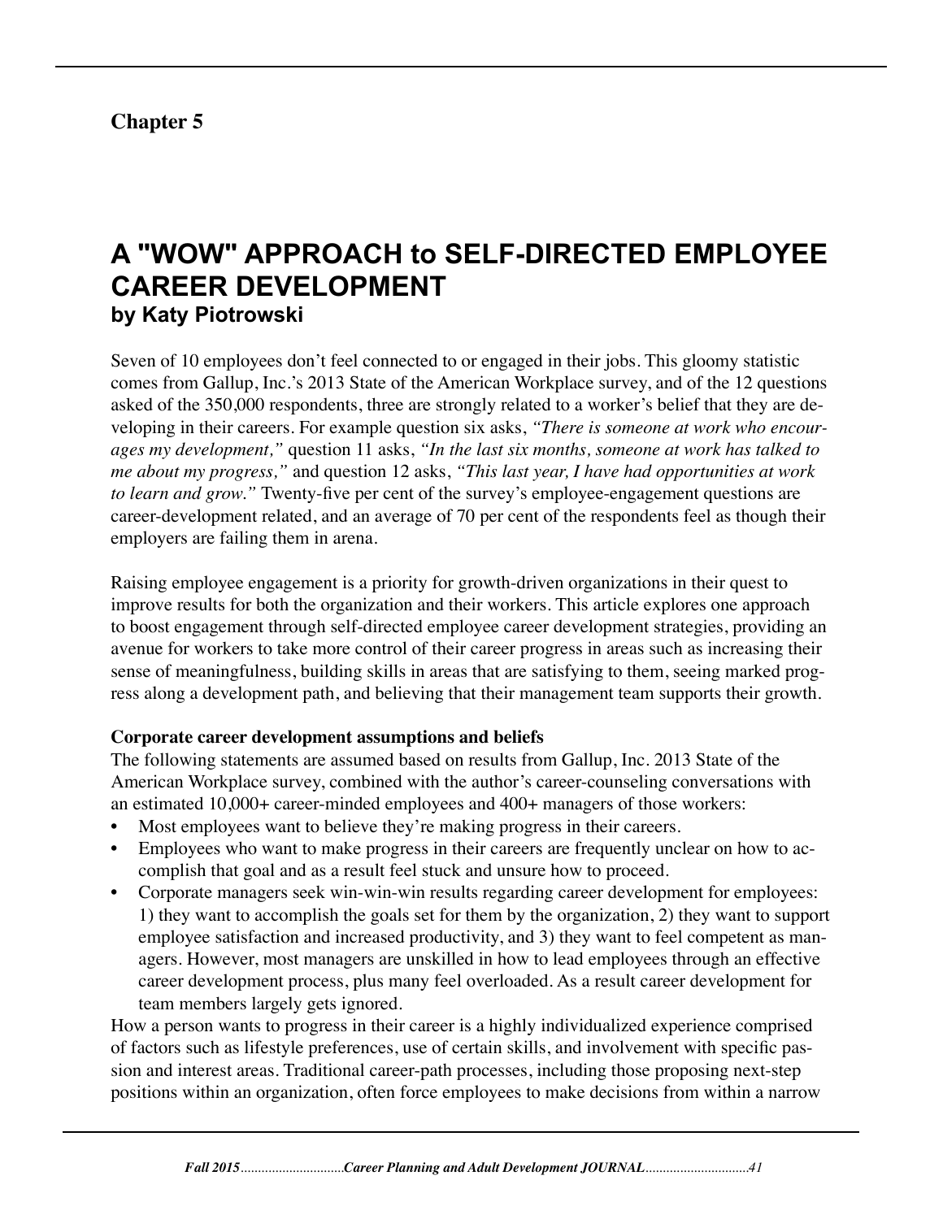## Chapter 5

# A "WOW" APPROACH to SELF-DIRECTED EMPLOYEE CAREER DEVELOPMENT

### by Katy Piotrowski

Seven of 10 employees don't feel connected to or engaged in their jobs. This gloomy statistic comes from Gallup, Inc.'s 2013 State of the American Workplace survey, and of the 12 questions asked of the 350,000 respondents, three are strongly related to a worker's belief that they are developing in their careers. For example question six asks, *"There is someone at work who encourages my development,"* question 11 asks, *"In the last six months, someone at work has talked to me about my progress,"* and question 12 asks, *"This last year, I have had opportunities at work to learn and grow."* Twenty-five per cent of the survey's employee-engagement questions are career-development related, and an average of 70 per cent of the respondents feel as though their employers are failing them in arena.

Raising employee engagement is a priority for growth-driven organizations in their quest to improve results for both the organization and their workers. This article explores one approach to boost engagement through self-directed employee career development strategies, providing an avenue for workers to take more control of their career progress in areas such as increasing their sense of meaningfulness, building skills in areas that are satisfying to them, seeing marked progress along a development path, and believing that their management team supports their growth.

**Corporate career development assumptions and beliefs**

The following statements are assumed based on results from Gallup, Inc. 2013 State of the American Workplace survey, combined with the author's career-counseling conversations with an estimated 10,000+ career-minded employees and 400+ managers of those workers:

- Most employees want to believe they're making progress in their careers.
- Employees who want to make progress in their careers are frequently unclear on how to accomplish that goal and as a result feel stuck and unsure how to proceed.
- Corporate managers seek win-win-win results regarding career development for employees: 1) they want to accomplish the goals set for them by the organization, 2) they want to support employee satisfaction and increased productivity, and 3) they want to feel competent as managers. However, most managers are unskilled in how to lead employees through an effective career development process, plus many feel overloaded. As a result career development for team members largely gets ignored.

How a person wants to progress in their career is a highly individualized experience comprised of factors such as lifestyle preferences, use of certain skills, and involvement with specific passion and interest areas. Traditional career-path processes, including those proposing next-step positions within an organization, often force employees to make decisions from within a narrow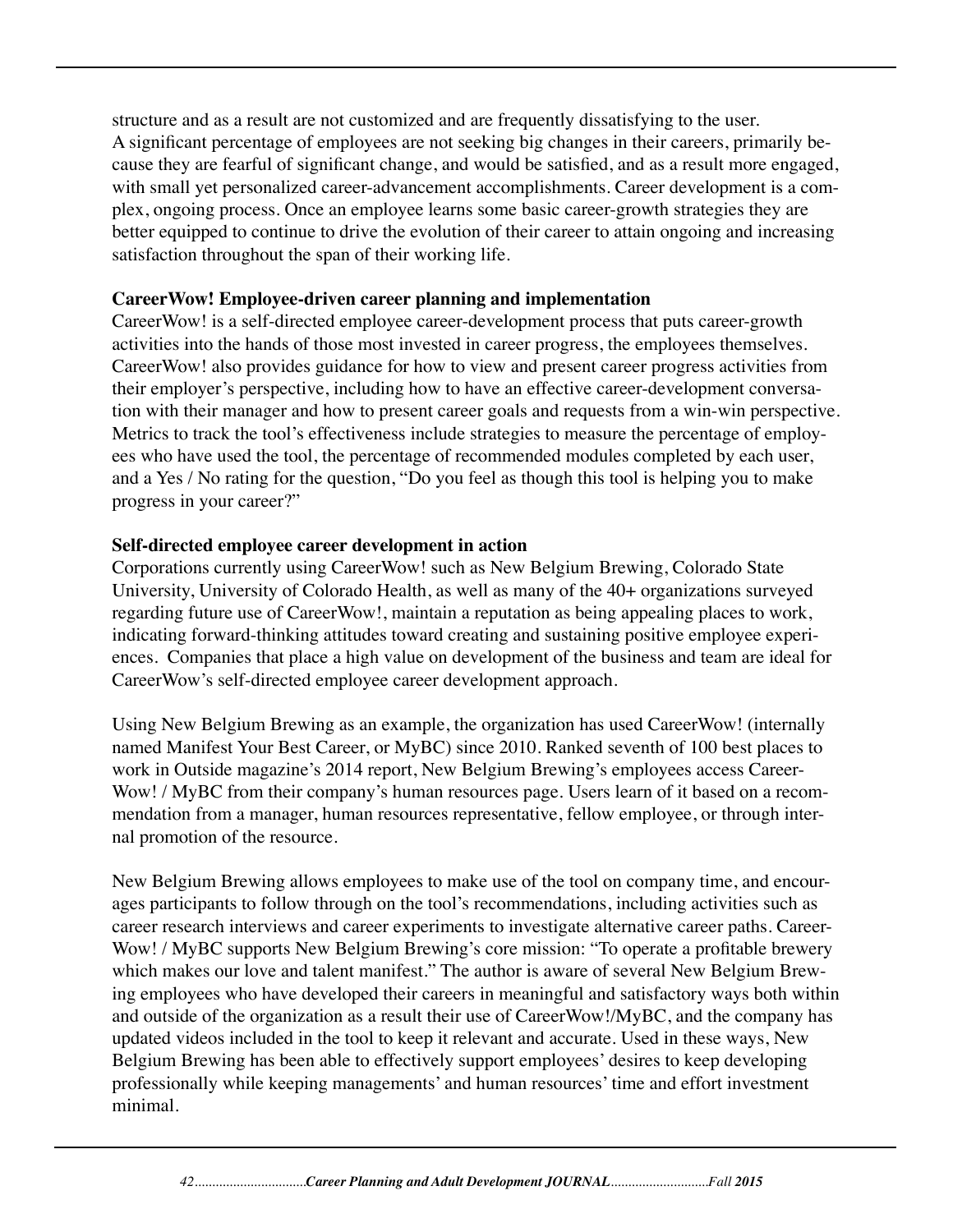structure and as a result are not customized and are frequently dissatisfying to the user. A significant percentage of employees are not seeking big changes in their careers, primarily because they are fearful of significant change, and would be satisfied, and as a result more engaged, with small yet personalized career-advancement accomplishments. Career development is a complex, ongoing process. Once an employee learns some basic career-growth strategies they are better equipped to continue to drive the evolution of their career to attain ongoing and increasing satisfaction throughout the span of their working life.

**CareerWow! Employee-driven career planning and implementation**

CareerWow! is a self-directed employee career-development process that puts career-growth activities into the hands of those most invested in career progress, the employees themselves. CareerWow! also provides guidance for how to view and present career progress activities from their employer's perspective, including how to have an effective career-development conversation with their manager and how to present career goals and requests from a win-win perspective. Metrics to track the tool's effectiveness include strategies to measure the percentage of employees who have used the tool, the percentage of recommended modules completed by each user, and a Yes / No rating for the question, "Do you feel as though this tool is helping you to make progress in your career?"

**Self-directed employee career development in action**

Corporations currently using CareerWow! such as New Belgium Brewing, Colorado State University, University of Colorado Health, as well as many of the 40+ organizations surveyed regarding future use of CareerWow!, maintain a reputation as being appealing places to work, indicating forward-thinking attitudes toward creating and sustaining positive employee experiences. Companies that place a high value on development of the business and team are ideal for CareerWow's self-directed employee career development approach.

Using New Belgium Brewing as an example, the organization has used CareerWow! (internally named Manifest Your Best Career, or MyBC) since 2010. Ranked seventh of 100 best places to work in Outside magazine's 2014 report, New Belgium Brewing's employees access CareerWow! / MyBC from their company's human resources page. Users learn of it based on a recommendation from a manager, human resources representative, fellow employee, or through internal promotion of the resource.

New Belgium Brewing allows employees to make use of the tool on company time, and encourages participants to follow through on the tool's recommendations, including activities such as career research interviews and career experiments to investigate alternative career paths. CareerWow! / MyBC supports New Belgium Brewing's core mission: "To operate a profitable brewery which makes our love and talent manifest." The author is aware of several New Belgium Brewing employees who have developed their careers in meaningful and satisfactory ways both within and outside of the organization as a result their use of CareerWow!/MyBC, and the company has updated videos included in the tool to keep it relevant and accurate. Used in these ways, New Belgium Brewing has been able to effectively support employees' desires to keep developing professionally while keeping managements' and human resources' time and effort investment minimal.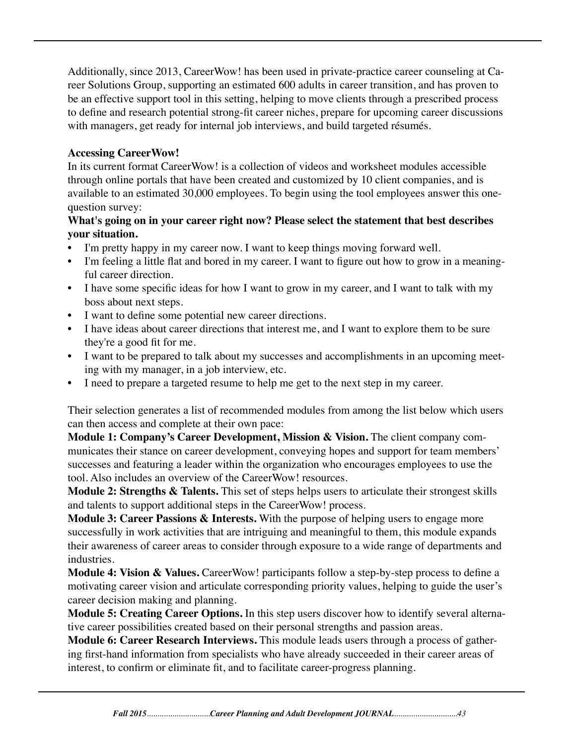Additionally, since 2013, CareerWow! has been used in private-practice career counseling at Career Solutions Group, supporting an estimated 600 adults in career transition, and has proven to be an effective support tool in this setting, helping to move clients through a prescribed process to define and research potential strong-fit career niches, prepare for upcoming career discussions with managers, get ready for internal job interviews, and build targeted résumés.

**Accessing CareerWow!**

In its current format CareerWow! is a collection of videos and worksheet modules accessible through online portals that have been created and customized by 10 client companies, and is available to an estimated 30,000 employees. To begin using the tool employees answer this one-question survey:

**What's going on in your career right now? Please select the statement that best describes your situation.**

- I'm pretty happy in my career now. I want to keep things moving forward well.
- I'm feeling a little flat and bored in my career. I want to figure out how to grow in a meaningful career direction.
- I have some specific ideas for how I want to grow in my career, and I want to talk with my boss about next steps.
- I want to define some potential new career directions.
- I have ideas about career directions that interest me, and I want to explore them to be sure they're a good fit for me.
- I want to be prepared to talk about my successes and accomplishments in an upcoming meeting with my manager, in a job interview, etc.
- I need to prepare a targeted resume to help me get to the next step in my career.

Their selection generates a list of recommended modules from among the list below which users can then access and complete at their own pace:

**Module 1: Company's Career Development, Mission & Vision.** The client company communicates their stance on career development, conveying hopes and support for team members' successes and featuring a leader within the organization who encourages employees to use the tool. Also includes an overview of the CareerWow! resources.

**Module 2: Strengths & Talents.** This set of steps helps users to articulate their strongest skills and talents to support additional steps in the CareerWow! process.

**Module 3: Career Passions & Interests.** With the purpose of helping users to engage more successfully in work activities that are intriguing and meaningful to them, this module expands their awareness of career areas to consider through exposure to a wide range of departments and industries.

**Module 4: Vision & Values.** CareerWow! participants follow a step-by-step process to define a motivating career vision and articulate corresponding priority values, helping to guide the user's career decision making and planning.

**Module 5: Creating Career Options.** In this step users discover how to identify several alternative career possibilities created based on their personal strengths and passion areas.

**Module 6: Career Research Interviews.** This module leads users through a process of gathering first-hand information from specialists who have already succeeded in their career areas of interest, to confirm or eliminate fit, and to facilitate career-progress planning.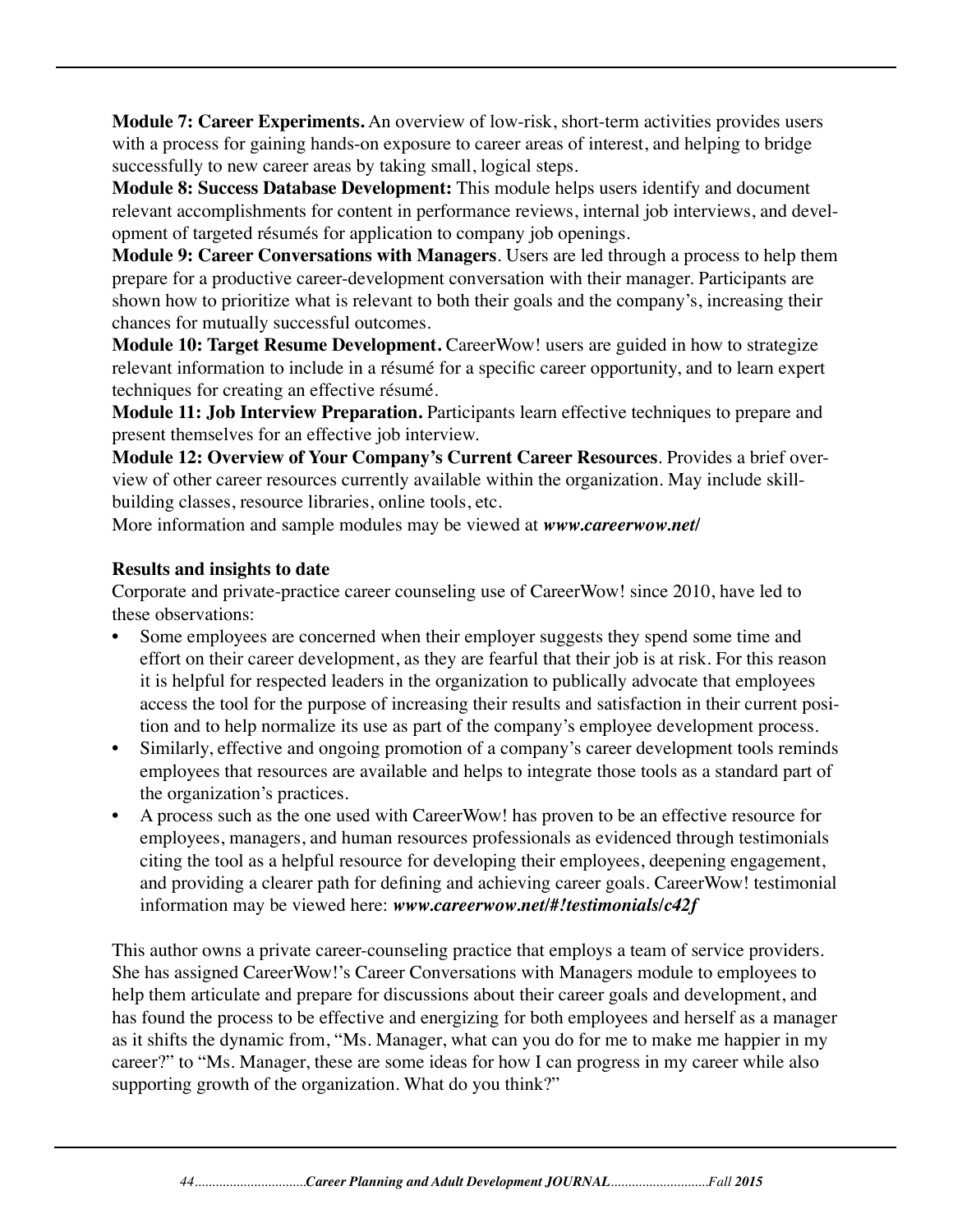**Module 7: Career Experiments.** An overview of low-risk, short-term activities provides users with a process for gaining hands-on exposure to career areas of interest, and helping to bridge successfully to new career areas by taking small, logical steps.

**Module 8: Success Database Development:** This module helps users identify and document relevant accomplishments for content in performance reviews, internal job interviews, and development of targeted résumés for application to company job openings.

**Module 9: Career Conversations with Managers**. Users are led through a process to help them prepare for a productive career-development conversation with their manager. Participants are shown how to prioritize what is relevant to both their goals and the company's, increasing their chances for mutually successful outcomes.

**Module 10: Target Resume Development.** CareerWow! users are guided in how to strategize relevant information to include in a résumé for a specific career opportunity, and to learn expert techniques for creating an effective résumé.

**Module 11: Job Interview Preparation.** Participants learn effective techniques to prepare and present themselves for an effective job interview.

**Module 12: Overview of Your Company's Current Career Resources**. Provides a brief overview of other career resources currently available within the organization. May include skill-building classes, resource libraries, online tools, etc.

More information and sample modules may be viewed at ***www.careerwow.net/***

**Results and insights to date**

Corporate and private-practice career counseling use of CareerWow! since 2010, have led to these observations:

- Some employees are concerned when their employer suggests they spend some time and effort on their career development, as they are fearful that their job is at risk. For this reason it is helpful for respected leaders in the organization to publically advocate that employees access the tool for the purpose of increasing their results and satisfaction in their current position and to help normalize its use as part of the company's employee development process.
- Similarly, effective and ongoing promotion of a company's career development tools reminds employees that resources are available and helps to integrate those tools as a standard part of the organization's practices.
- A process such as the one used with CareerWow! has proven to be an effective resource for employees, managers, and human resources professionals as evidenced through testimonials citing the tool as a helpful resource for developing their employees, deepening engagement, and providing a clearer path for defining and achieving career goals. CareerWow! testimonial information may be viewed here: ***www.careerwow.net/#!testimonials/c42f***

This author owns a private career-counseling practice that employs a team of service providers. She has assigned CareerWow!'s Career Conversations with Managers module to employees to help them articulate and prepare for discussions about their career goals and development, and has found the process to be effective and energizing for both employees and herself as a manager as it shifts the dynamic from, "Ms. Manager, what can you do for me to make me happier in my career?" to "Ms. Manager, these are some ideas for how I can progress in my career while also supporting growth of the organization. What do you think?"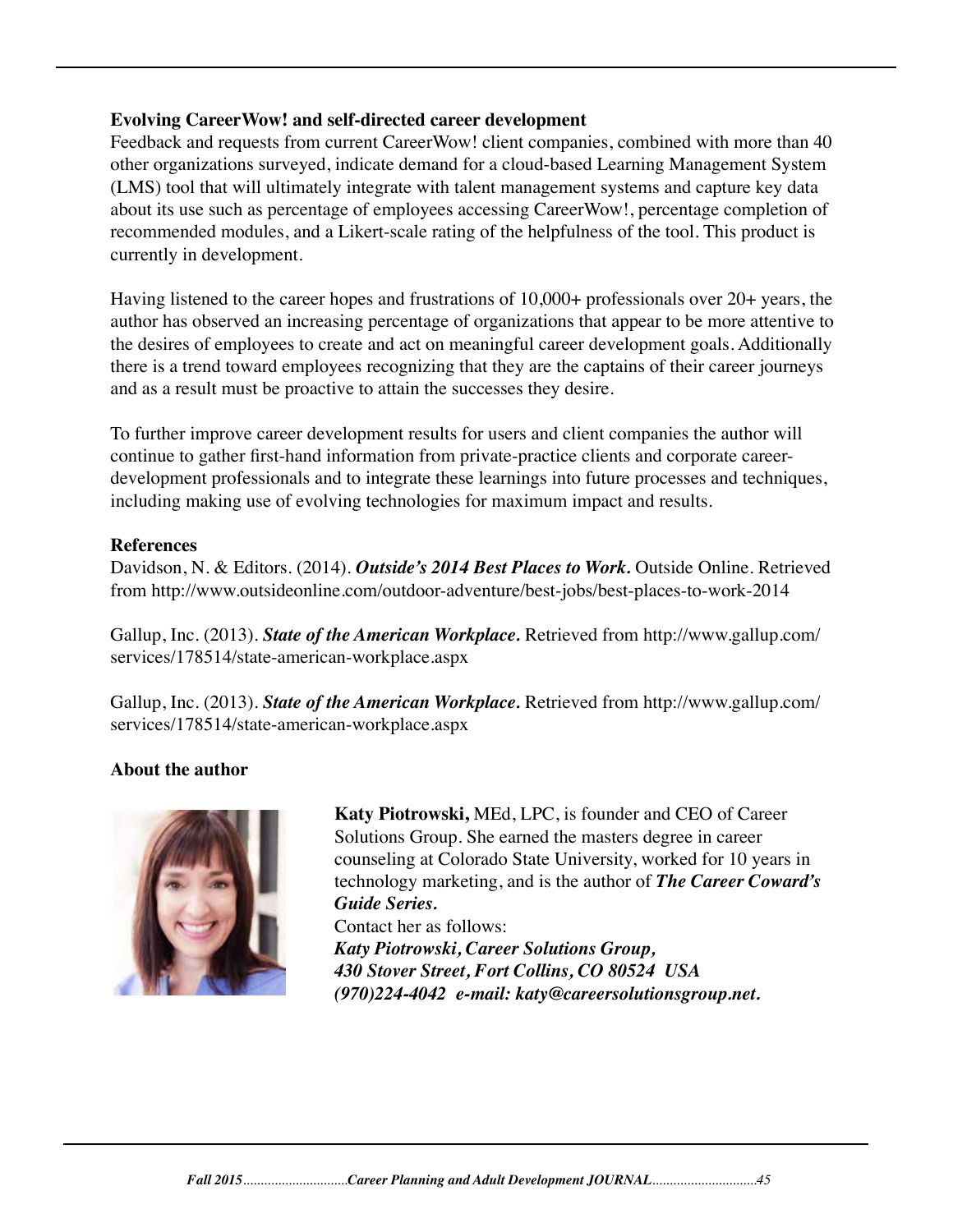**Evolving CareerWow! and self-directed career development**

Feedback and requests from current CareerWow! client companies, combined with more than 40 other organizations surveyed, indicate demand for a cloud-based Learning Management System (LMS) tool that will ultimately integrate with talent management systems and capture key data about its use such as percentage of employees accessing CareerWow!, percentage completion of recommended modules, and a Likert-scale rating of the helpfulness of the tool. This product is currently in development.

Having listened to the career hopes and frustrations of 10,000+ professionals over 20+ years, the author has observed an increasing percentage of organizations that appear to be more attentive to the desires of employees to create and act on meaningful career development goals. Additionally there is a trend toward employees recognizing that they are the captains of their career journeys and as a result must be proactive to attain the successes they desire.

To further improve career development results for users and client companies the author will continue to gather first-hand information from private-practice clients and corporate career-development professionals and to integrate these learnings into future processes and techniques, including making use of evolving technologies for maximum impact and results.

**References**

Davidson, N. & Editors. (2014). ***Outside's 2014 Best Places to Work.*** Outside Online. Retrieved from http://www.outsideonline.com/outdoor-adventure/best-jobs/best-places-to-work-2014

Gallup, Inc. (2013). ***State of the American Workplace.*** Retrieved from http://www.gallup.com/services/178514/state-american-workplace.aspx

Gallup, Inc. (2013). ***State of the American Workplace.*** Retrieved from http://www.gallup.com/services/178514/state-american-workplace.aspx

**About the author**

**Katy Piotrowski,** MEd, LPC, is founder and CEO of Career Solutions Group. She earned the masters degree in career counseling at Colorado State University, worked for 10 years in technology marketing, and is the author of ***The Career Coward's Guide Series.***

Contact her as follows:
***Katy Piotrowski, Career Solutions Group,***
***430 Stover Street, Fort Collins, CO 80524 USA***
***(970)224-4042 e-mail: katy@careersolutionsgroup.net.***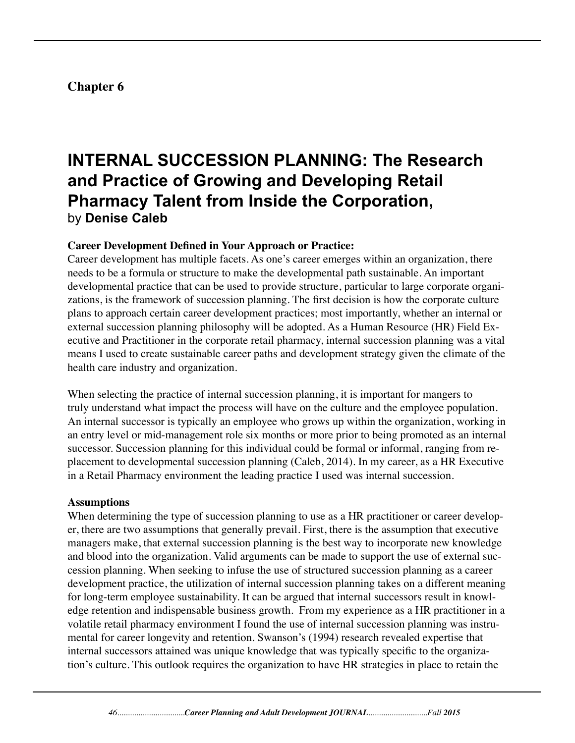## Chapter 6

# INTERNAL SUCCESSION PLANNING: The Research and Practice of Growing and Developing Retail Pharmacy Talent from Inside the Corporation,

by **Denise Caleb**

**Career Development Defined in Your Approach or Practice:**

Career development has multiple facets. As one's career emerges within an organization, there needs to be a formula or structure to make the developmental path sustainable. An important developmental practice that can be used to provide structure, particular to large corporate organizations, is the framework of succession planning. The first decision is how the corporate culture plans to approach certain career development practices; most importantly, whether an internal or external succession planning philosophy will be adopted. As a Human Resource (HR) Field Executive and Practitioner in the corporate retail pharmacy, internal succession planning was a vital means I used to create sustainable career paths and development strategy given the climate of the health care industry and organization.

When selecting the practice of internal succession planning, it is important for mangers to truly understand what impact the process will have on the culture and the employee population. An internal successor is typically an employee who grows up within the organization, working in an entry level or mid-management role six months or more prior to being promoted as an internal successor. Succession planning for this individual could be formal or informal, ranging from replacement to developmental succession planning (Caleb, 2014). In my career, as a HR Executive in a Retail Pharmacy environment the leading practice I used was internal succession.

**Assumptions**

When determining the type of succession planning to use as a HR practitioner or career developer, there are two assumptions that generally prevail. First, there is the assumption that executive managers make, that external succession planning is the best way to incorporate new knowledge and blood into the organization. Valid arguments can be made to support the use of external succession planning. When seeking to infuse the use of structured succession planning as a career development practice, the utilization of internal succession planning takes on a different meaning for long-term employee sustainability. It can be argued that internal successors result in knowledge retention and indispensable business growth. From my experience as a HR practitioner in a volatile retail pharmacy environment I found the use of internal succession planning was instrumental for career longevity and retention. Swanson's (1994) research revealed expertise that internal successors attained was unique knowledge that was typically specific to the organization's culture. This outlook requires the organization to have HR strategies in place to retain the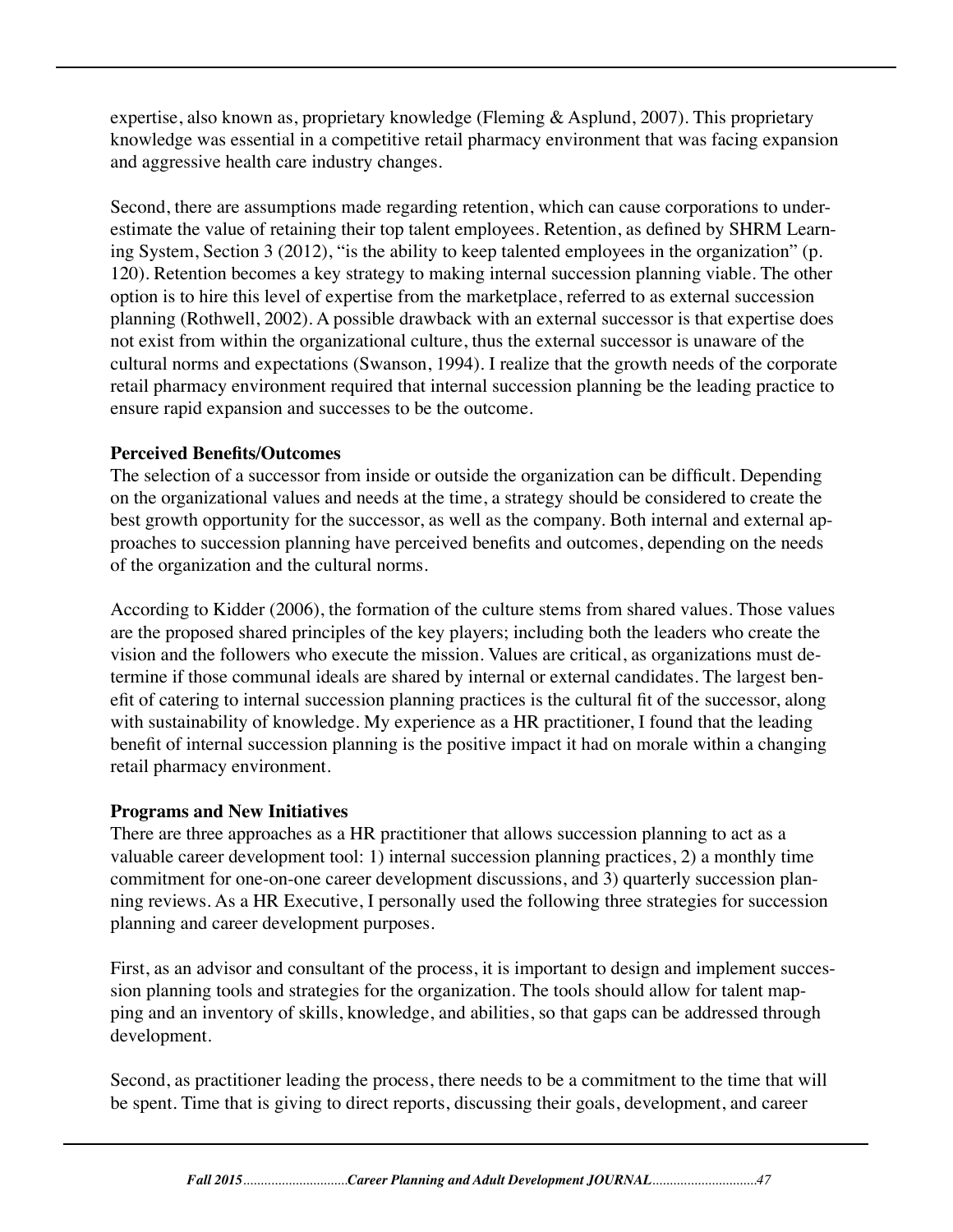expertise, also known as, proprietary knowledge (Fleming & Asplund, 2007). This proprietary knowledge was essential in a competitive retail pharmacy environment that was facing expansion and aggressive health care industry changes.

Second, there are assumptions made regarding retention, which can cause corporations to underestimate the value of retaining their top talent employees. Retention, as defined by SHRM Learning System, Section 3 (2012), "is the ability to keep talented employees in the organization" (p. 120). Retention becomes a key strategy to making internal succession planning viable. The other option is to hire this level of expertise from the marketplace, referred to as external succession planning (Rothwell, 2002). A possible drawback with an external successor is that expertise does not exist from within the organizational culture, thus the external successor is unaware of the cultural norms and expectations (Swanson, 1994). I realize that the growth needs of the corporate retail pharmacy environment required that internal succession planning be the leading practice to ensure rapid expansion and successes to be the outcome.

**Perceived Benefits/Outcomes**

The selection of a successor from inside or outside the organization can be difficult. Depending on the organizational values and needs at the time, a strategy should be considered to create the best growth opportunity for the successor, as well as the company. Both internal and external approaches to succession planning have perceived benefits and outcomes, depending on the needs of the organization and the cultural norms.

According to Kidder (2006), the formation of the culture stems from shared values. Those values are the proposed shared principles of the key players; including both the leaders who create the vision and the followers who execute the mission. Values are critical, as organizations must determine if those communal ideals are shared by internal or external candidates. The largest benefit of catering to internal succession planning practices is the cultural fit of the successor, along with sustainability of knowledge. My experience as a HR practitioner, I found that the leading benefit of internal succession planning is the positive impact it had on morale within a changing retail pharmacy environment.

**Programs and New Initiatives**

There are three approaches as a HR practitioner that allows succession planning to act as a valuable career development tool: 1) internal succession planning practices, 2) a monthly time commitment for one-on-one career development discussions, and 3) quarterly succession planning reviews. As a HR Executive, I personally used the following three strategies for succession planning and career development purposes.

First, as an advisor and consultant of the process, it is important to design and implement succession planning tools and strategies for the organization. The tools should allow for talent mapping and an inventory of skills, knowledge, and abilities, so that gaps can be addressed through development.

Second, as practitioner leading the process, there needs to be a commitment to the time that will be spent. Time that is giving to direct reports, discussing their goals, development, and career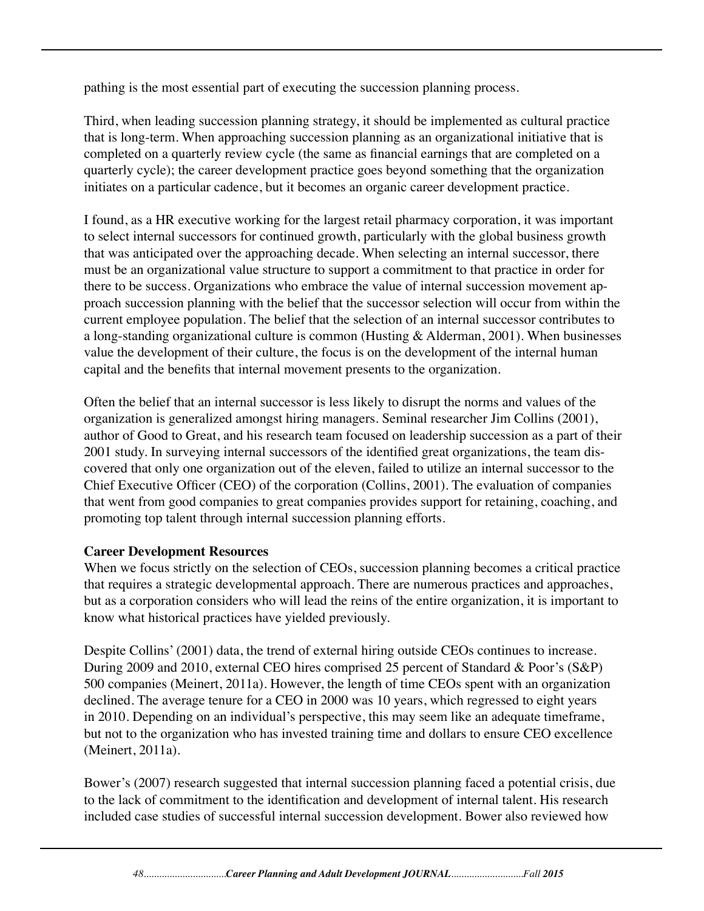pathing is the most essential part of executing the succession planning process.

Third, when leading succession planning strategy, it should be implemented as cultural practice that is long-term. When approaching succession planning as an organizational initiative that is completed on a quarterly review cycle (the same as financial earnings that are completed on a quarterly cycle); the career development practice goes beyond something that the organization initiates on a particular cadence, but it becomes an organic career development practice.

I found, as a HR executive working for the largest retail pharmacy corporation, it was important to select internal successors for continued growth, particularly with the global business growth that was anticipated over the approaching decade. When selecting an internal successor, there must be an organizational value structure to support a commitment to that practice in order for there to be success. Organizations who embrace the value of internal succession movement approach succession planning with the belief that the successor selection will occur from within the current employee population. The belief that the selection of an internal successor contributes to a long-standing organizational culture is common (Husting & Alderman, 2001). When businesses value the development of their culture, the focus is on the development of the internal human capital and the benefits that internal movement presents to the organization.

Often the belief that an internal successor is less likely to disrupt the norms and values of the organization is generalized amongst hiring managers. Seminal researcher Jim Collins (2001), author of Good to Great, and his research team focused on leadership succession as a part of their 2001 study. In surveying internal successors of the identified great organizations, the team discovered that only one organization out of the eleven, failed to utilize an internal successor to the Chief Executive Officer (CEO) of the corporation (Collins, 2001). The evaluation of companies that went from good companies to great companies provides support for retaining, coaching, and promoting top talent through internal succession planning efforts.

**Career Development Resources**

When we focus strictly on the selection of CEOs, succession planning becomes a critical practice that requires a strategic developmental approach. There are numerous practices and approaches, but as a corporation considers who will lead the reins of the entire organization, it is important to know what historical practices have yielded previously.

Despite Collins' (2001) data, the trend of external hiring outside CEOs continues to increase. During 2009 and 2010, external CEO hires comprised 25 percent of Standard & Poor's (S&P) 500 companies (Meinert, 2011a). However, the length of time CEOs spent with an organization declined. The average tenure for a CEO in 2000 was 10 years, which regressed to eight years in 2010. Depending on an individual's perspective, this may seem like an adequate timeframe, but not to the organization who has invested training time and dollars to ensure CEO excellence (Meinert, 2011a).

Bower's (2007) research suggested that internal succession planning faced a potential crisis, due to the lack of commitment to the identification and development of internal talent. His research included case studies of successful internal succession development. Bower also reviewed how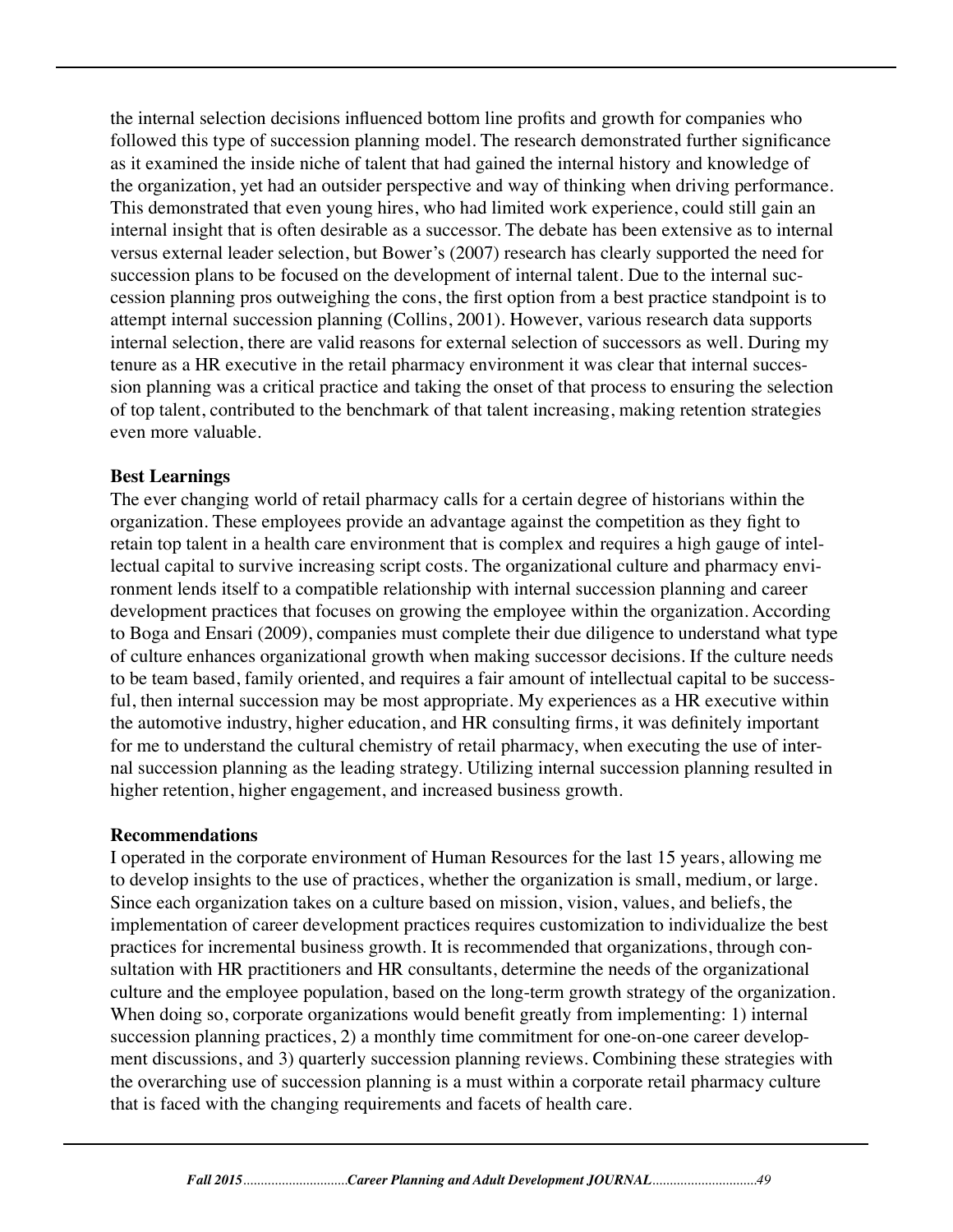the internal selection decisions influenced bottom line profits and growth for companies who followed this type of succession planning model. The research demonstrated further significance as it examined the inside niche of talent that had gained the internal history and knowledge of the organization, yet had an outsider perspective and way of thinking when driving performance. This demonstrated that even young hires, who had limited work experience, could still gain an internal insight that is often desirable as a successor. The debate has been extensive as to internal versus external leader selection, but Bower's (2007) research has clearly supported the need for succession plans to be focused on the development of internal talent. Due to the internal succession planning pros outweighing the cons, the first option from a best practice standpoint is to attempt internal succession planning (Collins, 2001). However, various research data supports internal selection, there are valid reasons for external selection of successors as well. During my tenure as a HR executive in the retail pharmacy environment it was clear that internal succession planning was a critical practice and taking the onset of that process to ensuring the selection of top talent, contributed to the benchmark of that talent increasing, making retention strategies even more valuable.

**Best Learnings**

The ever changing world of retail pharmacy calls for a certain degree of historians within the organization. These employees provide an advantage against the competition as they fight to retain top talent in a health care environment that is complex and requires a high gauge of intellectual capital to survive increasing script costs. The organizational culture and pharmacy environment lends itself to a compatible relationship with internal succession planning and career development practices that focuses on growing the employee within the organization. According to Boga and Ensari (2009), companies must complete their due diligence to understand what type of culture enhances organizational growth when making successor decisions. If the culture needs to be team based, family oriented, and requires a fair amount of intellectual capital to be successful, then internal succession may be most appropriate. My experiences as a HR executive within the automotive industry, higher education, and HR consulting firms, it was definitely important for me to understand the cultural chemistry of retail pharmacy, when executing the use of internal succession planning as the leading strategy. Utilizing internal succession planning resulted in higher retention, higher engagement, and increased business growth.

**Recommendations**

I operated in the corporate environment of Human Resources for the last 15 years, allowing me to develop insights to the use of practices, whether the organization is small, medium, or large. Since each organization takes on a culture based on mission, vision, values, and beliefs, the implementation of career development practices requires customization to individualize the best practices for incremental business growth. It is recommended that organizations, through consultation with HR practitioners and HR consultants, determine the needs of the organizational culture and the employee population, based on the long-term growth strategy of the organization. When doing so, corporate organizations would benefit greatly from implementing: 1) internal succession planning practices, 2) a monthly time commitment for one-on-one career development discussions, and 3) quarterly succession planning reviews. Combining these strategies with the overarching use of succession planning is a must within a corporate retail pharmacy culture that is faced with the changing requirements and facets of health care.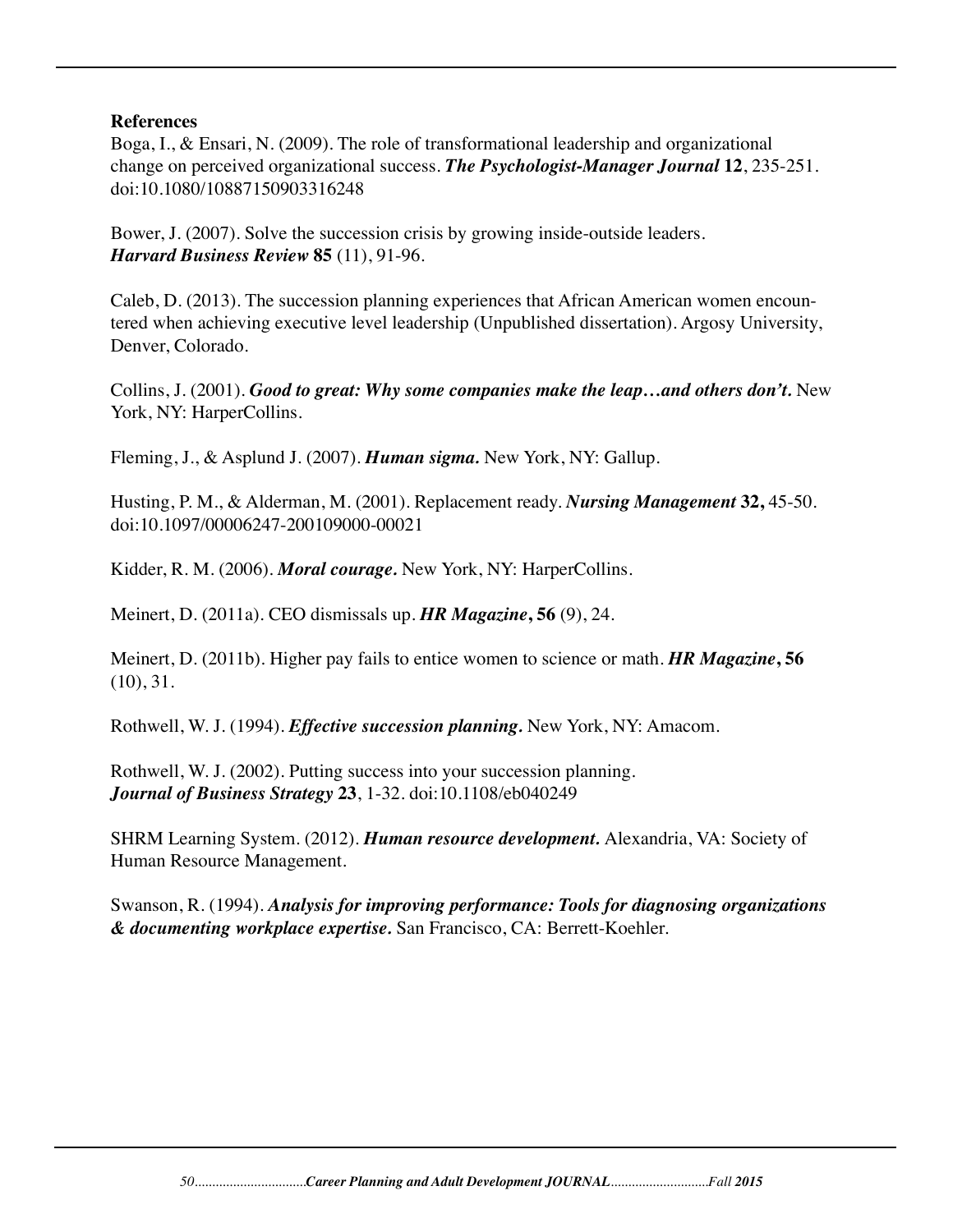**References**

Boga, I., & Ensari, N. (2009). The role of transformational leadership and organizational change on perceived organizational success. ***The Psychologist-Manager Journal*** **12**, 235-251. doi:10.1080/10887150903316248

Bower, J. (2007). Solve the succession crisis by growing inside-outside leaders. ***Harvard Business Review*** **85** (11), 91-96.

Caleb, D. (2013). The succession planning experiences that African American women encountered when achieving executive level leadership (Unpublished dissertation). Argosy University, Denver, Colorado.

Collins, J. (2001). ***Good to great: Why some companies make the leap…and others don't.*** New York, NY: HarperCollins.

Fleming, J., & Asplund J. (2007). ***Human sigma.*** New York, NY: Gallup.

Husting, P. M., & Alderman, M. (2001). Replacement ready. ***Nursing Management*** **32,** 45-50. doi:10.1097/00006247-200109000-00021

Kidder, R. M. (2006). ***Moral courage.*** New York, NY: HarperCollins.

Meinert, D. (2011a). CEO dismissals up. ***HR Magazine*****, 56** (9), 24.

Meinert, D. (2011b). Higher pay fails to entice women to science or math. ***HR Magazine*****, 56** (10), 31.

Rothwell, W. J. (1994). ***Effective succession planning.*** New York, NY: Amacom.

Rothwell, W. J. (2002). Putting success into your succession planning. ***Journal of Business Strategy*** **23**, 1-32. doi:10.1108/eb040249

SHRM Learning System. (2012). ***Human resource development.*** Alexandria, VA: Society of Human Resource Management.

Swanson, R. (1994). ***Analysis for improving performance: Tools for diagnosing organizations & documenting workplace expertise.*** San Francisco, CA: Berrett-Koehler.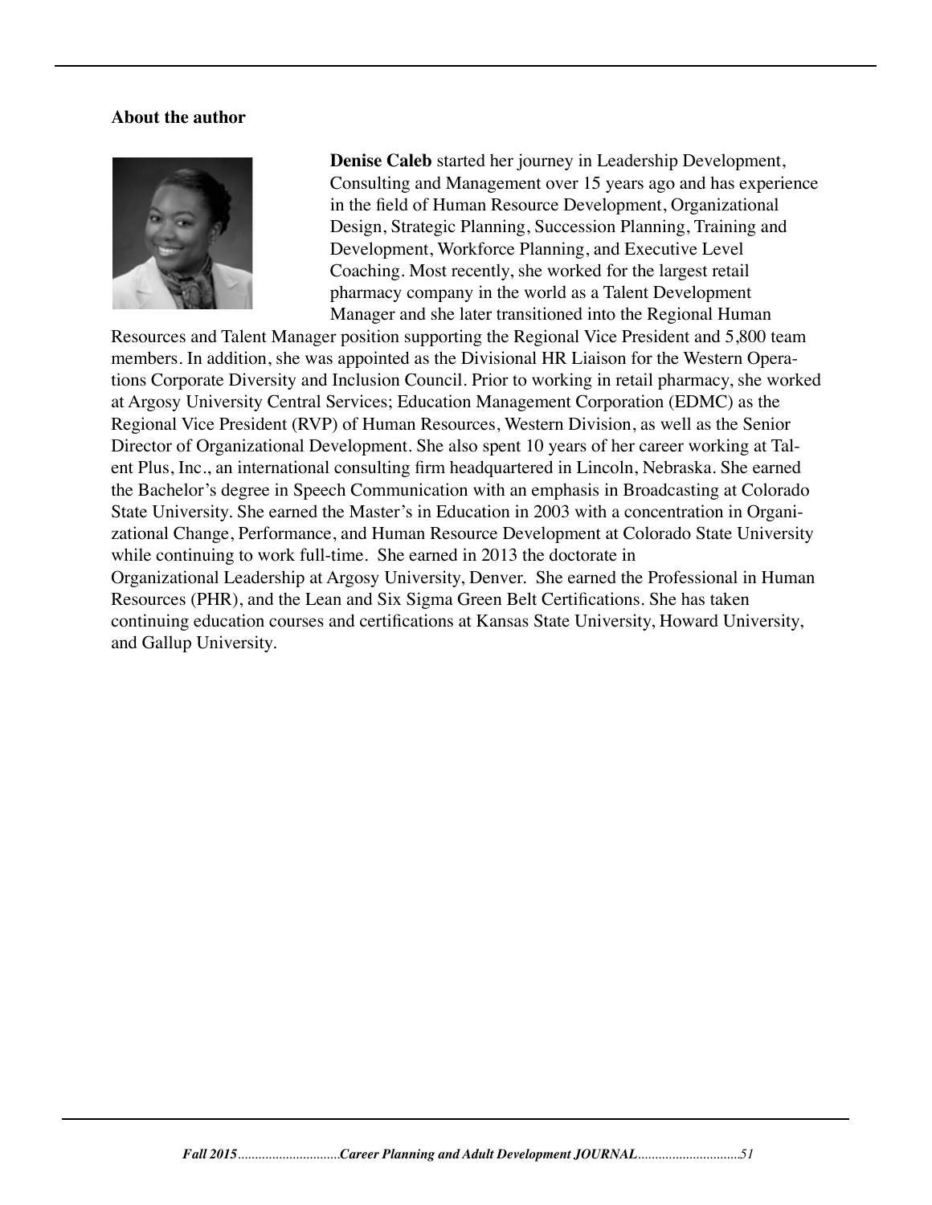**About the author**

**Denise Caleb** started her journey in Leadership Development, Consulting and Management over 15 years ago and has experience in the field of Human Resource Development, Organizational Design, Strategic Planning, Succession Planning, Training and Development, Workforce Planning, and Executive Level Coaching. Most recently, she worked for the largest retail pharmacy company in the world as a Talent Development Manager and she later transitioned into the Regional Human Resources and Talent Manager position supporting the Regional Vice President and 5,800 team members. In addition, she was appointed as the Divisional HR Liaison for the Western Operations Corporate Diversity and Inclusion Council. Prior to working in retail pharmacy, she worked at Argosy University Central Services; Education Management Corporation (EDMC) as the Regional Vice President (RVP) of Human Resources, Western Division, as well as the Senior Director of Organizational Development. She also spent 10 years of her career working at Talent Plus, Inc., an international consulting firm headquartered in Lincoln, Nebraska. She earned the Bachelor's degree in Speech Communication with an emphasis in Broadcasting at Colorado State University. She earned the Master's in Education in 2003 with a concentration in Organizational Change, Performance, and Human Resource Development at Colorado State University while continuing to work full-time. She earned in 2013 the doctorate in Organizational Leadership at Argosy University, Denver. She earned the Professional in Human Resources (PHR), and the Lean and Six Sigma Green Belt Certifications. She has taken continuing education courses and certifications at Kansas State University, Howard University, and Gallup University.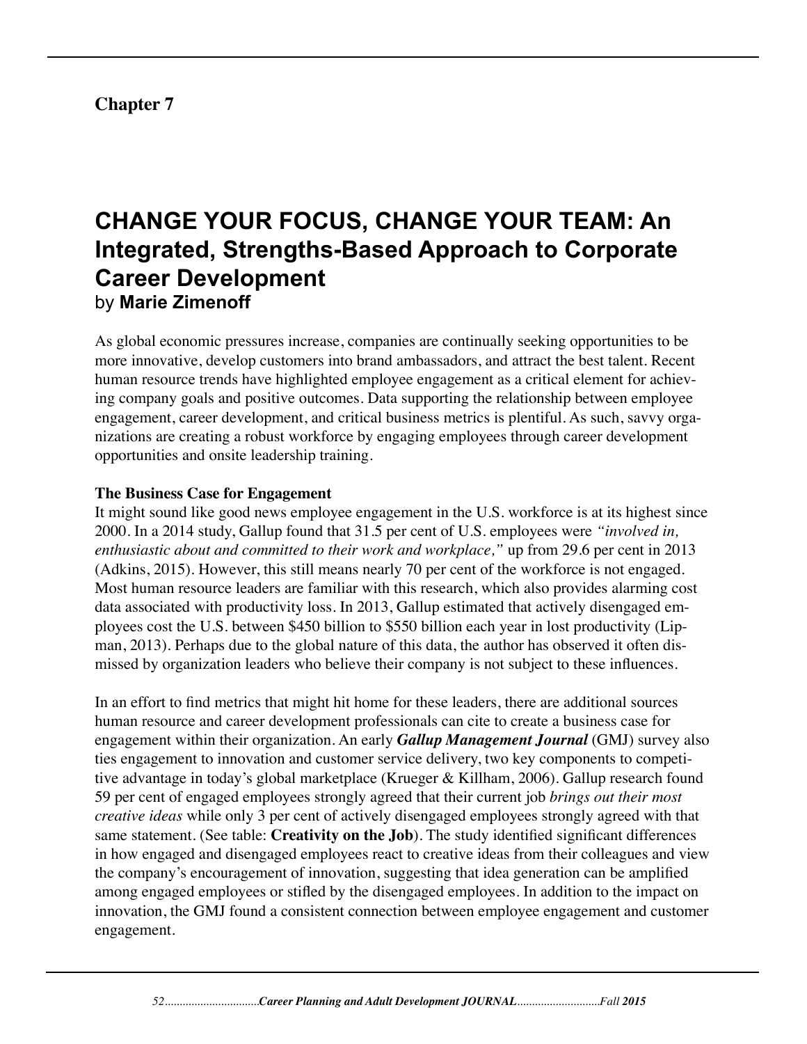**Chapter 7**

# CHANGE YOUR FOCUS, CHANGE YOUR TEAM: An Integrated, Strengths-Based Approach to Corporate Career Development

by **Marie Zimenoff**

As global economic pressures increase, companies are continually seeking opportunities to be more innovative, develop customers into brand ambassadors, and attract the best talent. Recent human resource trends have highlighted employee engagement as a critical element for achieving company goals and positive outcomes. Data supporting the relationship between employee engagement, career development, and critical business metrics is plentiful. As such, savvy organizations are creating a robust workforce by engaging employees through career development opportunities and onsite leadership training.

**The Business Case for Engagement**

It might sound like good news employee engagement in the U.S. workforce is at its highest since 2000. In a 2014 study, Gallup found that 31.5 per cent of U.S. employees were *"involved in, enthusiastic about and committed to their work and workplace,"* up from 29.6 per cent in 2013 (Adkins, 2015). However, this still means nearly 70 per cent of the workforce is not engaged. Most human resource leaders are familiar with this research, which also provides alarming cost data associated with productivity loss. In 2013, Gallup estimated that actively disengaged employees cost the U.S. between $450 billion to $550 billion each year in lost productivity (Lipman, 2013). Perhaps due to the global nature of this data, the author has observed it often dismissed by organization leaders who believe their company is not subject to these influences.

In an effort to find metrics that might hit home for these leaders, there are additional sources human resource and career development professionals can cite to create a business case for engagement within their organization. An early ***Gallup Management Journal*** (GMJ) survey also ties engagement to innovation and customer service delivery, two key components to competitive advantage in today's global marketplace (Krueger & Killham, 2006). Gallup research found 59 per cent of engaged employees strongly agreed that their current job *brings out their most creative ideas* while only 3 per cent of actively disengaged employees strongly agreed with that same statement. (See table: **Creativity on the Job**). The study identified significant differences in how engaged and disengaged employees react to creative ideas from their colleagues and view the company's encouragement of innovation, suggesting that idea generation can be amplified among engaged employees or stifled by the disengaged employees. In addition to the impact on innovation, the GMJ found a consistent connection between employee engagement and customer engagement.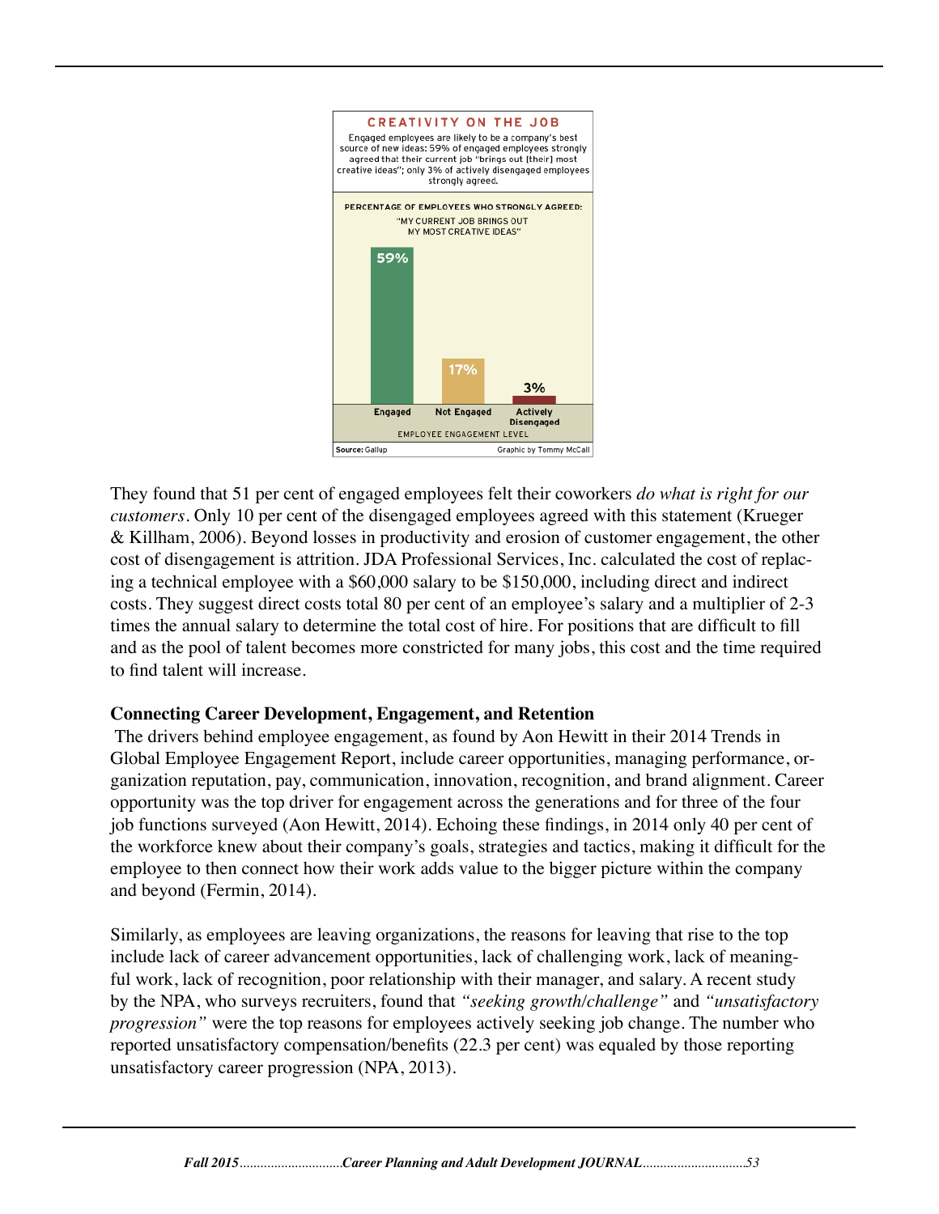**CREATIVITY ON THE JOB**

Engaged employees are likely to be a company's best source of new ideas: 59% of engaged employees strongly agreed that their current job "brings out [their] most creative ideas"; only 3% of actively disengaged employees strongly agreed.

PERCENTAGE OF EMPLOYEES WHO STRONGLY AGREED: "MY CURRENT JOB BRINGS OUT MY MOST CREATIVE IDEAS"

| Employee Engagement Level | Percentage |
|---|---|
| Engaged | 59% |
| Not Engaged | 17% |
| Actively Disengaged | 3% |

Source: Gallup — Graphic by Tommy McCall

They found that 51 per cent of engaged employees felt their coworkers *do what is right for our customers*. Only 10 per cent of the disengaged employees agreed with this statement (Krueger & Killham, 2006). Beyond losses in productivity and erosion of customer engagement, the other cost of disengagement is attrition. JDA Professional Services, Inc. calculated the cost of replacing a technical employee with a $60,000 salary to be $150,000, including direct and indirect costs. They suggest direct costs total 80 per cent of an employee's salary and a multiplier of 2-3 times the annual salary to determine the total cost of hire. For positions that are difficult to fill and as the pool of talent becomes more constricted for many jobs, this cost and the time required to find talent will increase.

**Connecting Career Development, Engagement, and Retention**

The drivers behind employee engagement, as found by Aon Hewitt in their 2014 Trends in Global Employee Engagement Report, include career opportunities, managing performance, organization reputation, pay, communication, innovation, recognition, and brand alignment. Career opportunity was the top driver for engagement across the generations and for three of the four job functions surveyed (Aon Hewitt, 2014). Echoing these findings, in 2014 only 40 per cent of the workforce knew about their company's goals, strategies and tactics, making it difficult for the employee to then connect how their work adds value to the bigger picture within the company and beyond (Fermin, 2014).

Similarly, as employees are leaving organizations, the reasons for leaving that rise to the top include lack of career advancement opportunities, lack of challenging work, lack of meaningful work, lack of recognition, poor relationship with their manager, and salary. A recent study by the NPA, who surveys recruiters, found that *"seeking growth/challenge"* and *"unsatisfactory progression"* were the top reasons for employees actively seeking job change. The number who reported unsatisfactory compensation/benefits (22.3 per cent) was equaled by those reporting unsatisfactory career progression (NPA, 2013).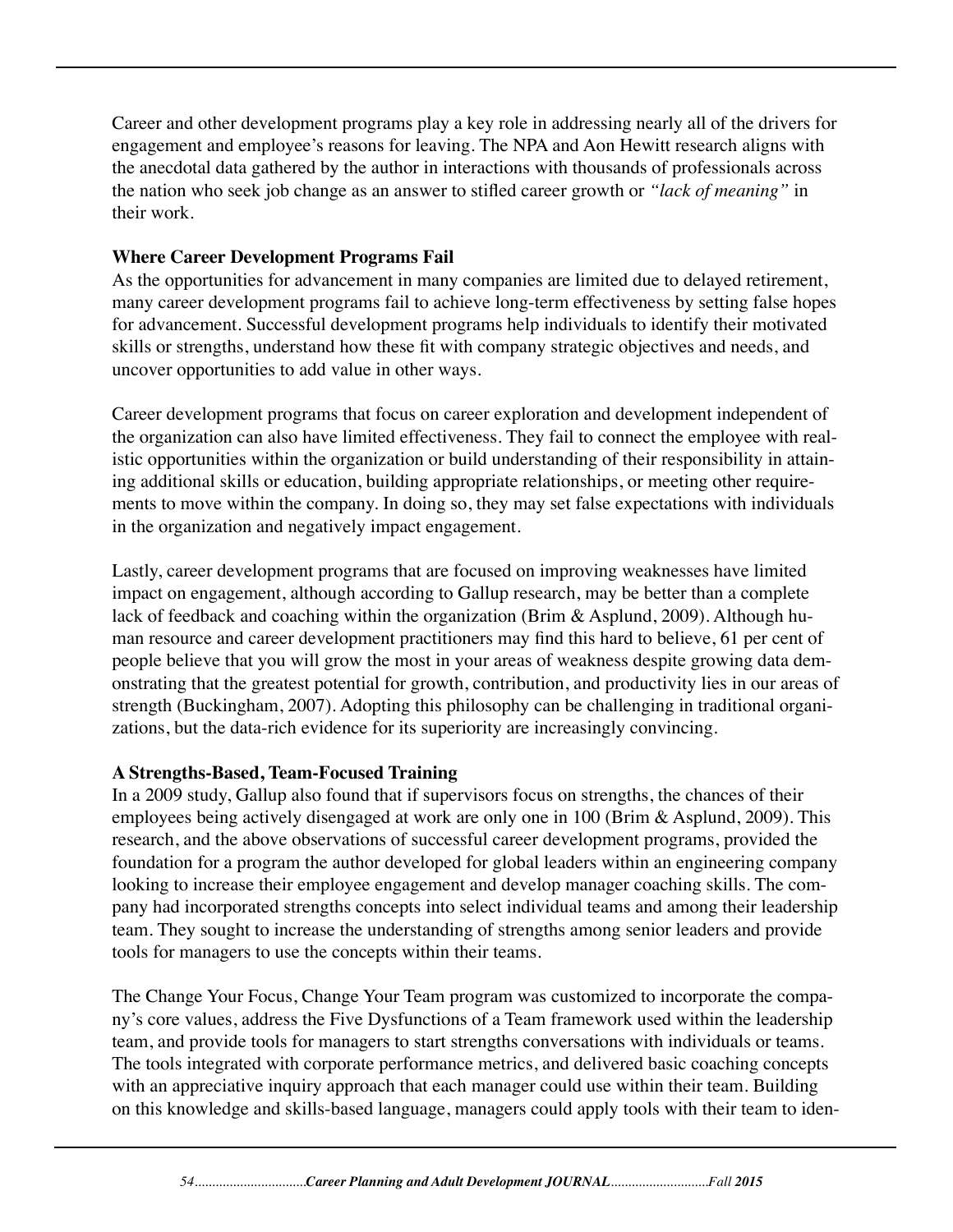Career and other development programs play a key role in addressing nearly all of the drivers for engagement and employee's reasons for leaving. The NPA and Aon Hewitt research aligns with the anecdotal data gathered by the author in interactions with thousands of professionals across the nation who seek job change as an answer to stifled career growth or *"lack of meaning"* in their work.

**Where Career Development Programs Fail**

As the opportunities for advancement in many companies are limited due to delayed retirement, many career development programs fail to achieve long-term effectiveness by setting false hopes for advancement. Successful development programs help individuals to identify their motivated skills or strengths, understand how these fit with company strategic objectives and needs, and uncover opportunities to add value in other ways.

Career development programs that focus on career exploration and development independent of the organization can also have limited effectiveness. They fail to connect the employee with realistic opportunities within the organization or build understanding of their responsibility in attaining additional skills or education, building appropriate relationships, or meeting other requirements to move within the company. In doing so, they may set false expectations with individuals in the organization and negatively impact engagement.

Lastly, career development programs that are focused on improving weaknesses have limited impact on engagement, although according to Gallup research, may be better than a complete lack of feedback and coaching within the organization (Brim & Asplund, 2009). Although human resource and career development practitioners may find this hard to believe, 61 per cent of people believe that you will grow the most in your areas of weakness despite growing data demonstrating that the greatest potential for growth, contribution, and productivity lies in our areas of strength (Buckingham, 2007). Adopting this philosophy can be challenging in traditional organizations, but the data-rich evidence for its superiority are increasingly convincing.

**A Strengths-Based, Team-Focused Training**

In a 2009 study, Gallup also found that if supervisors focus on strengths, the chances of their employees being actively disengaged at work are only one in 100 (Brim & Asplund, 2009). This research, and the above observations of successful career development programs, provided the foundation for a program the author developed for global leaders within an engineering company looking to increase their employee engagement and develop manager coaching skills. The company had incorporated strengths concepts into select individual teams and among their leadership team. They sought to increase the understanding of strengths among senior leaders and provide tools for managers to use the concepts within their teams.

The Change Your Focus, Change Your Team program was customized to incorporate the company's core values, address the Five Dysfunctions of a Team framework used within the leadership team, and provide tools for managers to start strengths conversations with individuals or teams. The tools integrated with corporate performance metrics, and delivered basic coaching concepts with an appreciative inquiry approach that each manager could use within their team. Building on this knowledge and skills-based language, managers could apply tools with their team to iden-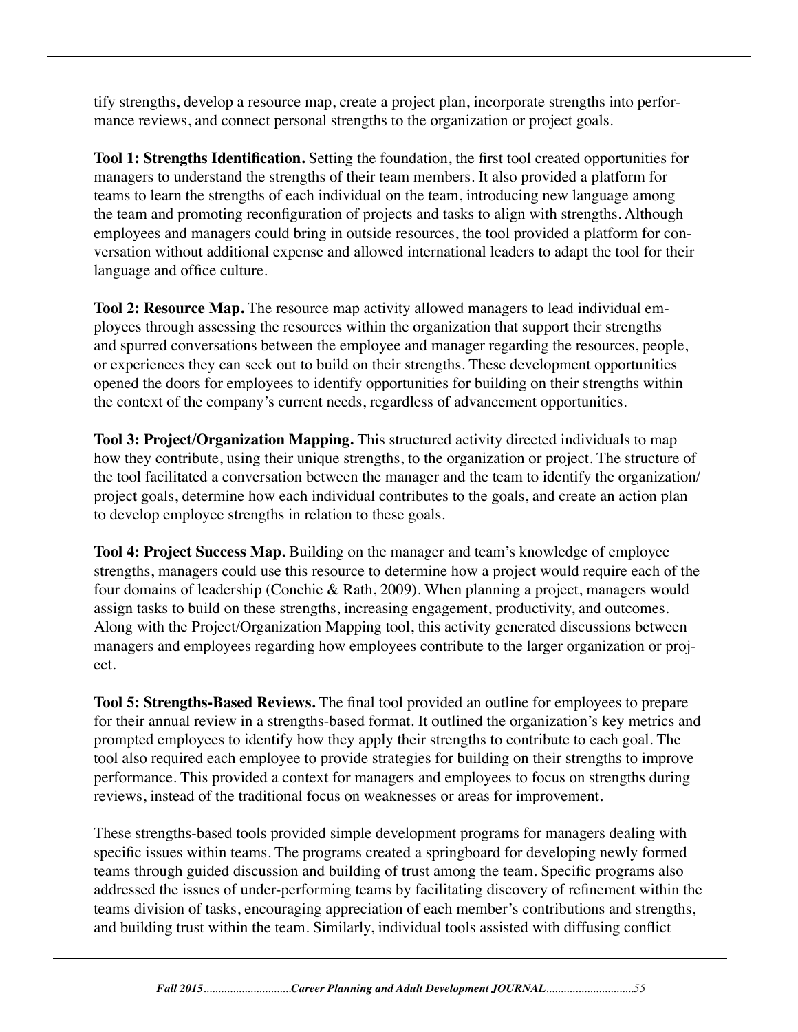tify strengths, develop a resource map, create a project plan, incorporate strengths into performance reviews, and connect personal strengths to the organization or project goals.

**Tool 1: Strengths Identification.** Setting the foundation, the first tool created opportunities for managers to understand the strengths of their team members. It also provided a platform for teams to learn the strengths of each individual on the team, introducing new language among the team and promoting reconfiguration of projects and tasks to align with strengths. Although employees and managers could bring in outside resources, the tool provided a platform for conversation without additional expense and allowed international leaders to adapt the tool for their language and office culture.

**Tool 2: Resource Map.** The resource map activity allowed managers to lead individual employees through assessing the resources within the organization that support their strengths and spurred conversations between the employee and manager regarding the resources, people, or experiences they can seek out to build on their strengths. These development opportunities opened the doors for employees to identify opportunities for building on their strengths within the context of the company's current needs, regardless of advancement opportunities.

**Tool 3: Project/Organization Mapping.** This structured activity directed individuals to map how they contribute, using their unique strengths, to the organization or project. The structure of the tool facilitated a conversation between the manager and the team to identify the organization/project goals, determine how each individual contributes to the goals, and create an action plan to develop employee strengths in relation to these goals.

**Tool 4: Project Success Map.** Building on the manager and team's knowledge of employee strengths, managers could use this resource to determine how a project would require each of the four domains of leadership (Conchie & Rath, 2009). When planning a project, managers would assign tasks to build on these strengths, increasing engagement, productivity, and outcomes. Along with the Project/Organization Mapping tool, this activity generated discussions between managers and employees regarding how employees contribute to the larger organization or project.

**Tool 5: Strengths-Based Reviews.** The final tool provided an outline for employees to prepare for their annual review in a strengths-based format. It outlined the organization's key metrics and prompted employees to identify how they apply their strengths to contribute to each goal. The tool also required each employee to provide strategies for building on their strengths to improve performance. This provided a context for managers and employees to focus on strengths during reviews, instead of the traditional focus on weaknesses or areas for improvement.

These strengths-based tools provided simple development programs for managers dealing with specific issues within teams. The programs created a springboard for developing newly formed teams through guided discussion and building of trust among the team. Specific programs also addressed the issues of under-performing teams by facilitating discovery of refinement within the teams division of tasks, encouraging appreciation of each member's contributions and strengths, and building trust within the team. Similarly, individual tools assisted with diffusing conflict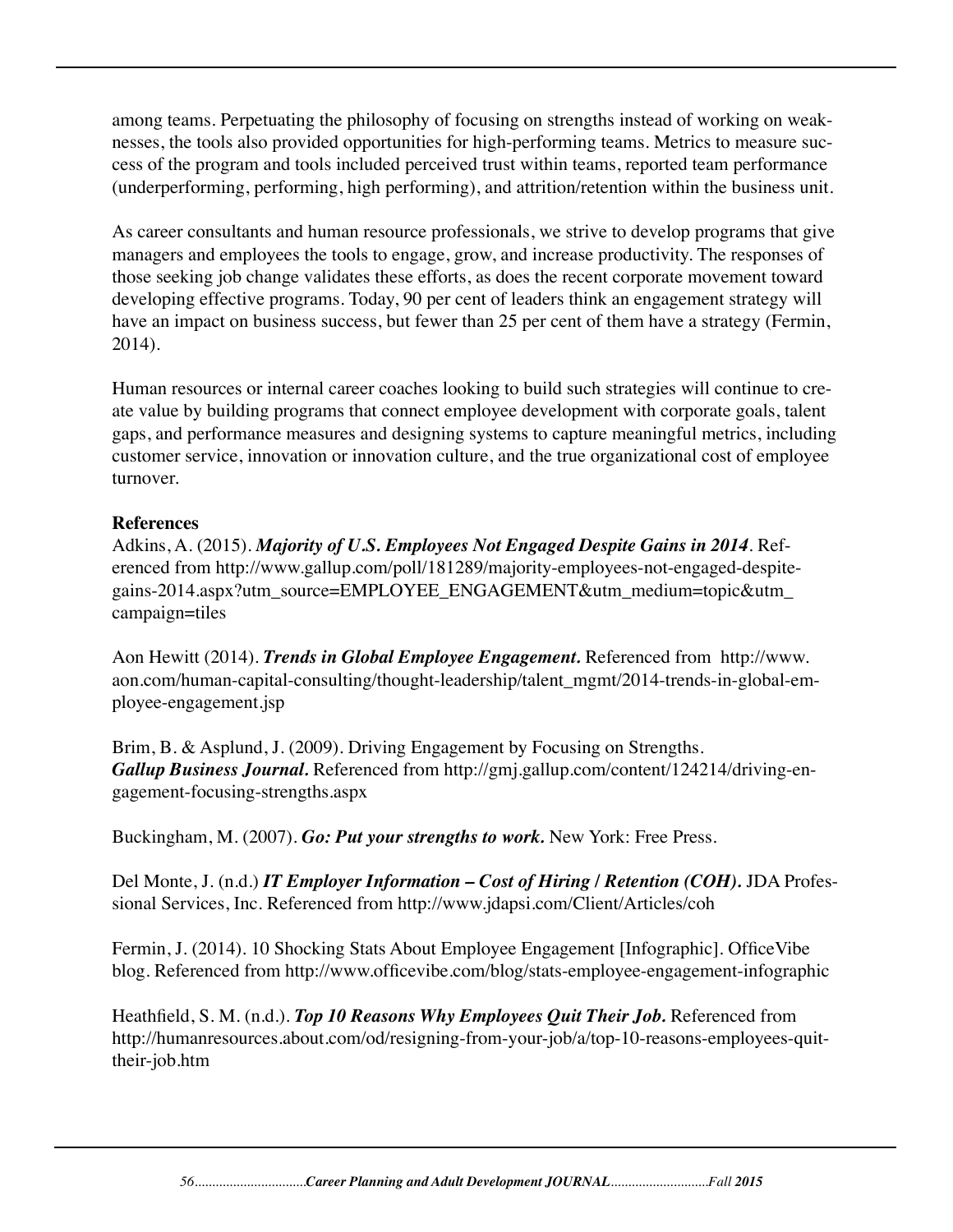among teams. Perpetuating the philosophy of focusing on strengths instead of working on weaknesses, the tools also provided opportunities for high-performing teams. Metrics to measure success of the program and tools included perceived trust within teams, reported team performance (underperforming, performing, high performing), and attrition/retention within the business unit.

As career consultants and human resource professionals, we strive to develop programs that give managers and employees the tools to engage, grow, and increase productivity. The responses of those seeking job change validates these efforts, as does the recent corporate movement toward developing effective programs. Today, 90 per cent of leaders think an engagement strategy will have an impact on business success, but fewer than 25 per cent of them have a strategy (Fermin, 2014).

Human resources or internal career coaches looking to build such strategies will continue to create value by building programs that connect employee development with corporate goals, talent gaps, and performance measures and designing systems to capture meaningful metrics, including customer service, innovation or innovation culture, and the true organizational cost of employee turnover.

**References**

Adkins, A. (2015). ***Majority of U.S. Employees Not Engaged Despite Gains in 2014***. Referenced from http://www.gallup.com/poll/181289/majority-employees-not-engaged-despite-gains-2014.aspx?utm_source=EMPLOYEE_ENGAGEMENT&utm_medium=topic&utm_campaign=tiles

Aon Hewitt (2014). ***Trends in Global Employee Engagement.*** Referenced from http://www.aon.com/human-capital-consulting/thought-leadership/talent_mgmt/2014-trends-in-global-employee-engagement.jsp

Brim, B. & Asplund, J. (2009). Driving Engagement by Focusing on Strengths. ***Gallup Business Journal.*** Referenced from http://gmj.gallup.com/content/124214/driving-engagement-focusing-strengths.aspx

Buckingham, M. (2007). ***Go: Put your strengths to work.*** New York: Free Press.

Del Monte, J. (n.d.) ***IT Employer Information – Cost of Hiring / Retention (COH).*** JDA Professional Services, Inc. Referenced from http://www.jdapsi.com/Client/Articles/coh

Fermin, J. (2014). 10 Shocking Stats About Employee Engagement [Infographic]. OfficeVibe blog. Referenced from http://www.officevibe.com/blog/stats-employee-engagement-infographic

Heathfield, S. M. (n.d.). ***Top 10 Reasons Why Employees Quit Their Job.*** Referenced from http://humanresources.about.com/od/resigning-from-your-job/a/top-10-reasons-employees-quit-their-job.htm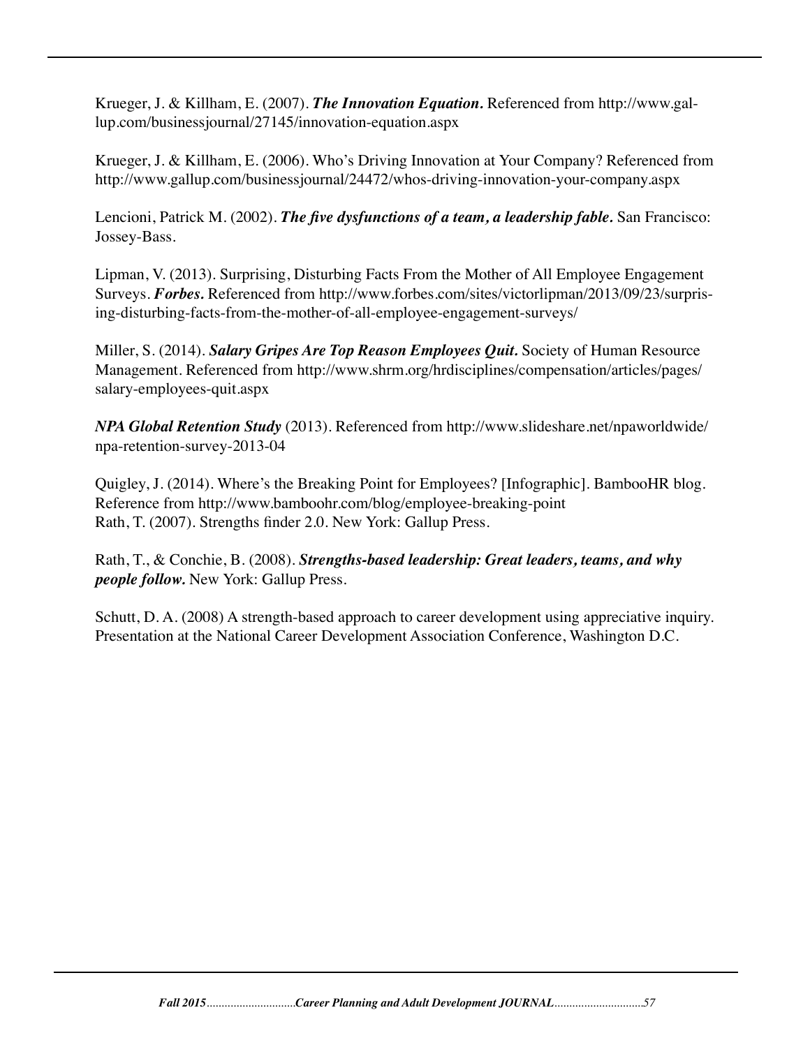Krueger, J. & Killham, E. (2007). ***The Innovation Equation.*** Referenced from http://www.gallup.com/businessjournal/27145/innovation-equation.aspx

Krueger, J. & Killham, E. (2006). Who's Driving Innovation at Your Company? Referenced from http://www.gallup.com/businessjournal/24472/whos-driving-innovation-your-company.aspx

Lencioni, Patrick M. (2002). ***The five dysfunctions of a team, a leadership fable.*** San Francisco: Jossey-Bass.

Lipman, V. (2013). Surprising, Disturbing Facts From the Mother of All Employee Engagement Surveys. ***Forbes.*** Referenced from http://www.forbes.com/sites/victorlipman/2013/09/23/surprising-disturbing-facts-from-the-mother-of-all-employee-engagement-surveys/

Miller, S. (2014). ***Salary Gripes Are Top Reason Employees Quit.*** Society of Human Resource Management. Referenced from http://www.shrm.org/hrdisciplines/compensation/articles/pages/salary-employees-quit.aspx

***NPA Global Retention Study*** (2013). Referenced from http://www.slideshare.net/npaworldwide/npa-retention-survey-2013-04

Quigley, J. (2014). Where's the Breaking Point for Employees? [Infographic]. BambooHR blog. Reference from http://www.bamboohr.com/blog/employee-breaking-point
Rath, T. (2007). Strengths finder 2.0. New York: Gallup Press.

Rath, T., & Conchie, B. (2008). ***Strengths-based leadership: Great leaders, teams, and why people follow.*** New York: Gallup Press.

Schutt, D. A. (2008) A strength-based approach to career development using appreciative inquiry. Presentation at the National Career Development Association Conference, Washington D.C.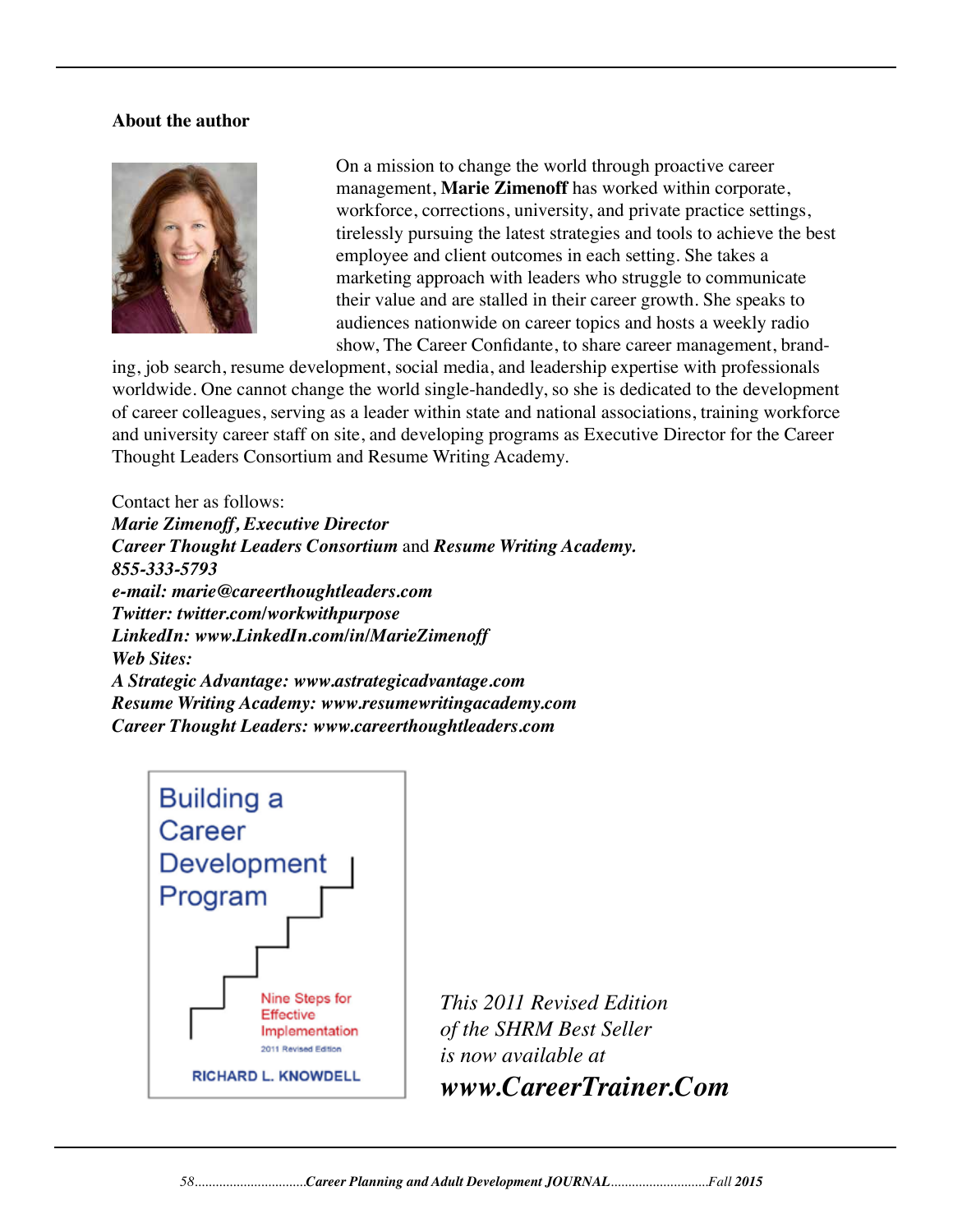### About the author

On a mission to change the world through proactive career management, **Marie Zimenoff** has worked within corporate, workforce, corrections, university, and private practice settings, tirelessly pursuing the latest strategies and tools to achieve the best employee and client outcomes in each setting. She takes a marketing approach with leaders who struggle to communicate their value and are stalled in their career growth. She speaks to audiences nationwide on career topics and hosts a weekly radio show, The Career Confidante, to share career management, branding, job search, resume development, social media, and leadership expertise with professionals worldwide. One cannot change the world single-handedly, so she is dedicated to the development of career colleagues, serving as a leader within state and national associations, training workforce and university career staff on site, and developing programs as Executive Director for the Career Thought Leaders Consortium and Resume Writing Academy.

Contact her as follows:
***Marie Zimenoff, Executive Director***
***Career Thought Leaders Consortium*** and ***Resume Writing Academy.***
***855-333-5793***
***e-mail: marie@careerthoughtleaders.com***
***Twitter: twitter.com/workwithpurpose***
***LinkedIn: www.LinkedIn.com/in/MarieZimenoff***
***Web Sites:***
***A Strategic Advantage: www.astrategicadvantage.com***
***Resume Writing Academy: www.resumewritingacademy.com***
***Career Thought Leaders: www.careerthoughtleaders.com***

Building a Career Development Program

Nine Steps for Effective Implementation

2011 Revised Edition

RICHARD L. KNOWDELL

*This 2011 Revised Edition of the SHRM Best Seller is now available at*

***www.CareerTrainer.Com***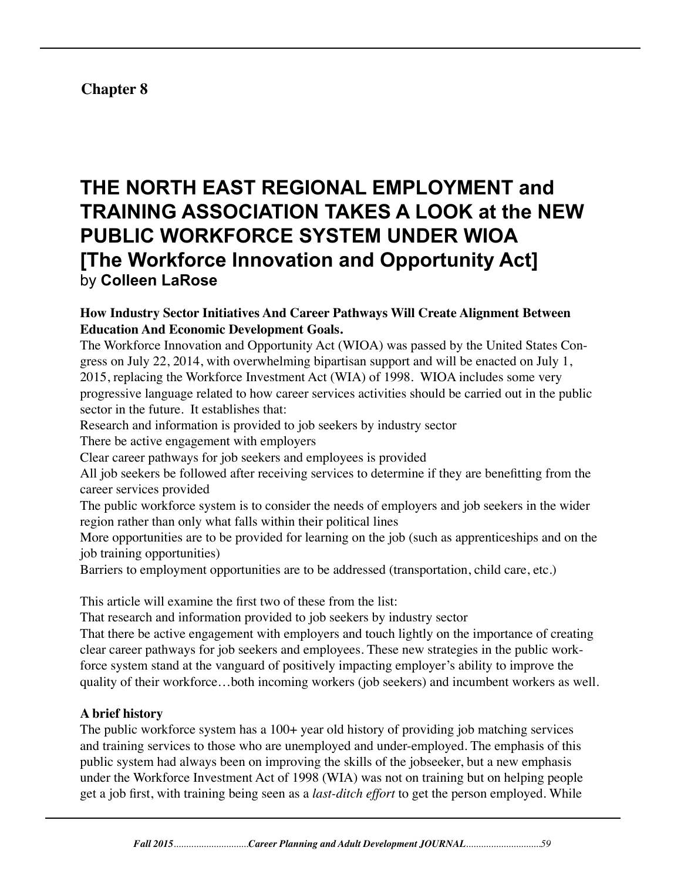**Chapter 8**

# THE NORTH EAST REGIONAL EMPLOYMENT and TRAINING ASSOCIATION TAKES A LOOK at the NEW PUBLIC WORKFORCE SYSTEM UNDER WIOA [The Workforce Innovation and Opportunity Act]

by **Colleen LaRose**

**How Industry Sector Initiatives And Career Pathways Will Create Alignment Between Education And Economic Development Goals.**

The Workforce Innovation and Opportunity Act (WIOA) was passed by the United States Congress on July 22, 2014, with overwhelming bipartisan support and will be enacted on July 1, 2015, replacing the Workforce Investment Act (WIA) of 1998. WIOA includes some very progressive language related to how career services activities should be carried out in the public sector in the future. It establishes that:

Research and information is provided to job seekers by industry sector

There be active engagement with employers

Clear career pathways for job seekers and employees is provided

All job seekers be followed after receiving services to determine if they are benefitting from the career services provided

The public workforce system is to consider the needs of employers and job seekers in the wider region rather than only what falls within their political lines

More opportunities are to be provided for learning on the job (such as apprenticeships and on the job training opportunities)

Barriers to employment opportunities are to be addressed (transportation, child care, etc.)

This article will examine the first two of these from the list:

That research and information provided to job seekers by industry sector

That there be active engagement with employers and touch lightly on the importance of creating clear career pathways for job seekers and employees. These new strategies in the public workforce system stand at the vanguard of positively impacting employer's ability to improve the quality of their workforce…both incoming workers (job seekers) and incumbent workers as well.

**A brief history**

The public workforce system has a 100+ year old history of providing job matching services and training services to those who are unemployed and under-employed. The emphasis of this public system had always been on improving the skills of the jobseeker, but a new emphasis under the Workforce Investment Act of 1998 (WIA) was not on training but on helping people get a job first, with training being seen as a *last-ditch effort* to get the person employed. While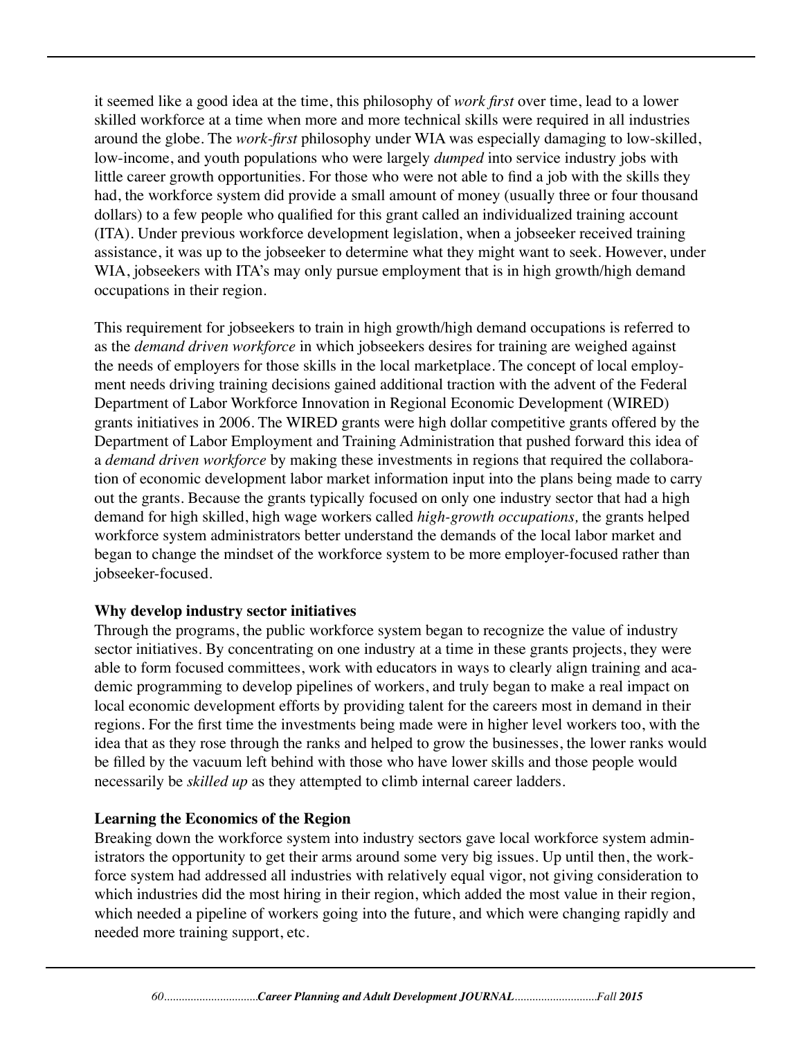it seemed like a good idea at the time, this philosophy of *work first* over time, lead to a lower skilled workforce at a time when more and more technical skills were required in all industries around the globe. The *work-first* philosophy under WIA was especially damaging to low-skilled, low-income, and youth populations who were largely *dumped* into service industry jobs with little career growth opportunities. For those who were not able to find a job with the skills they had, the workforce system did provide a small amount of money (usually three or four thousand dollars) to a few people who qualified for this grant called an individualized training account (ITA). Under previous workforce development legislation, when a jobseeker received training assistance, it was up to the jobseeker to determine what they might want to seek. However, under WIA, jobseekers with ITA's may only pursue employment that is in high growth/high demand occupations in their region.

This requirement for jobseekers to train in high growth/high demand occupations is referred to as the *demand driven workforce* in which jobseekers desires for training are weighed against the needs of employers for those skills in the local marketplace. The concept of local employment needs driving training decisions gained additional traction with the advent of the Federal Department of Labor Workforce Innovation in Regional Economic Development (WIRED) grants initiatives in 2006. The WIRED grants were high dollar competitive grants offered by the Department of Labor Employment and Training Administration that pushed forward this idea of a *demand driven workforce* by making these investments in regions that required the collaboration of economic development labor market information input into the plans being made to carry out the grants. Because the grants typically focused on only one industry sector that had a high demand for high skilled, high wage workers called *high-growth occupations,* the grants helped workforce system administrators better understand the demands of the local labor market and began to change the mindset of the workforce system to be more employer-focused rather than jobseeker-focused.

**Why develop industry sector initiatives**

Through the programs, the public workforce system began to recognize the value of industry sector initiatives. By concentrating on one industry at a time in these grants projects, they were able to form focused committees, work with educators in ways to clearly align training and academic programming to develop pipelines of workers, and truly began to make a real impact on local economic development efforts by providing talent for the careers most in demand in their regions. For the first time the investments being made were in higher level workers too, with the idea that as they rose through the ranks and helped to grow the businesses, the lower ranks would be filled by the vacuum left behind with those who have lower skills and those people would necessarily be *skilled up* as they attempted to climb internal career ladders.

**Learning the Economics of the Region**

Breaking down the workforce system into industry sectors gave local workforce system administrators the opportunity to get their arms around some very big issues. Up until then, the workforce system had addressed all industries with relatively equal vigor, not giving consideration to which industries did the most hiring in their region, which added the most value in their region, which needed a pipeline of workers going into the future, and which were changing rapidly and needed more training support, etc.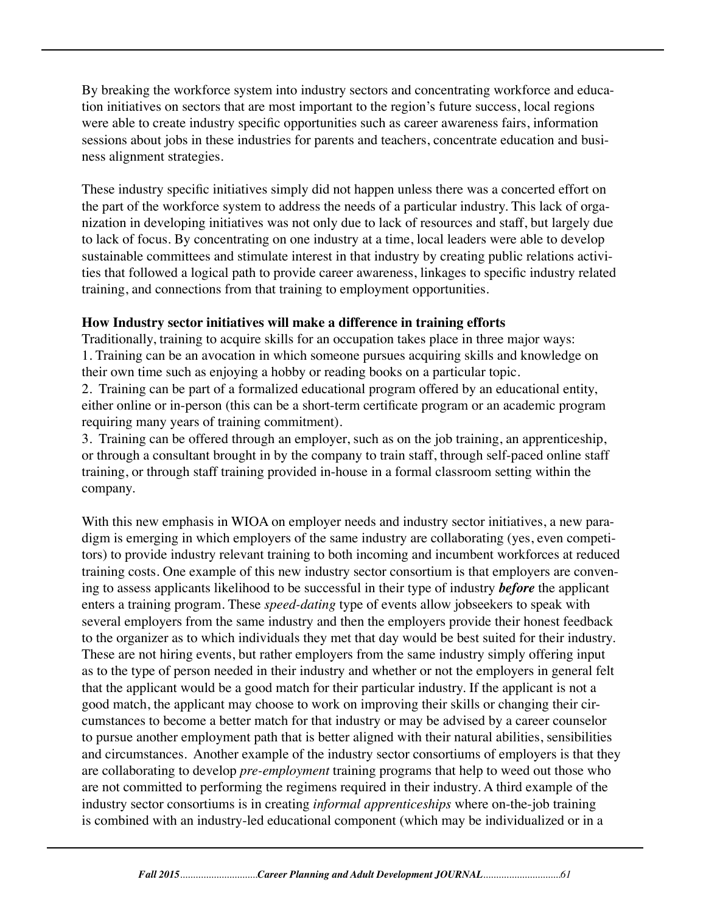By breaking the workforce system into industry sectors and concentrating workforce and education initiatives on sectors that are most important to the region's future success, local regions were able to create industry specific opportunities such as career awareness fairs, information sessions about jobs in these industries for parents and teachers, concentrate education and business alignment strategies.

These industry specific initiatives simply did not happen unless there was a concerted effort on the part of the workforce system to address the needs of a particular industry. This lack of organization in developing initiatives was not only due to lack of resources and staff, but largely due to lack of focus. By concentrating on one industry at a time, local leaders were able to develop sustainable committees and stimulate interest in that industry by creating public relations activities that followed a logical path to provide career awareness, linkages to specific industry related training, and connections from that training to employment opportunities.

**How Industry sector initiatives will make a difference in training efforts**

Traditionally, training to acquire skills for an occupation takes place in three major ways:

1. Training can be an avocation in which someone pursues acquiring skills and knowledge on their own time such as enjoying a hobby or reading books on a particular topic.
2. Training can be part of a formalized educational program offered by an educational entity, either online or in-person (this can be a short-term certificate program or an academic program requiring many years of training commitment).
3. Training can be offered through an employer, such as on the job training, an apprenticeship, or through a consultant brought in by the company to train staff, through self-paced online staff training, or through staff training provided in-house in a formal classroom setting within the company.

With this new emphasis in WIOA on employer needs and industry sector initiatives, a new paradigm is emerging in which employers of the same industry are collaborating (yes, even competitors) to provide industry relevant training to both incoming and incumbent workforces at reduced training costs. One example of this new industry sector consortium is that employers are convening to assess applicants likelihood to be successful in their type of industry ***before*** the applicant enters a training program. These *speed-dating* type of events allow jobseekers to speak with several employers from the same industry and then the employers provide their honest feedback to the organizer as to which individuals they met that day would be best suited for their industry. These are not hiring events, but rather employers from the same industry simply offering input as to the type of person needed in their industry and whether or not the employers in general felt that the applicant would be a good match for their particular industry. If the applicant is not a good match, the applicant may choose to work on improving their skills or changing their circumstances to become a better match for that industry or may be advised by a career counselor to pursue another employment path that is better aligned with their natural abilities, sensibilities and circumstances. Another example of the industry sector consortiums of employers is that they are collaborating to develop *pre-employment* training programs that help to weed out those who are not committed to performing the regimens required in their industry. A third example of the industry sector consortiums is in creating *informal apprenticeships* where on-the-job training is combined with an industry-led educational component (which may be individualized or in a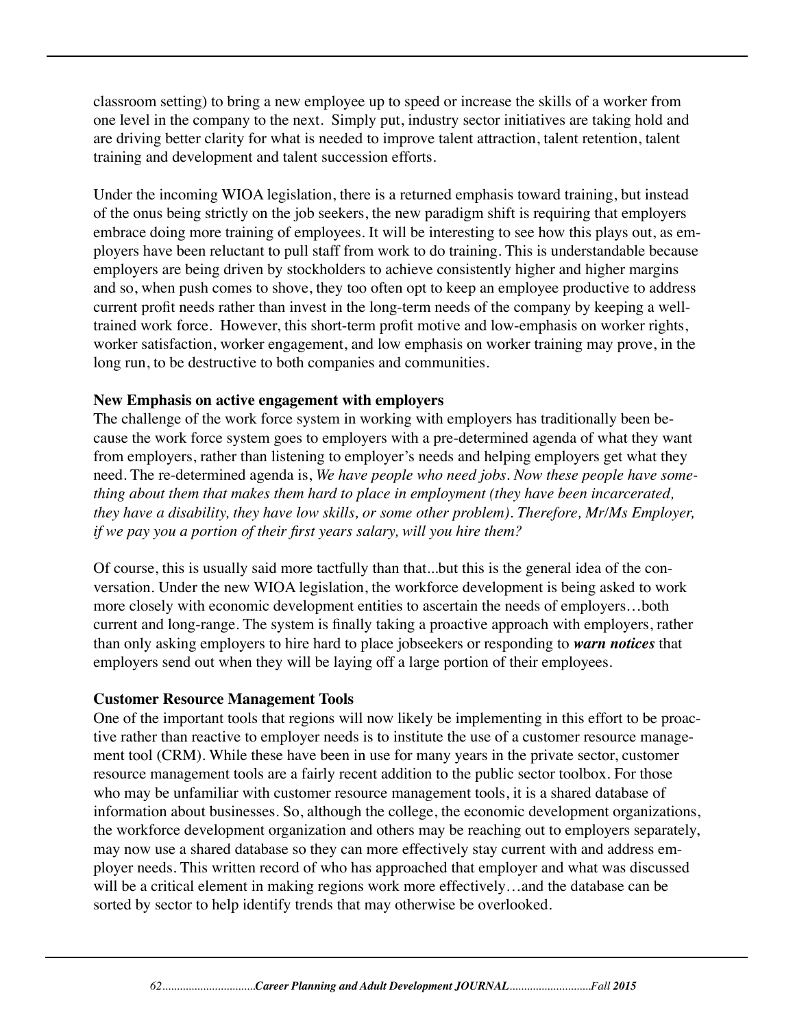classroom setting) to bring a new employee up to speed or increase the skills of a worker from one level in the company to the next. Simply put, industry sector initiatives are taking hold and are driving better clarity for what is needed to improve talent attraction, talent retention, talent training and development and talent succession efforts.

Under the incoming WIOA legislation, there is a returned emphasis toward training, but instead of the onus being strictly on the job seekers, the new paradigm shift is requiring that employers embrace doing more training of employees. It will be interesting to see how this plays out, as employers have been reluctant to pull staff from work to do training. This is understandable because employers are being driven by stockholders to achieve consistently higher and higher margins and so, when push comes to shove, they too often opt to keep an employee productive to address current profit needs rather than invest in the long-term needs of the company by keeping a well-trained work force. However, this short-term profit motive and low-emphasis on worker rights, worker satisfaction, worker engagement, and low emphasis on worker training may prove, in the long run, to be destructive to both companies and communities.

**New Emphasis on active engagement with employers**

The challenge of the work force system in working with employers has traditionally been because the work force system goes to employers with a pre-determined agenda of what they want from employers, rather than listening to employer's needs and helping employers get what they need. The re-determined agenda is, *We have people who need jobs. Now these people have something about them that makes them hard to place in employment (they have been incarcerated, they have a disability, they have low skills, or some other problem). Therefore, Mr/Ms Employer, if we pay you a portion of their first years salary, will you hire them?*

Of course, this is usually said more tactfully than that...but this is the general idea of the conversation. Under the new WIOA legislation, the workforce development is being asked to work more closely with economic development entities to ascertain the needs of employers…both current and long-range. The system is finally taking a proactive approach with employers, rather than only asking employers to hire hard to place jobseekers or responding to ***warn notices*** that employers send out when they will be laying off a large portion of their employees.

**Customer Resource Management Tools**

One of the important tools that regions will now likely be implementing in this effort to be proactive rather than reactive to employer needs is to institute the use of a customer resource management tool (CRM). While these have been in use for many years in the private sector, customer resource management tools are a fairly recent addition to the public sector toolbox. For those who may be unfamiliar with customer resource management tools, it is a shared database of information about businesses. So, although the college, the economic development organizations, the workforce development organization and others may be reaching out to employers separately, may now use a shared database so they can more effectively stay current with and address employer needs. This written record of who has approached that employer and what was discussed will be a critical element in making regions work more effectively…and the database can be sorted by sector to help identify trends that may otherwise be overlooked.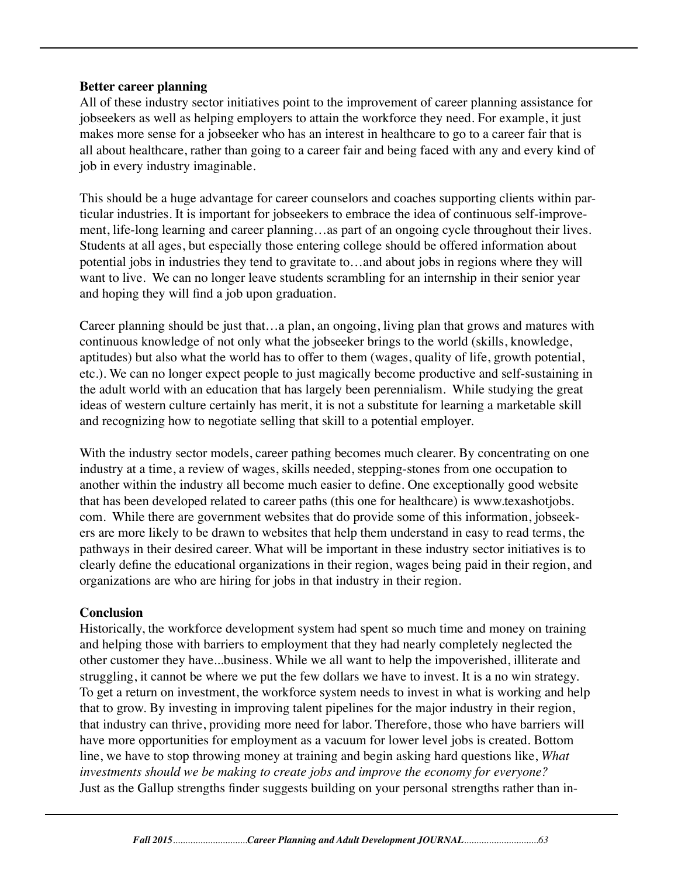**Better career planning**

All of these industry sector initiatives point to the improvement of career planning assistance for jobseekers as well as helping employers to attain the workforce they need. For example, it just makes more sense for a jobseeker who has an interest in healthcare to go to a career fair that is all about healthcare, rather than going to a career fair and being faced with any and every kind of job in every industry imaginable.

This should be a huge advantage for career counselors and coaches supporting clients within particular industries. It is important for jobseekers to embrace the idea of continuous self-improvement, life-long learning and career planning…as part of an ongoing cycle throughout their lives. Students at all ages, but especially those entering college should be offered information about potential jobs in industries they tend to gravitate to…and about jobs in regions where they will want to live. We can no longer leave students scrambling for an internship in their senior year and hoping they will find a job upon graduation.

Career planning should be just that…a plan, an ongoing, living plan that grows and matures with continuous knowledge of not only what the jobseeker brings to the world (skills, knowledge, aptitudes) but also what the world has to offer to them (wages, quality of life, growth potential, etc.). We can no longer expect people to just magically become productive and self-sustaining in the adult world with an education that has largely been perennialism. While studying the great ideas of western culture certainly has merit, it is not a substitute for learning a marketable skill and recognizing how to negotiate selling that skill to a potential employer.

With the industry sector models, career pathing becomes much clearer. By concentrating on one industry at a time, a review of wages, skills needed, stepping-stones from one occupation to another within the industry all become much easier to define. One exceptionally good website that has been developed related to career paths (this one for healthcare) is www.texashotjobs.com. While there are government websites that do provide some of this information, jobseekers are more likely to be drawn to websites that help them understand in easy to read terms, the pathways in their desired career. What will be important in these industry sector initiatives is to clearly define the educational organizations in their region, wages being paid in their region, and organizations are who are hiring for jobs in that industry in their region.

**Conclusion**

Historically, the workforce development system had spent so much time and money on training and helping those with barriers to employment that they had nearly completely neglected the other customer they have...business. While we all want to help the impoverished, illiterate and struggling, it cannot be where we put the few dollars we have to invest. It is a no win strategy. To get a return on investment, the workforce system needs to invest in what is working and help that to grow. By investing in improving talent pipelines for the major industry in their region, that industry can thrive, providing more need for labor. Therefore, those who have barriers will have more opportunities for employment as a vacuum for lower level jobs is created. Bottom line, we have to stop throwing money at training and begin asking hard questions like, *What investments should we be making to create jobs and improve the economy for everyone?* Just as the Gallup strengths finder suggests building on your personal strengths rather than in-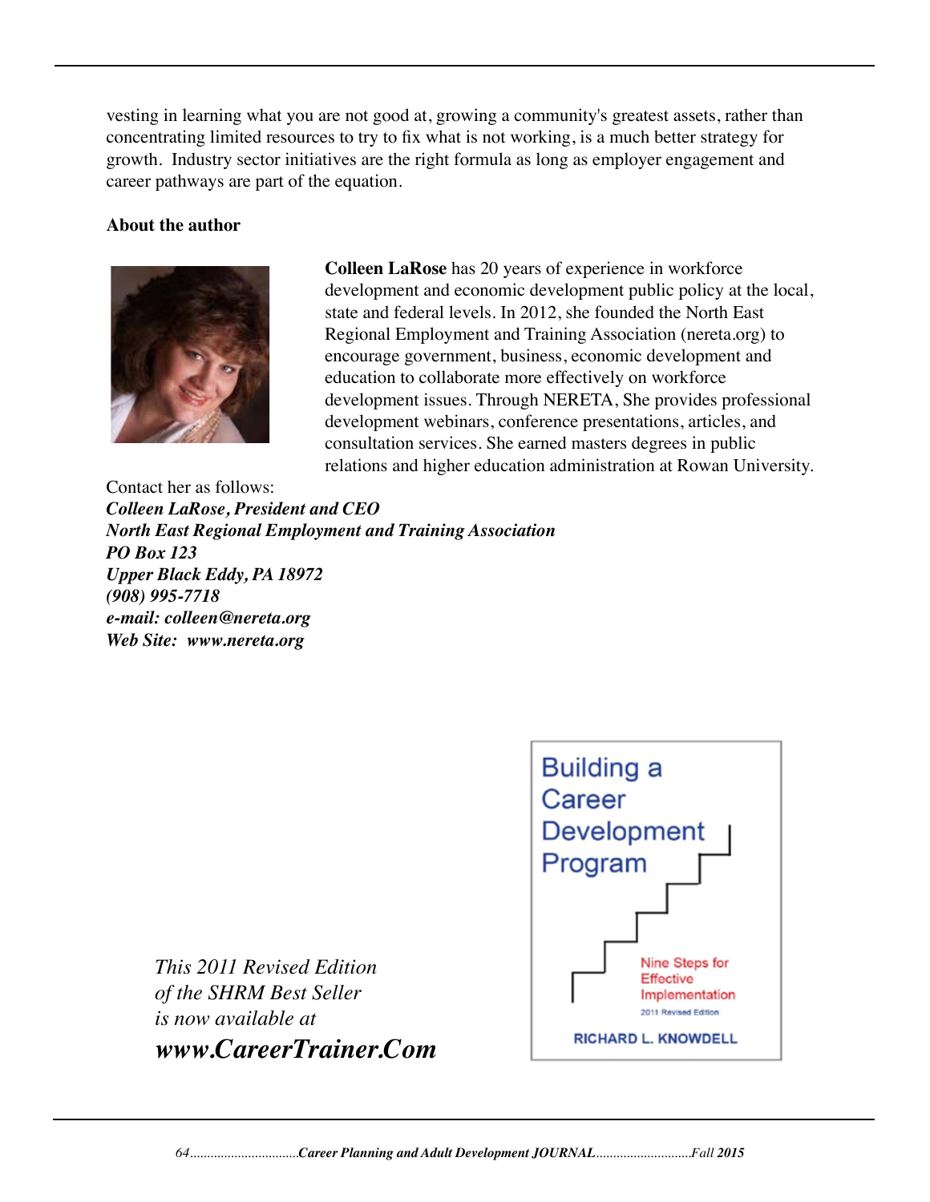vesting in learning what you are not good at, growing a community's greatest assets, rather than concentrating limited resources to try to fix what is not working, is a much better strategy for growth. Industry sector initiatives are the right formula as long as employer engagement and career pathways are part of the equation.

**About the author**

**Colleen LaRose** has 20 years of experience in workforce development and economic development public policy at the local, state and federal levels. In 2012, she founded the North East Regional Employment and Training Association (nereta.org) to encourage government, business, economic development and education to collaborate more effectively on workforce development issues. Through NERETA, She provides professional development webinars, conference presentations, articles, and consultation services. She earned masters degrees in public relations and higher education administration at Rowan University.

Contact her as follows:
***Colleen LaRose, President and CEO***
***North East Regional Employment and Training Association***
***PO Box 123***
***Upper Black Eddy, PA 18972***
***(908) 995-7718***
***e-mail: colleen@nereta.org***
***Web Site: www.nereta.org***

*This 2011 Revised Edition*
*of the SHRM Best Seller*
*is now available at*
***www.CareerTrainer.Com***

Building a Career Development Program

Nine Steps for Effective Implementation

2011 Revised Edition

RICHARD L. KNOWDELL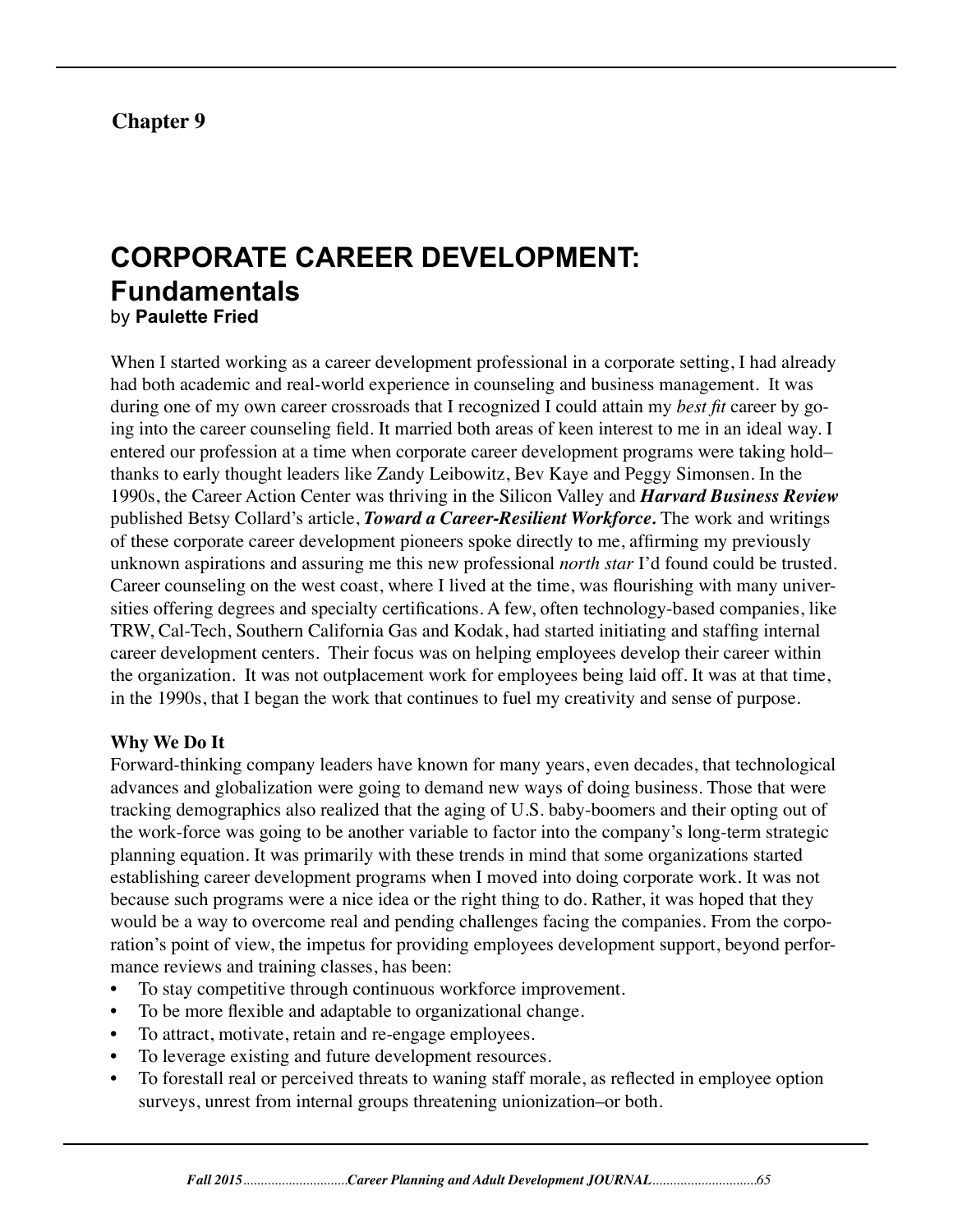**Chapter 9**

# CORPORATE CAREER DEVELOPMENT: Fundamentals

by **Paulette Fried**

When I started working as a career development professional in a corporate setting, I had already had both academic and real-world experience in counseling and business management. It was during one of my own career crossroads that I recognized I could attain my *best fit* career by going into the career counseling field. It married both areas of keen interest to me in an ideal way. I entered our profession at a time when corporate career development programs were taking hold–thanks to early thought leaders like Zandy Leibowitz, Bev Kaye and Peggy Simonsen. In the 1990s, the Career Action Center was thriving in the Silicon Valley and ***Harvard Business Review*** published Betsy Collard's article, ***Toward a Career-Resilient Workforce.*** The work and writings of these corporate career development pioneers spoke directly to me, affirming my previously unknown aspirations and assuring me this new professional *north star* I'd found could be trusted. Career counseling on the west coast, where I lived at the time, was flourishing with many universities offering degrees and specialty certifications. A few, often technology-based companies, like TRW, Cal-Tech, Southern California Gas and Kodak, had started initiating and staffing internal career development centers. Their focus was on helping employees develop their career within the organization. It was not outplacement work for employees being laid off. It was at that time, in the 1990s, that I began the work that continues to fuel my creativity and sense of purpose.

**Why We Do It**

Forward-thinking company leaders have known for many years, even decades, that technological advances and globalization were going to demand new ways of doing business. Those that were tracking demographics also realized that the aging of U.S. baby-boomers and their opting out of the work-force was going to be another variable to factor into the company's long-term strategic planning equation. It was primarily with these trends in mind that some organizations started establishing career development programs when I moved into doing corporate work. It was not because such programs were a nice idea or the right thing to do. Rather, it was hoped that they would be a way to overcome real and pending challenges facing the companies. From the corporation's point of view, the impetus for providing employees development support, beyond performance reviews and training classes, has been:

- To stay competitive through continuous workforce improvement.
- To be more flexible and adaptable to organizational change.
- To attract, motivate, retain and re-engage employees.
- To leverage existing and future development resources.
- To forestall real or perceived threats to waning staff morale, as reflected in employee option surveys, unrest from internal groups threatening unionization–or both.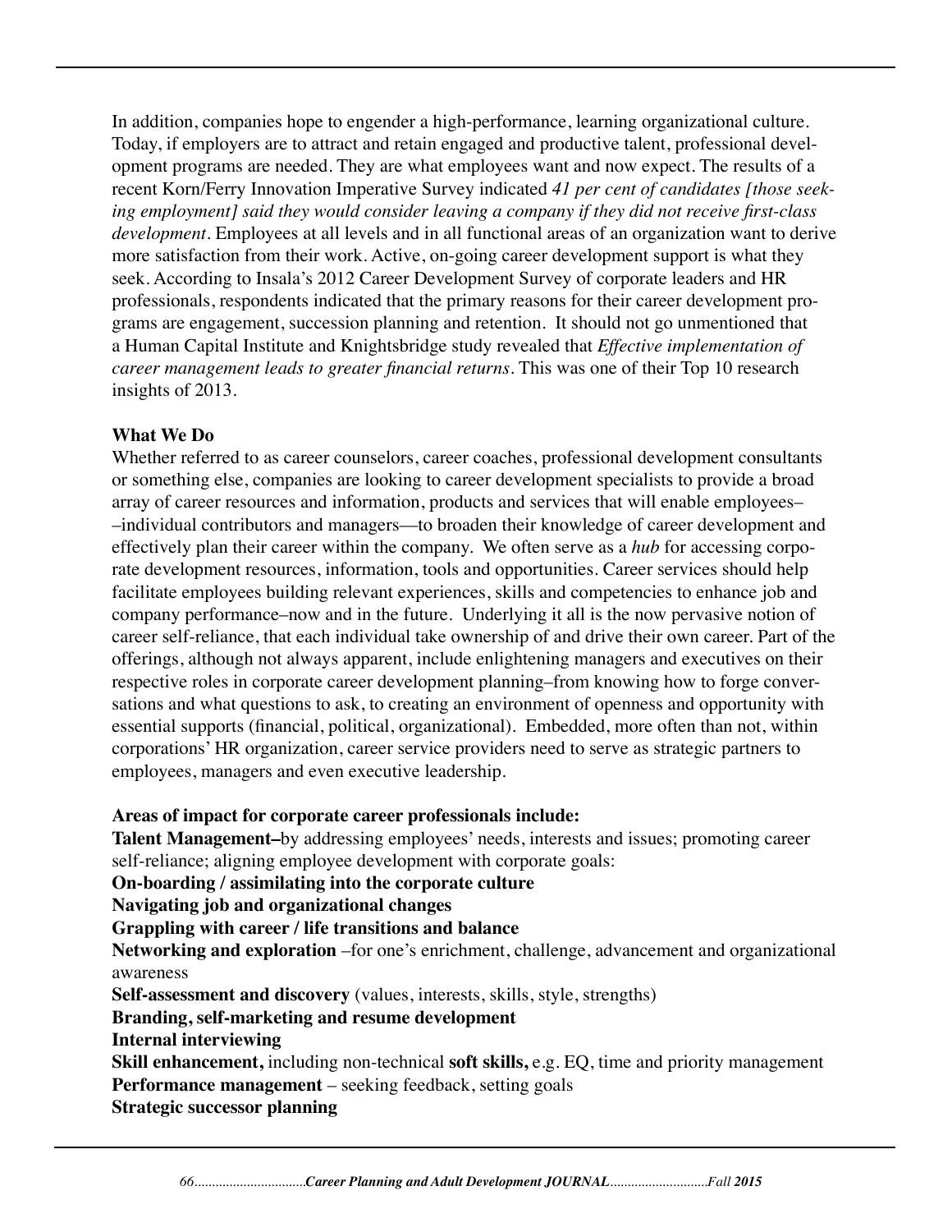In addition, companies hope to engender a high-performance, learning organizational culture. Today, if employers are to attract and retain engaged and productive talent, professional development programs are needed. They are what employees want and now expect. The results of a recent Korn/Ferry Innovation Imperative Survey indicated *41 per cent of candidates [those seeking employment] said they would consider leaving a company if they did not receive first-class development*. Employees at all levels and in all functional areas of an organization want to derive more satisfaction from their work. Active, on-going career development support is what they seek. According to Insala's 2012 Career Development Survey of corporate leaders and HR professionals, respondents indicated that the primary reasons for their career development programs are engagement, succession planning and retention. It should not go unmentioned that a Human Capital Institute and Knightsbridge study revealed that *Effective implementation of career management leads to greater financial returns*. This was one of their Top 10 research insights of 2013.

**What We Do**

Whether referred to as career counselors, career coaches, professional development consultants or something else, companies are looking to career development specialists to provide a broad array of career resources and information, products and services that will enable employees––individual contributors and managers––to broaden their knowledge of career development and effectively plan their career within the company. We often serve as a *hub* for accessing corporate development resources, information, tools and opportunities. Career services should help facilitate employees building relevant experiences, skills and competencies to enhance job and company performance–now and in the future. Underlying it all is the now pervasive notion of career self-reliance, that each individual take ownership of and drive their own career. Part of the offerings, although not always apparent, include enlightening managers and executives on their respective roles in corporate career development planning–from knowing how to forge conversations and what questions to ask, to creating an environment of openness and opportunity with essential supports (financial, political, organizational). Embedded, more often than not, within corporations' HR organization, career service providers need to serve as strategic partners to employees, managers and even executive leadership.

**Areas of impact for corporate career professionals include:**

**Talent Management–**by addressing employees' needs, interests and issues; promoting career self-reliance; aligning employee development with corporate goals:

**On-boarding / assimilating into the corporate culture**

**Navigating job and organizational changes**

**Grappling with career / life transitions and balance**

**Networking and exploration** –for one's enrichment, challenge, advancement and organizational awareness

**Self-assessment and discovery** (values, interests, skills, style, strengths)

**Branding, self-marketing and resume development**

**Internal interviewing**

**Skill enhancement,** including non-technical **soft skills,** e.g. EQ, time and priority management

**Performance management** – seeking feedback, setting goals

**Strategic successor planning**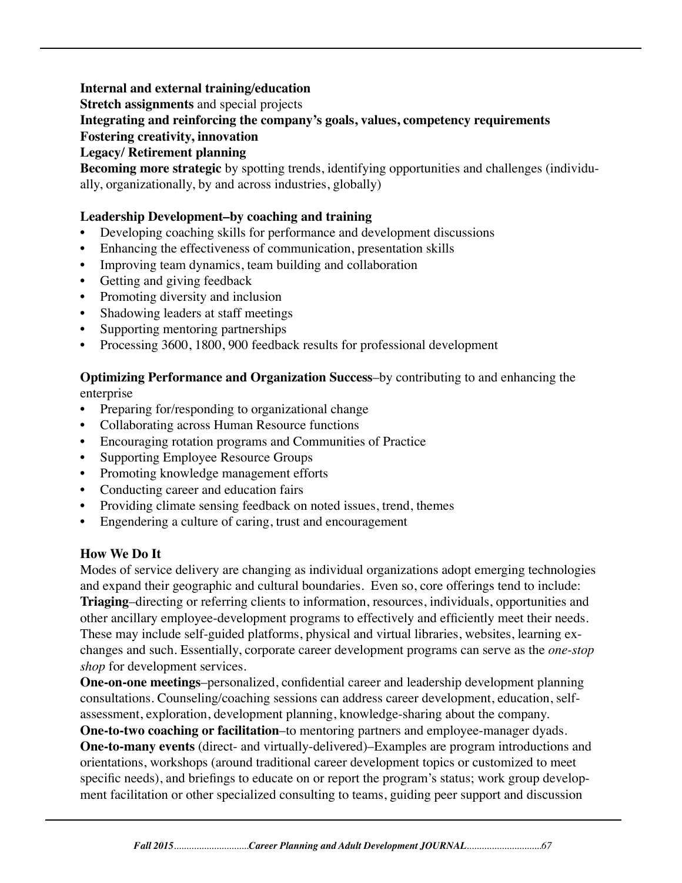**Internal and external training/education**
**Stretch assignments** and special projects
**Integrating and reinforcing the company's goals, values, competency requirements**
**Fostering creativity, innovation**
**Legacy/ Retirement planning**
**Becoming more strategic** by spotting trends, identifying opportunities and challenges (individually, organizationally, by and across industries, globally)

**Leadership Development–by coaching and training**

- Developing coaching skills for performance and development discussions
- Enhancing the effectiveness of communication, presentation skills
- Improving team dynamics, team building and collaboration
- Getting and giving feedback
- Promoting diversity and inclusion
- Shadowing leaders at staff meetings
- Supporting mentoring partnerships
- Processing 3600, 1800, 900 feedback results for professional development

**Optimizing Performance and Organization Success**–by contributing to and enhancing the enterprise

- Preparing for/responding to organizational change
- Collaborating across Human Resource functions
- Encouraging rotation programs and Communities of Practice
- Supporting Employee Resource Groups
- Promoting knowledge management efforts
- Conducting career and education fairs
- Providing climate sensing feedback on noted issues, trend, themes
- Engendering a culture of caring, trust and encouragement

**How We Do It**

Modes of service delivery are changing as individual organizations adopt emerging technologies and expand their geographic and cultural boundaries. Even so, core offerings tend to include:
**Triaging**–directing or referring clients to information, resources, individuals, opportunities and other ancillary employee-development programs to effectively and efficiently meet their needs. These may include self-guided platforms, physical and virtual libraries, websites, learning exchanges and such. Essentially, corporate career development programs can serve as the *one-stop shop* for development services.
**One-on-one meetings**–personalized, confidential career and leadership development planning consultations. Counseling/coaching sessions can address career development, education, self-assessment, exploration, development planning, knowledge-sharing about the company.
**One-to-two coaching or facilitation**–to mentoring partners and employee-manager dyads.
**One-to-many events** (direct- and virtually-delivered)–Examples are program introductions and orientations, workshops (around traditional career development topics or customized to meet specific needs), and briefings to educate on or report the program's status; work group development facilitation or other specialized consulting to teams, guiding peer support and discussion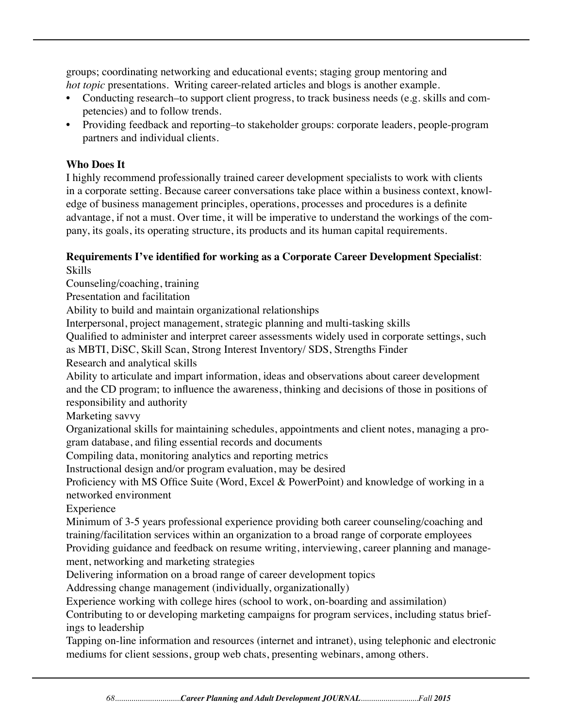groups; coordinating networking and educational events; staging group mentoring and *hot topic* presentations. Writing career-related articles and blogs is another example.

- Conducting research–to support client progress, to track business needs (e.g. skills and competencies) and to follow trends.
- Providing feedback and reporting–to stakeholder groups: corporate leaders, people-program partners and individual clients.

**Who Does It**

I highly recommend professionally trained career development specialists to work with clients in a corporate setting. Because career conversations take place within a business context, knowledge of business management principles, operations, processes and procedures is a definite advantage, if not a must. Over time, it will be imperative to understand the workings of the company, its goals, its operating structure, its products and its human capital requirements.

**Requirements I've identified for working as a Corporate Career Development Specialist**:

Skills

Counseling/coaching, training

Presentation and facilitation

Ability to build and maintain organizational relationships

Interpersonal, project management, strategic planning and multi-tasking skills

Qualified to administer and interpret career assessments widely used in corporate settings, such as MBTI, DiSC, Skill Scan, Strong Interest Inventory/ SDS, Strengths Finder

Research and analytical skills

Ability to articulate and impart information, ideas and observations about career development and the CD program; to influence the awareness, thinking and decisions of those in positions of responsibility and authority

Marketing savvy

Organizational skills for maintaining schedules, appointments and client notes, managing a program database, and filing essential records and documents

Compiling data, monitoring analytics and reporting metrics

Instructional design and/or program evaluation, may be desired

Proficiency with MS Office Suite (Word, Excel & PowerPoint) and knowledge of working in a networked environment

Experience

Minimum of 3-5 years professional experience providing both career counseling/coaching and training/facilitation services within an organization to a broad range of corporate employees

Providing guidance and feedback on resume writing, interviewing, career planning and management, networking and marketing strategies

Delivering information on a broad range of career development topics

Addressing change management (individually, organizationally)

Experience working with college hires (school to work, on-boarding and assimilation)

Contributing to or developing marketing campaigns for program services, including status briefings to leadership

Tapping on-line information and resources (internet and intranet), using telephonic and electronic mediums for client sessions, group web chats, presenting webinars, among others.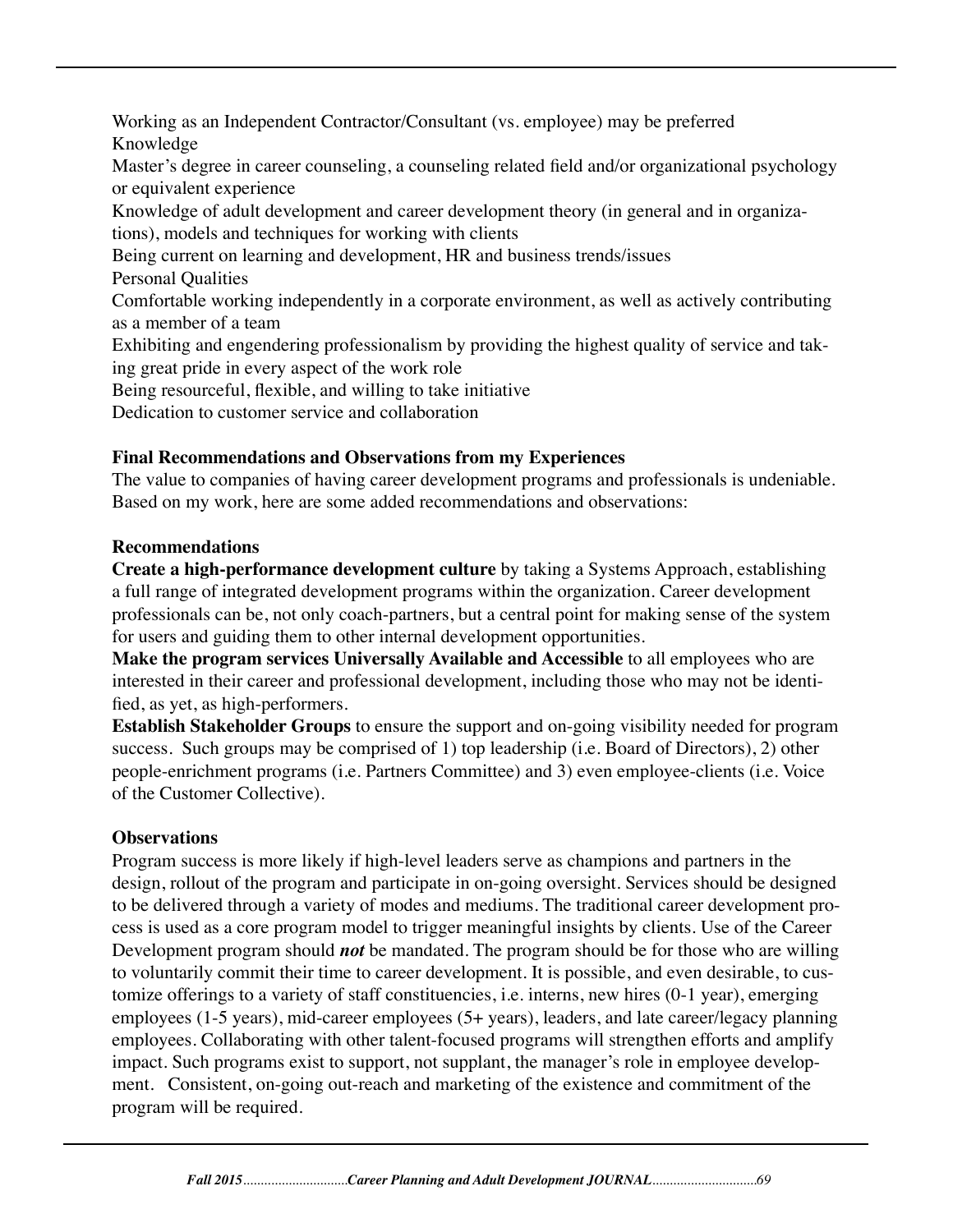Working as an Independent Contractor/Consultant (vs. employee) may be preferred

Knowledge

Master's degree in career counseling, a counseling related field and/or organizational psychology or equivalent experience

Knowledge of adult development and career development theory (in general and in organizations), models and techniques for working with clients

Being current on learning and development, HR and business trends/issues

Personal Qualities

Comfortable working independently in a corporate environment, as well as actively contributing as a member of a team

Exhibiting and engendering professionalism by providing the highest quality of service and taking great pride in every aspect of the work role

Being resourceful, flexible, and willing to take initiative

Dedication to customer service and collaboration

**Final Recommendations and Observations from my Experiences**

The value to companies of having career development programs and professionals is undeniable. Based on my work, here are some added recommendations and observations:

**Recommendations**

**Create a high-performance development culture** by taking a Systems Approach, establishing a full range of integrated development programs within the organization. Career development professionals can be, not only coach-partners, but a central point for making sense of the system for users and guiding them to other internal development opportunities.

**Make the program services Universally Available and Accessible** to all employees who are interested in their career and professional development, including those who may not be identified, as yet, as high-performers.

**Establish Stakeholder Groups** to ensure the support and on-going visibility needed for program success. Such groups may be comprised of 1) top leadership (i.e. Board of Directors), 2) other people-enrichment programs (i.e. Partners Committee) and 3) even employee-clients (i.e. Voice of the Customer Collective).

**Observations**

Program success is more likely if high-level leaders serve as champions and partners in the design, rollout of the program and participate in on-going oversight. Services should be designed to be delivered through a variety of modes and mediums. The traditional career development process is used as a core program model to trigger meaningful insights by clients. Use of the Career Development program should ***not*** be mandated. The program should be for those who are willing to voluntarily commit their time to career development. It is possible, and even desirable, to customize offerings to a variety of staff constituencies, i.e. interns, new hires (0-1 year), emerging employees (1-5 years), mid-career employees (5+ years), leaders, and late career/legacy planning employees. Collaborating with other talent-focused programs will strengthen efforts and amplify impact. Such programs exist to support, not supplant, the manager's role in employee development. Consistent, on-going out-reach and marketing of the existence and commitment of the program will be required.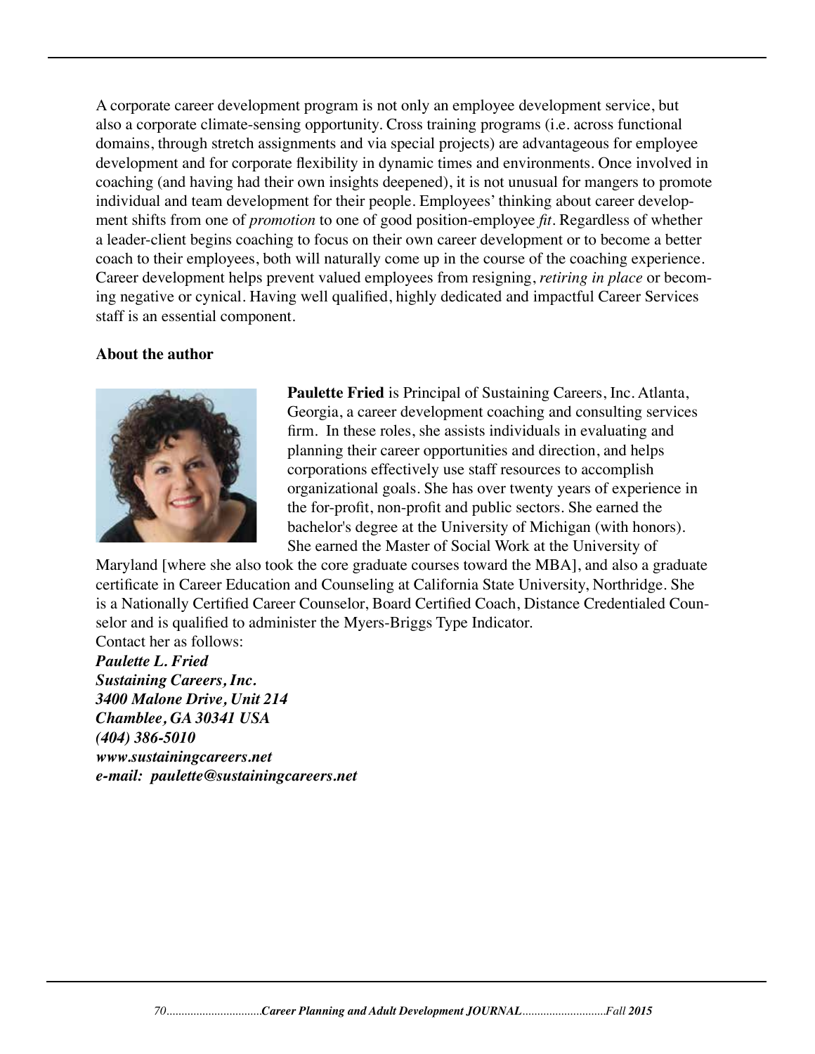A corporate career development program is not only an employee development service, but also a corporate climate-sensing opportunity. Cross training programs (i.e. across functional domains, through stretch assignments and via special projects) are advantageous for employee development and for corporate flexibility in dynamic times and environments. Once involved in coaching (and having had their own insights deepened), it is not unusual for mangers to promote individual and team development for their people. Employees' thinking about career development shifts from one of *promotion* to one of good position-employee *fit*. Regardless of whether a leader-client begins coaching to focus on their own career development or to become a better coach to their employees, both will naturally come up in the course of the coaching experience. Career development helps prevent valued employees from resigning, *retiring in place* or becoming negative or cynical. Having well qualified, highly dedicated and impactful Career Services staff is an essential component.

**About the author**

**Paulette Fried** is Principal of Sustaining Careers, Inc. Atlanta, Georgia, a career development coaching and consulting services firm. In these roles, she assists individuals in evaluating and planning their career opportunities and direction, and helps corporations effectively use staff resources to accomplish organizational goals. She has over twenty years of experience in the for-profit, non-profit and public sectors. She earned the bachelor's degree at the University of Michigan (with honors). She earned the Master of Social Work at the University of Maryland [where she also took the core graduate courses toward the MBA], and also a graduate certificate in Career Education and Counseling at California State University, Northridge. She is a Nationally Certified Career Counselor, Board Certified Coach, Distance Credentialed Counselor and is qualified to administer the Myers-Briggs Type Indicator.

Contact her as follows:

***Paulette L. Fried***
***Sustaining Careers, Inc.***
***3400 Malone Drive, Unit 214***
***Chamblee, GA 30341 USA***
***(404) 386-5010***
***www.sustainingcareers.net***
***e-mail: paulette@sustainingcareers.net***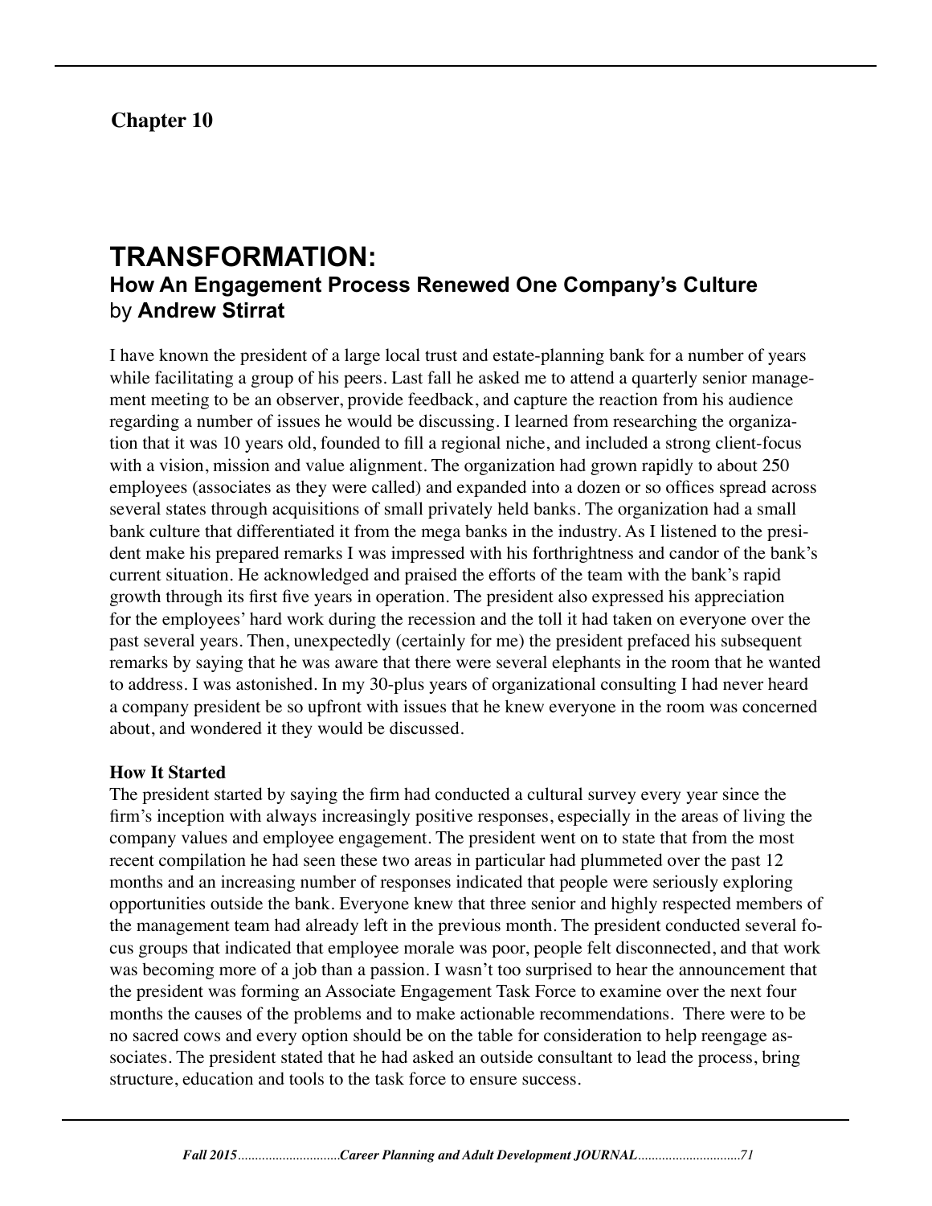## Chapter 10

# TRANSFORMATION:
## How An Engagement Process Renewed One Company's Culture
by **Andrew Stirrat**

I have known the president of a large local trust and estate-planning bank for a number of years while facilitating a group of his peers. Last fall he asked me to attend a quarterly senior management meeting to be an observer, provide feedback, and capture the reaction from his audience regarding a number of issues he would be discussing. I learned from researching the organization that it was 10 years old, founded to fill a regional niche, and included a strong client-focus with a vision, mission and value alignment. The organization had grown rapidly to about 250 employees (associates as they were called) and expanded into a dozen or so offices spread across several states through acquisitions of small privately held banks. The organization had a small bank culture that differentiated it from the mega banks in the industry. As I listened to the president make his prepared remarks I was impressed with his forthrightness and candor of the bank's current situation. He acknowledged and praised the efforts of the team with the bank's rapid growth through its first five years in operation. The president also expressed his appreciation for the employees' hard work during the recession and the toll it had taken on everyone over the past several years. Then, unexpectedly (certainly for me) the president prefaced his subsequent remarks by saying that he was aware that there were several elephants in the room that he wanted to address. I was astonished. In my 30-plus years of organizational consulting I had never heard a company president be so upfront with issues that he knew everyone in the room was concerned about, and wondered it they would be discussed.

**How It Started**

The president started by saying the firm had conducted a cultural survey every year since the firm's inception with always increasingly positive responses, especially in the areas of living the company values and employee engagement. The president went on to state that from the most recent compilation he had seen these two areas in particular had plummeted over the past 12 months and an increasing number of responses indicated that people were seriously exploring opportunities outside the bank. Everyone knew that three senior and highly respected members of the management team had already left in the previous month. The president conducted several focus groups that indicated that employee morale was poor, people felt disconnected, and that work was becoming more of a job than a passion. I wasn't too surprised to hear the announcement that the president was forming an Associate Engagement Task Force to examine over the next four months the causes of the problems and to make actionable recommendations. There were to be no sacred cows and every option should be on the table for consideration to help reengage associates. The president stated that he had asked an outside consultant to lead the process, bring structure, education and tools to the task force to ensure success.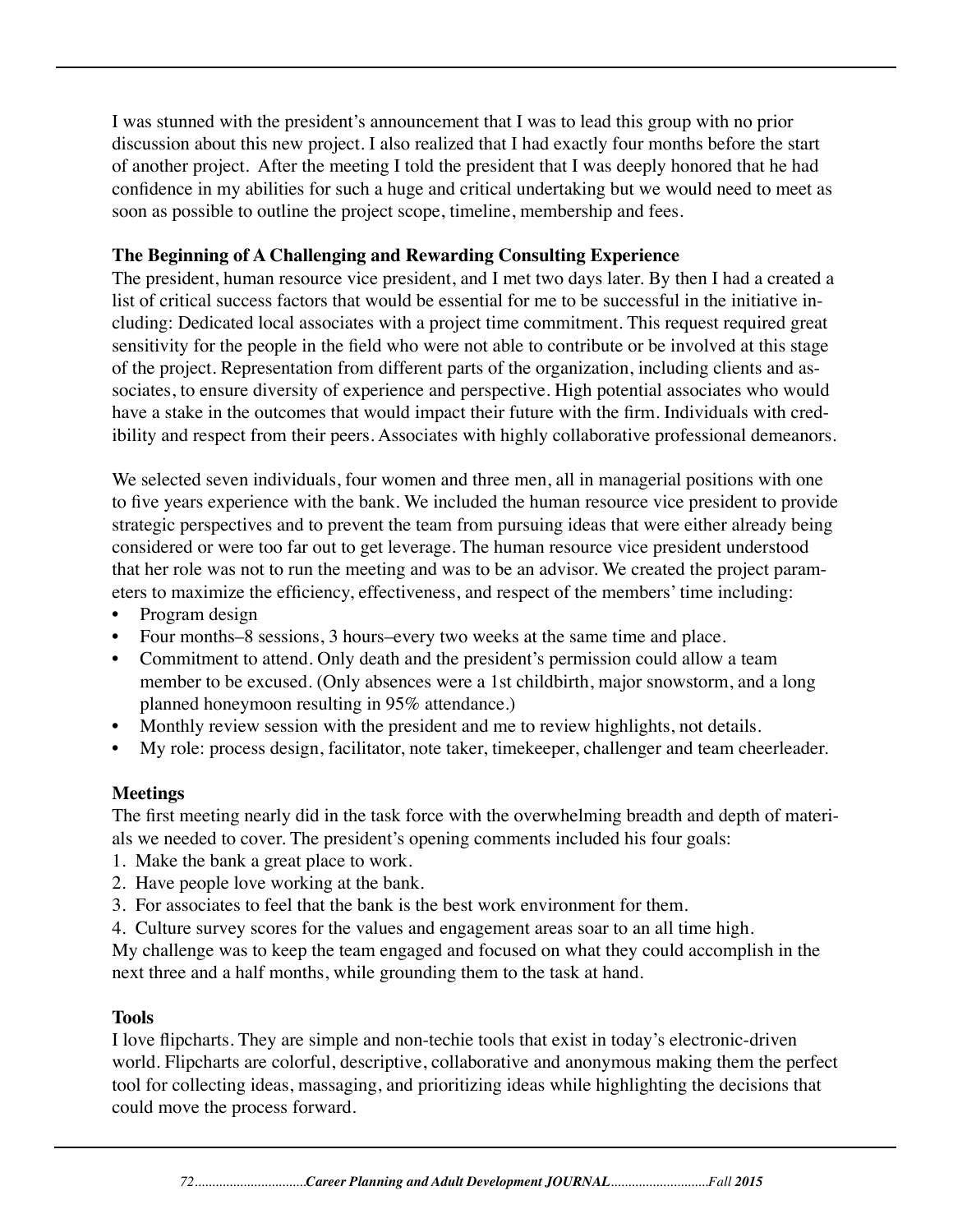I was stunned with the president's announcement that I was to lead this group with no prior discussion about this new project. I also realized that I had exactly four months before the start of another project. After the meeting I told the president that I was deeply honored that he had confidence in my abilities for such a huge and critical undertaking but we would need to meet as soon as possible to outline the project scope, timeline, membership and fees.

**The Beginning of A Challenging and Rewarding Consulting Experience**

The president, human resource vice president, and I met two days later. By then I had a created a list of critical success factors that would be essential for me to be successful in the initiative including: Dedicated local associates with a project time commitment. This request required great sensitivity for the people in the field who were not able to contribute or be involved at this stage of the project. Representation from different parts of the organization, including clients and associates, to ensure diversity of experience and perspective. High potential associates who would have a stake in the outcomes that would impact their future with the firm. Individuals with credibility and respect from their peers. Associates with highly collaborative professional demeanors.

We selected seven individuals, four women and three men, all in managerial positions with one to five years experience with the bank. We included the human resource vice president to provide strategic perspectives and to prevent the team from pursuing ideas that were either already being considered or were too far out to get leverage. The human resource vice president understood that her role was not to run the meeting and was to be an advisor. We created the project parameters to maximize the efficiency, effectiveness, and respect of the members' time including:

- Program design
- Four months–8 sessions, 3 hours–every two weeks at the same time and place.
- Commitment to attend. Only death and the president's permission could allow a team member to be excused. (Only absences were a 1st childbirth, major snowstorm, and a long planned honeymoon resulting in 95% attendance.)
- Monthly review session with the president and me to review highlights, not details.
- My role: process design, facilitator, note taker, timekeeper, challenger and team cheerleader.

**Meetings**

The first meeting nearly did in the task force with the overwhelming breadth and depth of materials we needed to cover. The president's opening comments included his four goals:

1. Make the bank a great place to work.
2. Have people love working at the bank.
3. For associates to feel that the bank is the best work environment for them.
4. Culture survey scores for the values and engagement areas soar to an all time high.

My challenge was to keep the team engaged and focused on what they could accomplish in the next three and a half months, while grounding them to the task at hand.

**Tools**

I love flipcharts. They are simple and non-techie tools that exist in today's electronic-driven world. Flipcharts are colorful, descriptive, collaborative and anonymous making them the perfect tool for collecting ideas, massaging, and prioritizing ideas while highlighting the decisions that could move the process forward.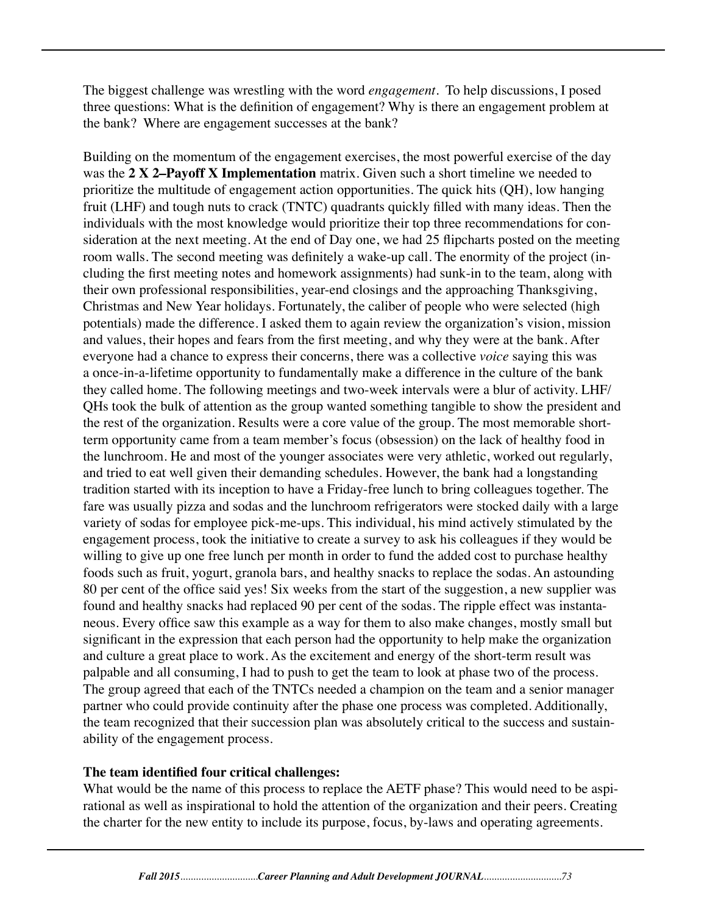The biggest challenge was wrestling with the word *engagement*. To help discussions, I posed three questions: What is the definition of engagement? Why is there an engagement problem at the bank? Where are engagement successes at the bank?

Building on the momentum of the engagement exercises, the most powerful exercise of the day was the **2 X 2–Payoff X Implementation** matrix. Given such a short timeline we needed to prioritize the multitude of engagement action opportunities. The quick hits (QH), low hanging fruit (LHF) and tough nuts to crack (TNTC) quadrants quickly filled with many ideas. Then the individuals with the most knowledge would prioritize their top three recommendations for consideration at the next meeting. At the end of Day one, we had 25 flipcharts posted on the meeting room walls. The second meeting was definitely a wake-up call. The enormity of the project (including the first meeting notes and homework assignments) had sunk-in to the team, along with their own professional responsibilities, year-end closings and the approaching Thanksgiving, Christmas and New Year holidays. Fortunately, the caliber of people who were selected (high potentials) made the difference. I asked them to again review the organization's vision, mission and values, their hopes and fears from the first meeting, and why they were at the bank. After everyone had a chance to express their concerns, there was a collective *voice* saying this was a once-in-a-lifetime opportunity to fundamentally make a difference in the culture of the bank they called home. The following meetings and two-week intervals were a blur of activity. LHF/QHs took the bulk of attention as the group wanted something tangible to show the president and the rest of the organization. Results were a core value of the group. The most memorable short-term opportunity came from a team member's focus (obsession) on the lack of healthy food in the lunchroom. He and most of the younger associates were very athletic, worked out regularly, and tried to eat well given their demanding schedules. However, the bank had a longstanding tradition started with its inception to have a Friday-free lunch to bring colleagues together. The fare was usually pizza and sodas and the lunchroom refrigerators were stocked daily with a large variety of sodas for employee pick-me-ups. This individual, his mind actively stimulated by the engagement process, took the initiative to create a survey to ask his colleagues if they would be willing to give up one free lunch per month in order to fund the added cost to purchase healthy foods such as fruit, yogurt, granola bars, and healthy snacks to replace the sodas. An astounding 80 per cent of the office said yes! Six weeks from the start of the suggestion, a new supplier was found and healthy snacks had replaced 90 per cent of the sodas. The ripple effect was instantaneous. Every office saw this example as a way for them to also make changes, mostly small but significant in the expression that each person had the opportunity to help make the organization and culture a great place to work. As the excitement and energy of the short-term result was palpable and all consuming, I had to push to get the team to look at phase two of the process. The group agreed that each of the TNTCs needed a champion on the team and a senior manager partner who could provide continuity after the phase one process was completed. Additionally, the team recognized that their succession plan was absolutely critical to the success and sustainability of the engagement process.

**The team identified four critical challenges:**

What would be the name of this process to replace the AETF phase? This would need to be aspirational as well as inspirational to hold the attention of the organization and their peers. Creating the charter for the new entity to include its purpose, focus, by-laws and operating agreements.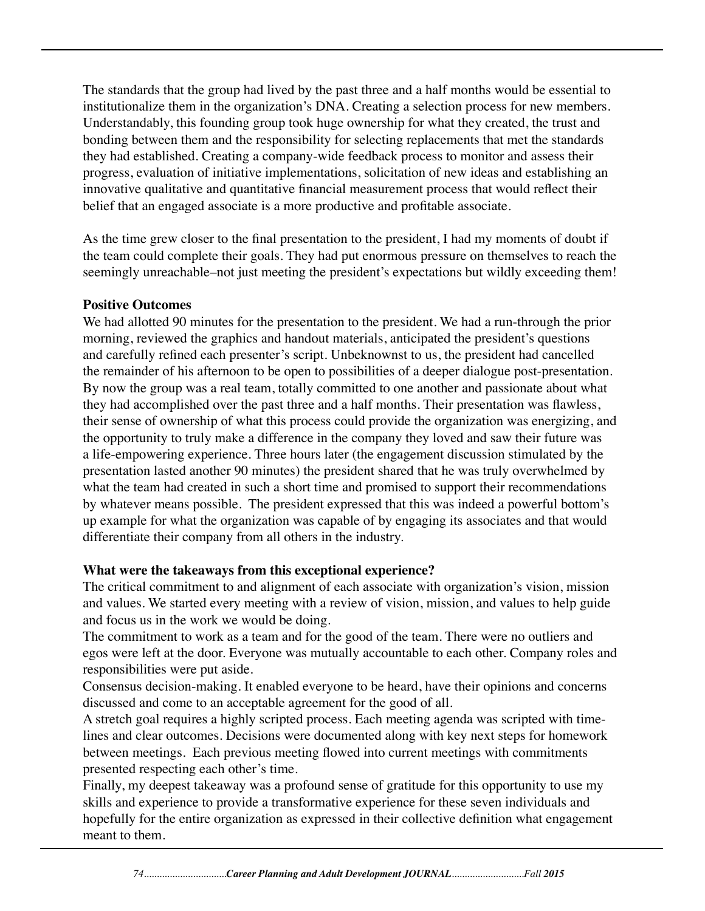The standards that the group had lived by the past three and a half months would be essential to institutionalize them in the organization's DNA. Creating a selection process for new members. Understandably, this founding group took huge ownership for what they created, the trust and bonding between them and the responsibility for selecting replacements that met the standards they had established. Creating a company-wide feedback process to monitor and assess their progress, evaluation of initiative implementations, solicitation of new ideas and establishing an innovative qualitative and quantitative financial measurement process that would reflect their belief that an engaged associate is a more productive and profitable associate.

As the time grew closer to the final presentation to the president, I had my moments of doubt if the team could complete their goals. They had put enormous pressure on themselves to reach the seemingly unreachable–not just meeting the president's expectations but wildly exceeding them!

**Positive Outcomes**

We had allotted 90 minutes for the presentation to the president. We had a run-through the prior morning, reviewed the graphics and handout materials, anticipated the president's questions and carefully refined each presenter's script. Unbeknownst to us, the president had cancelled the remainder of his afternoon to be open to possibilities of a deeper dialogue post-presentation. By now the group was a real team, totally committed to one another and passionate about what they had accomplished over the past three and a half months. Their presentation was flawless, their sense of ownership of what this process could provide the organization was energizing, and the opportunity to truly make a difference in the company they loved and saw their future was a life-empowering experience. Three hours later (the engagement discussion stimulated by the presentation lasted another 90 minutes) the president shared that he was truly overwhelmed by what the team had created in such a short time and promised to support their recommendations by whatever means possible. The president expressed that this was indeed a powerful bottom's up example for what the organization was capable of by engaging its associates and that would differentiate their company from all others in the industry.

**What were the takeaways from this exceptional experience?**

The critical commitment to and alignment of each associate with organization's vision, mission and values. We started every meeting with a review of vision, mission, and values to help guide and focus us in the work we would be doing.

The commitment to work as a team and for the good of the team. There were no outliers and egos were left at the door. Everyone was mutually accountable to each other. Company roles and responsibilities were put aside.

Consensus decision-making. It enabled everyone to be heard, have their opinions and concerns discussed and come to an acceptable agreement for the good of all.

A stretch goal requires a highly scripted process. Each meeting agenda was scripted with timelines and clear outcomes. Decisions were documented along with key next steps for homework between meetings. Each previous meeting flowed into current meetings with commitments presented respecting each other's time.

Finally, my deepest takeaway was a profound sense of gratitude for this opportunity to use my skills and experience to provide a transformative experience for these seven individuals and hopefully for the entire organization as expressed in their collective definition what engagement meant to them.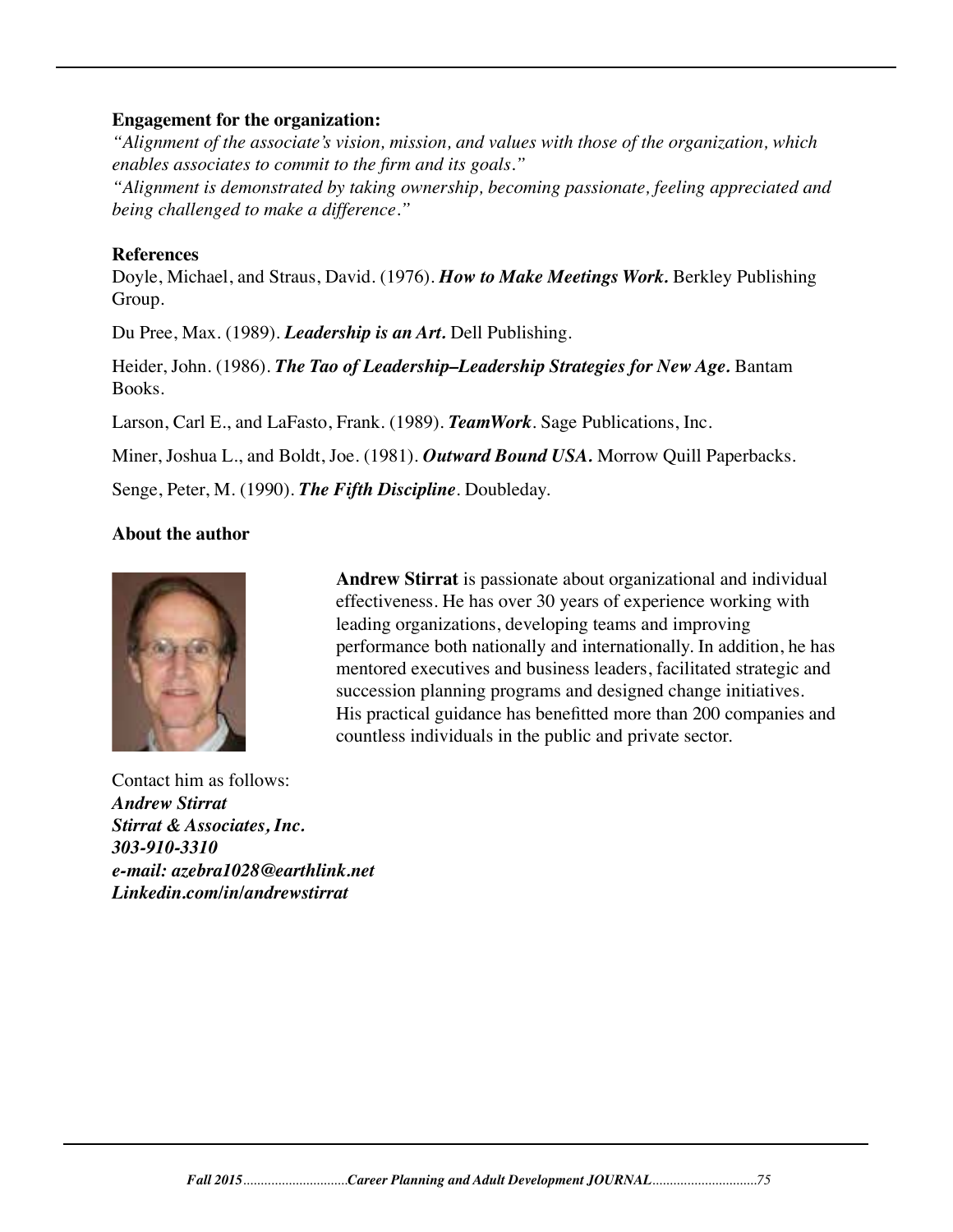**Engagement for the organization:**

*"Alignment of the associate's vision, mission, and values with those of the organization, which enables associates to commit to the firm and its goals."*

*"Alignment is demonstrated by taking ownership, becoming passionate, feeling appreciated and being challenged to make a difference."*

**References**

Doyle, Michael, and Straus, David. (1976). ***How to Make Meetings Work.*** Berkley Publishing Group.

Du Pree, Max. (1989). ***Leadership is an Art.*** Dell Publishing.

Heider, John. (1986). ***The Tao of Leadership–Leadership Strategies for New Age.*** Bantam Books.

Larson, Carl E., and LaFasto, Frank. (1989). ***TeamWork***. Sage Publications, Inc.

Miner, Joshua L., and Boldt, Joe. (1981). ***Outward Bound USA.*** Morrow Quill Paperbacks.

Senge, Peter, M. (1990). ***The Fifth Discipline***. Doubleday.

**About the author**

**Andrew Stirrat** is passionate about organizational and individual effectiveness. He has over 30 years of experience working with leading organizations, developing teams and improving performance both nationally and internationally. In addition, he has mentored executives and business leaders, facilitated strategic and succession planning programs and designed change initiatives. His practical guidance has benefitted more than 200 companies and countless individuals in the public and private sector.

Contact him as follows:
***Andrew Stirrat***
***Stirrat & Associates, Inc.***
***303-910-3310***
***e-mail: azebra1028@earthlink.net***
***Linkedin.com/in/andrewstirrat***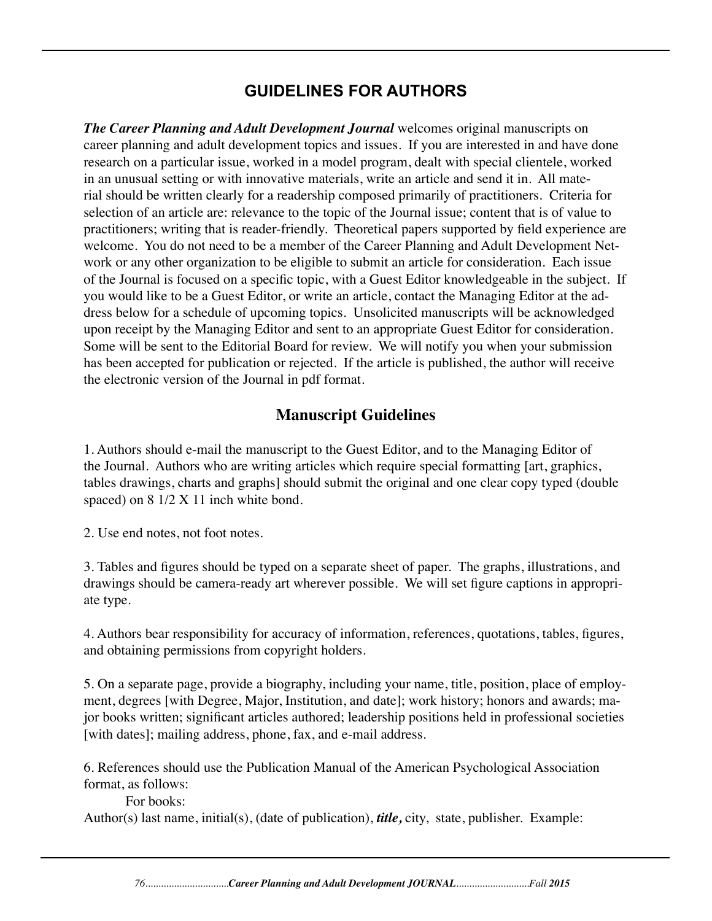# GUIDELINES FOR AUTHORS

***The Career Planning and Adult Development Journal*** welcomes original manuscripts on career planning and adult development topics and issues. If you are interested in and have done research on a particular issue, worked in a model program, dealt with special clientele, worked in an unusual setting or with innovative materials, write an article and send it in. All material should be written clearly for a readership composed primarily of practitioners. Criteria for selection of an article are: relevance to the topic of the Journal issue; content that is of value to practitioners; writing that is reader-friendly. Theoretical papers supported by field experience are welcome. You do not need to be a member of the Career Planning and Adult Development Network or any other organization to be eligible to submit an article for consideration. Each issue of the Journal is focused on a specific topic, with a Guest Editor knowledgeable in the subject. If you would like to be a Guest Editor, or write an article, contact the Managing Editor at the address below for a schedule of upcoming topics. Unsolicited manuscripts will be acknowledged upon receipt by the Managing Editor and sent to an appropriate Guest Editor for consideration. Some will be sent to the Editorial Board for review. We will notify you when your submission has been accepted for publication or rejected. If the article is published, the author will receive the electronic version of the Journal in pdf format.

## Manuscript Guidelines

1. Authors should e-mail the manuscript to the Guest Editor, and to the Managing Editor of the Journal. Authors who are writing articles which require special formatting [art, graphics, tables drawings, charts and graphs] should submit the original and one clear copy typed (double spaced) on 8 1/2 X 11 inch white bond.

2. Use end notes, not foot notes.

3. Tables and figures should be typed on a separate sheet of paper. The graphs, illustrations, and drawings should be camera-ready art wherever possible. We will set figure captions in appropriate type.

4. Authors bear responsibility for accuracy of information, references, quotations, tables, figures, and obtaining permissions from copyright holders.

5. On a separate page, provide a biography, including your name, title, position, place of employment, degrees [with Degree, Major, Institution, and date]; work history; honors and awards; major books written; significant articles authored; leadership positions held in professional societies [with dates]; mailing address, phone, fax, and e-mail address.

6. References should use the Publication Manual of the American Psychological Association format, as follows:

For books:

Author(s) last name, initial(s), (date of publication), ***title,*** city, state, publisher. Example: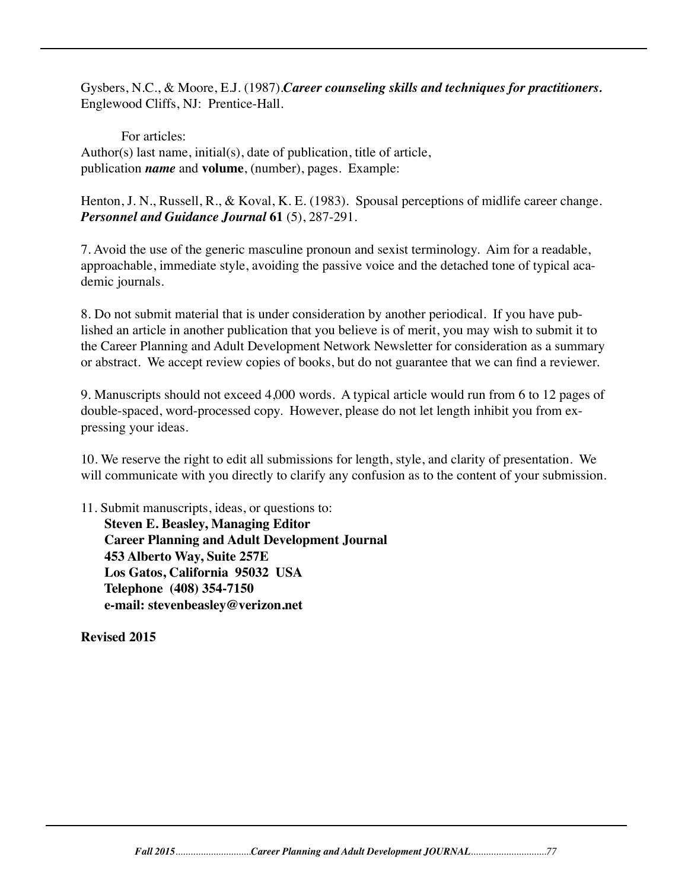Gysbers, N.C., & Moore, E.J. (1987).***Career counseling skills and techniques for practitioners.*** Englewood Cliffs, NJ: Prentice-Hall.

For articles:
Author(s) last name, initial(s), date of publication, title of article, publication ***name*** and **volume**, (number), pages. Example:

Henton, J. N., Russell, R., & Koval, K. E. (1983). Spousal perceptions of midlife career change. ***Personnel and Guidance Journal*** **61** (5), 287-291.

7. Avoid the use of the generic masculine pronoun and sexist terminology. Aim for a readable, approachable, immediate style, avoiding the passive voice and the detached tone of typical academic journals.

8. Do not submit material that is under consideration by another periodical. If you have published an article in another publication that you believe is of merit, you may wish to submit it to the Career Planning and Adult Development Network Newsletter for consideration as a summary or abstract. We accept review copies of books, but do not guarantee that we can find a reviewer.

9. Manuscripts should not exceed 4,000 words. A typical article would run from 6 to 12 pages of double-spaced, word-processed copy. However, please do not let length inhibit you from expressing your ideas.

10. We reserve the right to edit all submissions for length, style, and clarity of presentation. We will communicate with you directly to clarify any confusion as to the content of your submission.

11. Submit manuscripts, ideas, or questions to:
**Steven E. Beasley, Managing Editor**
**Career Planning and Adult Development Journal**
**453 Alberto Way, Suite 257E**
**Los Gatos, California 95032 USA**
**Telephone (408) 354-7150**
**e-mail: stevenbeasley@verizon.net**

**Revised 2015**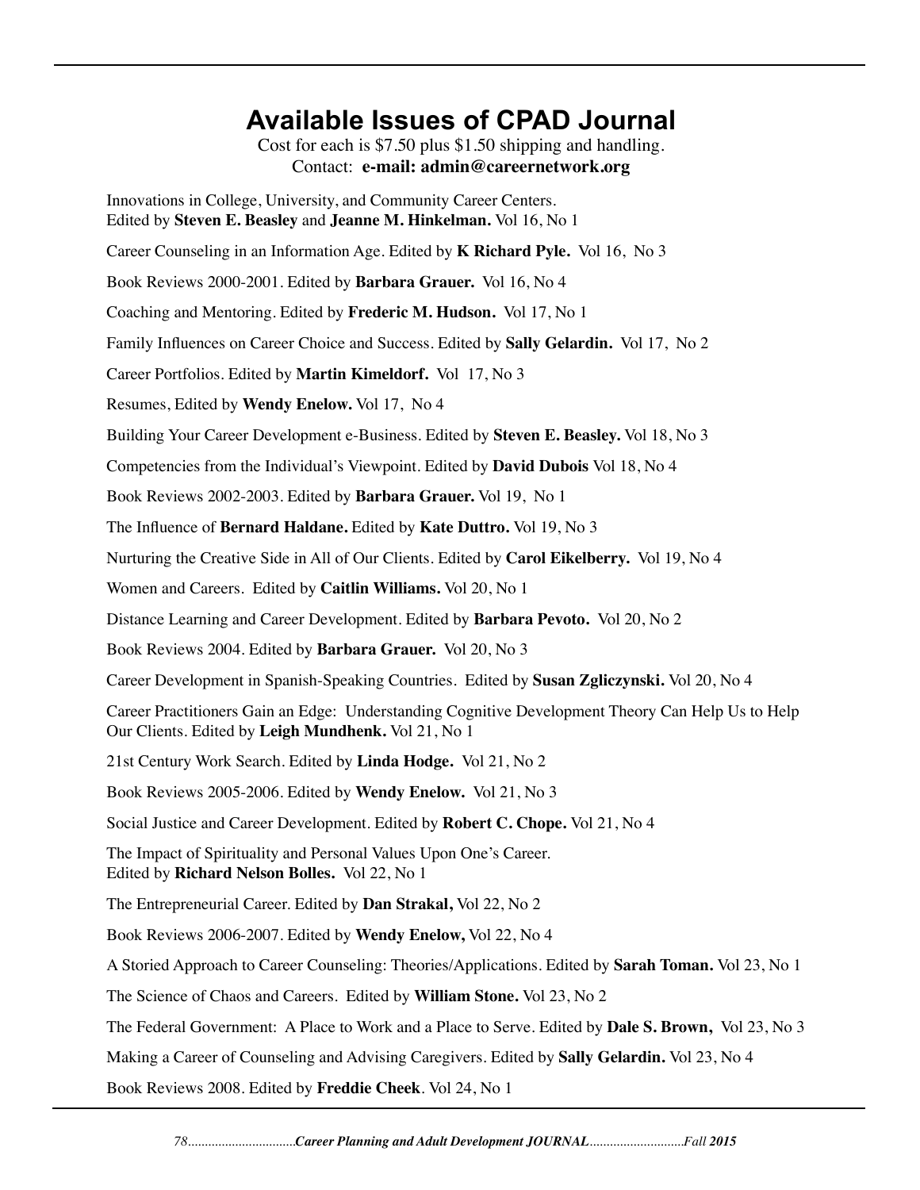# Available Issues of CPAD Journal

Cost for each is $7.50 plus $1.50 shipping and handling.
Contact: **e-mail: admin@careernetwork.org**

Innovations in College, University, and Community Career Centers.
Edited by **Steven E. Beasley** and **Jeanne M. Hinkelman.** Vol 16, No 1

Career Counseling in an Information Age. Edited by **K Richard Pyle.** Vol 16, No 3

Book Reviews 2000-2001. Edited by **Barbara Grauer.** Vol 16, No 4

Coaching and Mentoring. Edited by **Frederic M. Hudson.** Vol 17, No 1

Family Influences on Career Choice and Success. Edited by **Sally Gelardin.** Vol 17, No 2

Career Portfolios. Edited by **Martin Kimeldorf.** Vol 17, No 3

Resumes, Edited by **Wendy Enelow.** Vol 17, No 4

Building Your Career Development e-Business. Edited by **Steven E. Beasley.** Vol 18, No 3

Competencies from the Individual's Viewpoint. Edited by **David Dubois** Vol 18, No 4

Book Reviews 2002-2003. Edited by **Barbara Grauer.** Vol 19, No 1

The Influence of **Bernard Haldane.** Edited by **Kate Duttro.** Vol 19, No 3

Nurturing the Creative Side in All of Our Clients. Edited by **Carol Eikelberry.** Vol 19, No 4

Women and Careers. Edited by **Caitlin Williams.** Vol 20, No 1

Distance Learning and Career Development. Edited by **Barbara Pevoto.** Vol 20, No 2

Book Reviews 2004. Edited by **Barbara Grauer.** Vol 20, No 3

Career Development in Spanish-Speaking Countries. Edited by **Susan Zgliczynski.** Vol 20, No 4

Career Practitioners Gain an Edge: Understanding Cognitive Development Theory Can Help Us to Help Our Clients. Edited by **Leigh Mundhenk.** Vol 21, No 1

21st Century Work Search. Edited by **Linda Hodge.** Vol 21, No 2

Book Reviews 2005-2006. Edited by **Wendy Enelow.** Vol 21, No 3

Social Justice and Career Development. Edited by **Robert C. Chope.** Vol 21, No 4

The Impact of Spirituality and Personal Values Upon One's Career.
Edited by **Richard Nelson Bolles.** Vol 22, No 1

The Entrepreneurial Career. Edited by **Dan Strakal,** Vol 22, No 2

Book Reviews 2006-2007. Edited by **Wendy Enelow,** Vol 22, No 4

A Storied Approach to Career Counseling: Theories/Applications. Edited by **Sarah Toman.** Vol 23, No 1

The Science of Chaos and Careers. Edited by **William Stone.** Vol 23, No 2

The Federal Government: A Place to Work and a Place to Serve. Edited by **Dale S. Brown,** Vol 23, No 3

Making a Career of Counseling and Advising Caregivers. Edited by **Sally Gelardin.** Vol 23, No 4

Book Reviews 2008. Edited by **Freddie Cheek**. Vol 24, No 1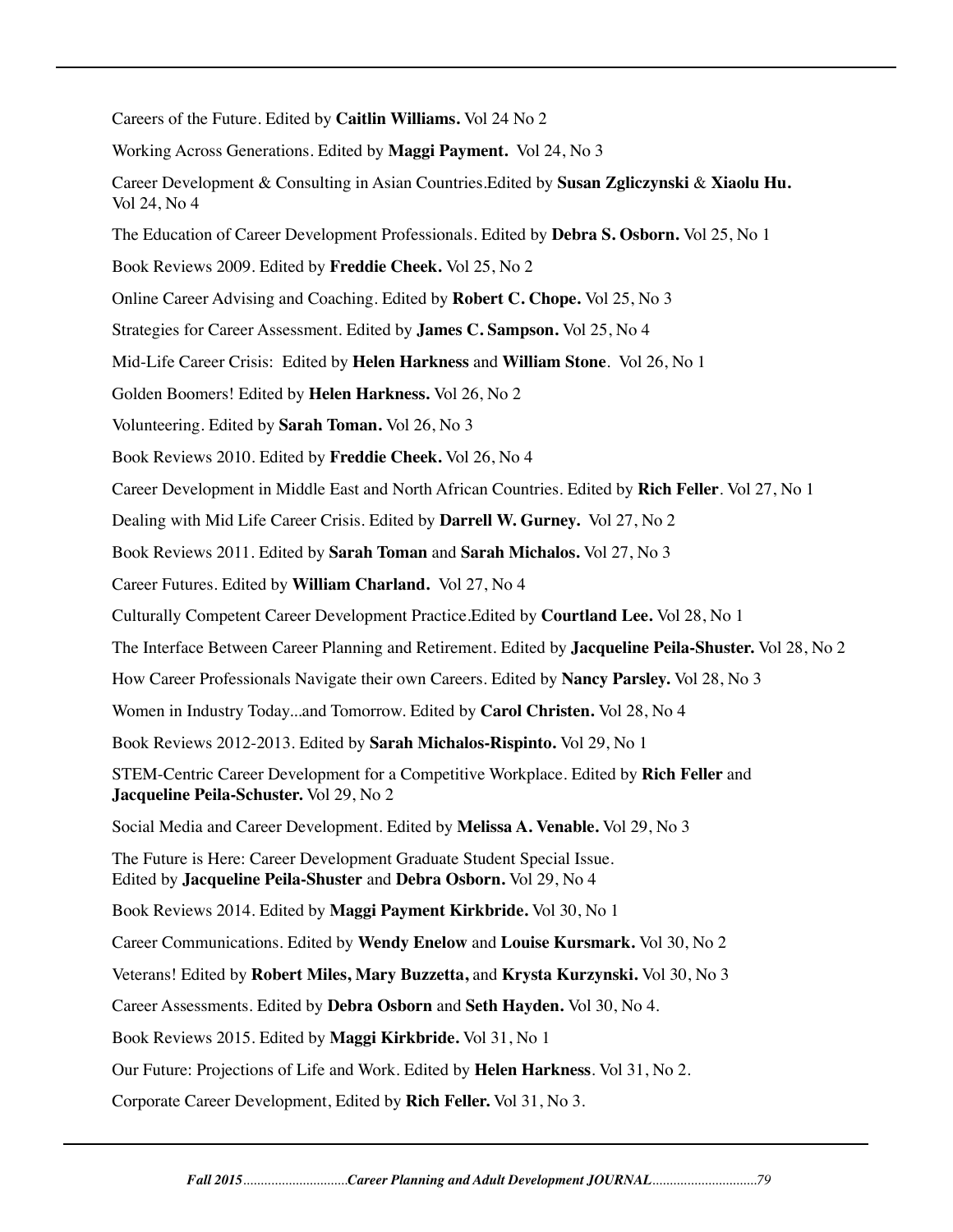Careers of the Future. Edited by **Caitlin Williams.** Vol 24 No 2

Working Across Generations. Edited by **Maggi Payment.** Vol 24, No 3

Career Development & Consulting in Asian Countries.Edited by **Susan Zgliczynski** & **Xiaolu Hu.** Vol 24, No 4

The Education of Career Development Professionals. Edited by **Debra S. Osborn.** Vol 25, No 1

Book Reviews 2009. Edited by **Freddie Cheek.** Vol 25, No 2

Online Career Advising and Coaching. Edited by **Robert C. Chope.** Vol 25, No 3

Strategies for Career Assessment. Edited by **James C. Sampson.** Vol 25, No 4

Mid-Life Career Crisis: Edited by **Helen Harkness** and **William Stone**. Vol 26, No 1

Golden Boomers! Edited by **Helen Harkness.** Vol 26, No 2

Volunteering. Edited by **Sarah Toman.** Vol 26, No 3

Book Reviews 2010. Edited by **Freddie Cheek.** Vol 26, No 4

Career Development in Middle East and North African Countries. Edited by **Rich Feller**. Vol 27, No 1

Dealing with Mid Life Career Crisis. Edited by **Darrell W. Gurney.** Vol 27, No 2

Book Reviews 2011. Edited by **Sarah Toman** and **Sarah Michalos.** Vol 27, No 3

Career Futures. Edited by **William Charland.** Vol 27, No 4

Culturally Competent Career Development Practice.Edited by **Courtland Lee.** Vol 28, No 1

The Interface Between Career Planning and Retirement. Edited by **Jacqueline Peila-Shuster.** Vol 28, No 2

How Career Professionals Navigate their own Careers. Edited by **Nancy Parsley.** Vol 28, No 3

Women in Industry Today...and Tomorrow. Edited by **Carol Christen.** Vol 28, No 4

Book Reviews 2012-2013. Edited by **Sarah Michalos-Rispinto.** Vol 29, No 1

STEM-Centric Career Development for a Competitive Workplace. Edited by **Rich Feller** and **Jacqueline Peila-Schuster.** Vol 29, No 2

Social Media and Career Development. Edited by **Melissa A. Venable.** Vol 29, No 3

The Future is Here: Career Development Graduate Student Special Issue. Edited by **Jacqueline Peila-Shuster** and **Debra Osborn.** Vol 29, No 4

Book Reviews 2014. Edited by **Maggi Payment Kirkbride.** Vol 30, No 1

Career Communications. Edited by **Wendy Enelow** and **Louise Kursmark.** Vol 30, No 2

Veterans! Edited by **Robert Miles, Mary Buzzetta,** and **Krysta Kurzynski.** Vol 30, No 3

Career Assessments. Edited by **Debra Osborn** and **Seth Hayden.** Vol 30, No 4.

Book Reviews 2015. Edited by **Maggi Kirkbride.** Vol 31, No 1

Our Future: Projections of Life and Work. Edited by **Helen Harkness**. Vol 31, No 2.

Corporate Career Development, Edited by **Rich Feller.** Vol 31, No 3.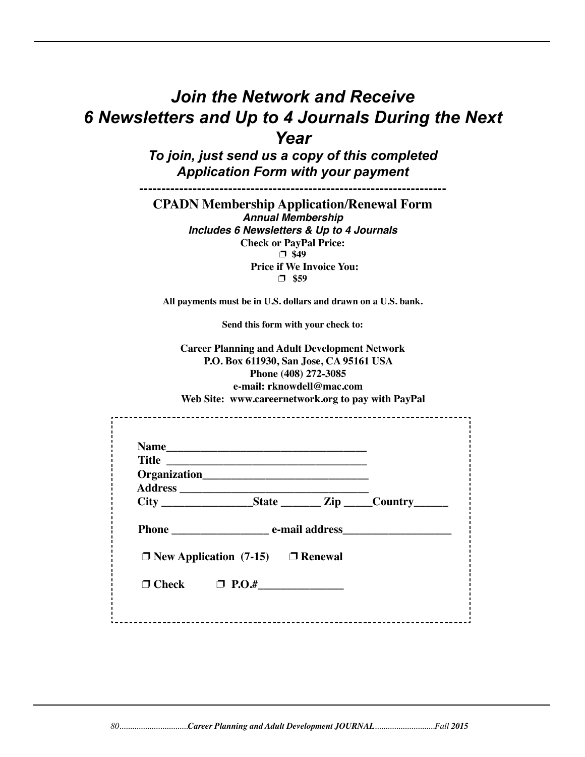# *Join the Network and Receive 6 Newsletters and Up to 4 Journals During the Next Year*

***To join, just send us a copy of this completed Application Form with your payment***

-------------------------------------------------------------------

## CPADN Membership Application/Renewal Form

***Annual Membership***

***Includes 6 Newsletters & Up to 4 Journals***

**Check or PayPal Price:**

❐ **$49**

**Price if We Invoice You:**

❐ **$59**

**All payments must be in U.S. dollars and drawn on a U.S. bank.**

**Send this form with your check to:**

**Career Planning and Adult Development Network**
**P.O. Box 611930, San Jose, CA 95161 USA**
**Phone (408) 272-3085**
**e-mail: rknowdell@mac.com**
**Web Site: www.careernetwork.org to pay with PayPal**

---

**Name**___________________________________

**Title** ___________________________________

**Organization**_____________________________

**Address** ________________________________

**City** ________________**State** _______ **Zip** _____**Country**______

**Phone** _________________ **e-mail address**___________________

❐ **New Application (7-15)** ❐ **Renewal**

❐ **Check** ❐ **P.O.#**_______________